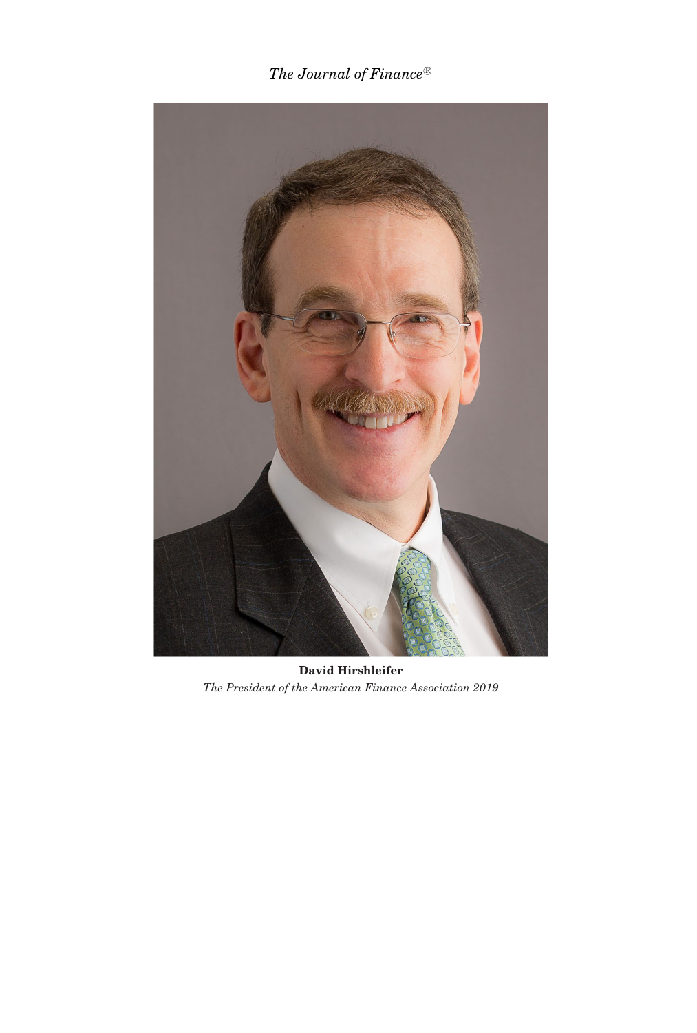*The Journal of Finance*®

**David Hirshleifer**

*The President of the American Finance Association 2019*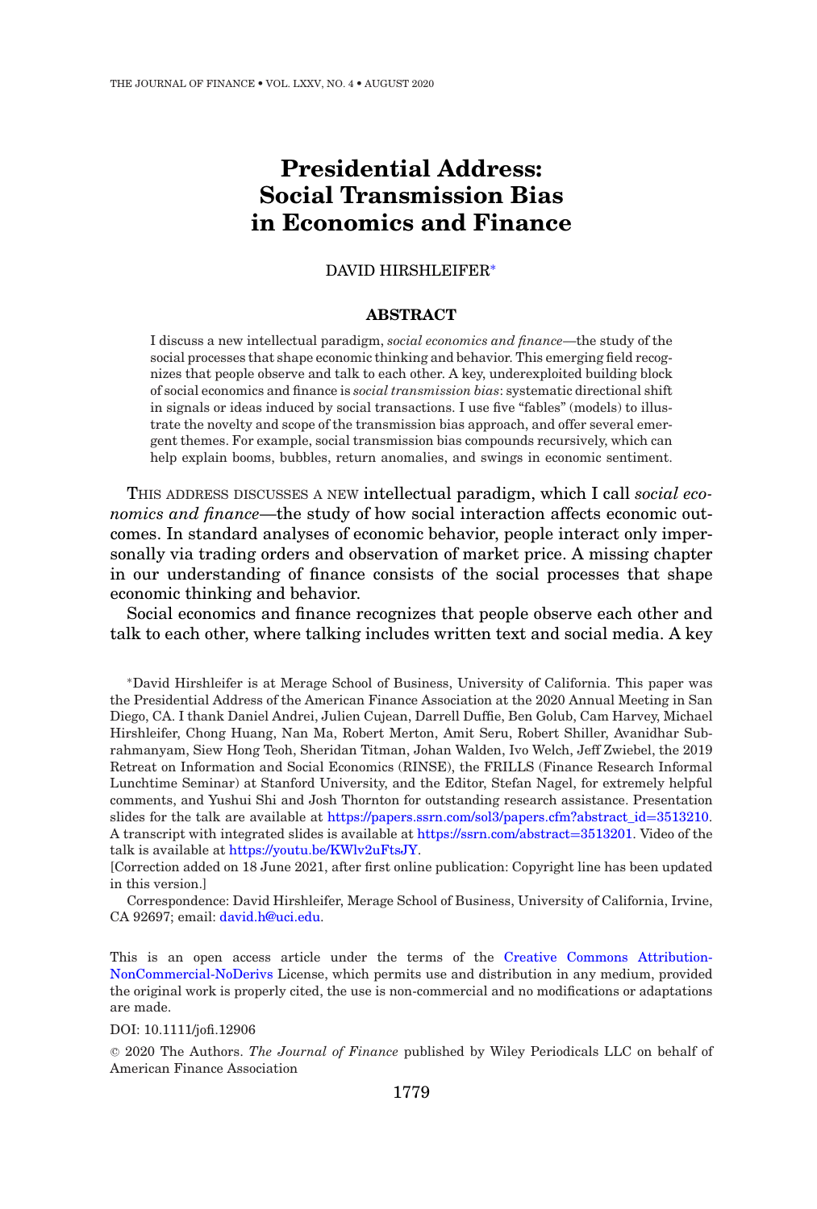# Presidential Address: Social Transmission Bias in Economics and Finance

DAVID HIRSHLEIFER*

## ABSTRACT

I discuss a new intellectual paradigm, *social economics and finance*—the study of the social processes that shape economic thinking and behavior. This emerging field recognizes that people observe and talk to each other. A key, underexploited building block of social economics and finance is *social transmission bias*: systematic directional shift in signals or ideas induced by social transactions. I use five "fables" (models) to illustrate the novelty and scope of the transmission bias approach, and offer several emergent themes. For example, social transmission bias compounds recursively, which can help explain booms, bubbles, return anomalies, and swings in economic sentiment.

THIS ADDRESS DISCUSSES A NEW intellectual paradigm, which I call *social economics and finance*—the study of how social interaction affects economic outcomes. In standard analyses of economic behavior, people interact only impersonally via trading orders and observation of market price. A missing chapter in our understanding of finance consists of the social processes that shape economic thinking and behavior.

Social economics and finance recognizes that people observe each other and talk to each other, where talking includes written text and social media. A key

*David Hirshleifer is at Merage School of Business, University of California. This paper was the Presidential Address of the American Finance Association at the 2020 Annual Meeting in San Diego, CA. I thank Daniel Andrei, Julien Cujean, Darrell Duffie, Ben Golub, Cam Harvey, Michael Hirshleifer, Chong Huang, Nan Ma, Robert Merton, Amit Seru, Robert Shiller, Avanidhar Subrahmanyam, Siew Hong Teoh, Sheridan Titman, Johan Walden, Ivo Welch, Jeff Zwiebel, the 2019 Retreat on Information and Social Economics (RINSE), the FRILLS (Finance Research Informal Lunchtime Seminar) at Stanford University, and the Editor, Stefan Nagel, for extremely helpful comments, and Yushui Shi and Josh Thornton for outstanding research assistance. Presentation slides for the talk are available at https://papers.ssrn.com/sol3/papers.cfm?abstract_id=3513210. A transcript with integrated slides is available at https://ssrn.com/abstract=3513201. Video of the talk is available at https://youtu.be/KWlv2uFtsJY.

[Correction added on 18 June 2021, after first online publication: Copyright line has been updated in this version.]

Correspondence: David Hirshleifer, Merage School of Business, University of California, Irvine, CA 92697; email: david.h@uci.edu.

This is an open access article under the terms of the Creative Commons Attribution-NonCommercial-NoDerivs License, which permits use and distribution in any medium, provided the original work is properly cited, the use is non-commercial and no modifications or adaptations are made.

DOI: 10.1111/jofi.12906

© 2020 The Authors. *The Journal of Finance* published by Wiley Periodicals LLC on behalf of American Finance Association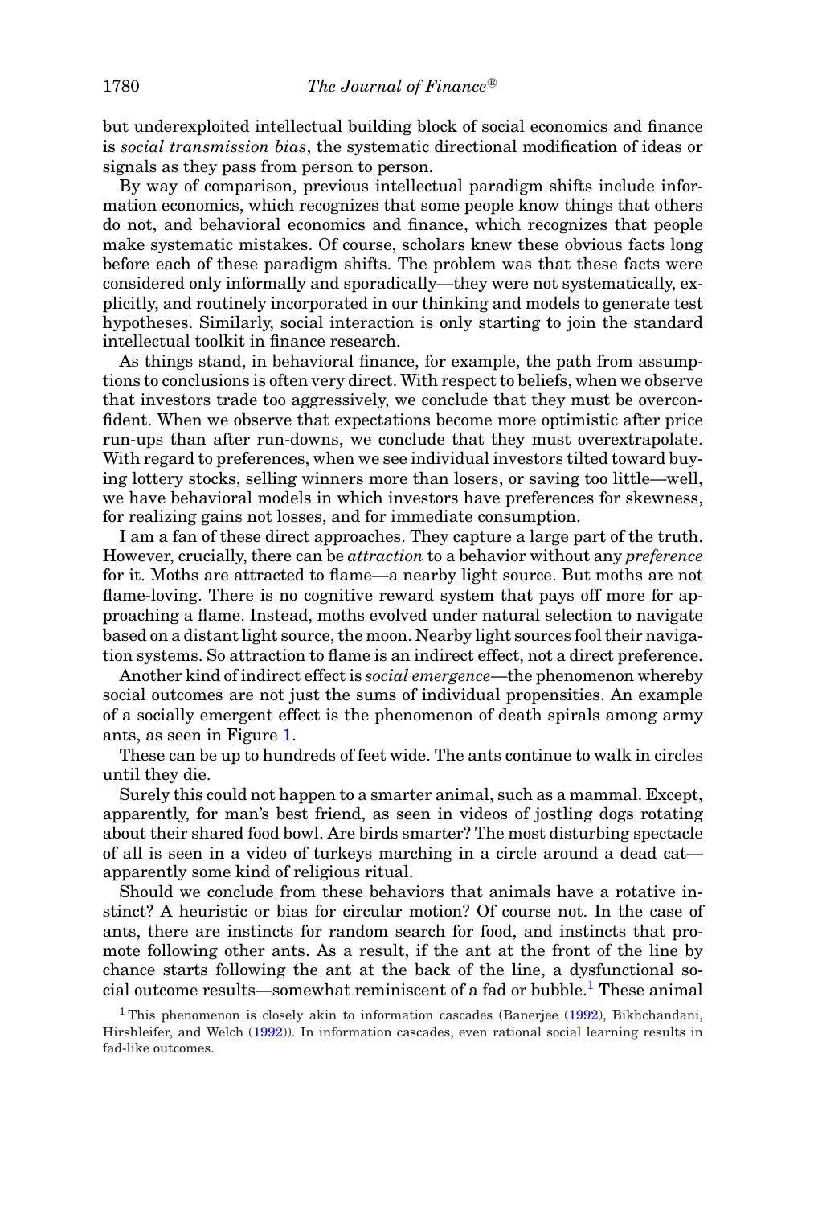but underexploited intellectual building block of social economics and finance is *social transmission bias*, the systematic directional modification of ideas or signals as they pass from person to person.

By way of comparison, previous intellectual paradigm shifts include information economics, which recognizes that some people know things that others do not, and behavioral economics and finance, which recognizes that people make systematic mistakes. Of course, scholars knew these obvious facts long before each of these paradigm shifts. The problem was that these facts were considered only informally and sporadically—they were not systematically, explicitly, and routinely incorporated in our thinking and models to generate test hypotheses. Similarly, social interaction is only starting to join the standard intellectual toolkit in finance research.

As things stand, in behavioral finance, for example, the path from assumptions to conclusions is often very direct. With respect to beliefs, when we observe that investors trade too aggressively, we conclude that they must be overconfident. When we observe that expectations become more optimistic after price run-ups than after run-downs, we conclude that they must overextrapolate. With regard to preferences, when we see individual investors tilted toward buying lottery stocks, selling winners more than losers, or saving too little—well, we have behavioral models in which investors have preferences for skewness, for realizing gains not losses, and for immediate consumption.

I am a fan of these direct approaches. They capture a large part of the truth. However, crucially, there can be *attraction* to a behavior without any *preference* for it. Moths are attracted to flame—a nearby light source. But moths are not flame-loving. There is no cognitive reward system that pays off more for approaching a flame. Instead, moths evolved under natural selection to navigate based on a distant light source, the moon. Nearby light sources fool their navigation systems. So attraction to flame is an indirect effect, not a direct preference.

Another kind of indirect effect is *social emergence*—the phenomenon whereby social outcomes are not just the sums of individual propensities. An example of a socially emergent effect is the phenomenon of death spirals among army ants, as seen in Figure 1.

These can be up to hundreds of feet wide. The ants continue to walk in circles until they die.

Surely this could not happen to a smarter animal, such as a mammal. Except, apparently, for man's best friend, as seen in videos of jostling dogs rotating about their shared food bowl. Are birds smarter? The most disturbing spectacle of all is seen in a video of turkeys marching in a circle around a dead cat—apparently some kind of religious ritual.

Should we conclude from these behaviors that animals have a rotative instinct? A heuristic or bias for circular motion? Of course not. In the case of ants, there are instincts for random search for food, and instincts that promote following other ants. As a result, if the ant at the front of the line by chance starts following the ant at the back of the line, a dysfunctional social outcome results—somewhat reminiscent of a fad or bubble.[1] These animal

[1] This phenomenon is closely akin to information cascades (Banerjee (1992), Bikhchandani, Hirshleifer, and Welch (1992)). In information cascades, even rational social learning results in fad-like outcomes.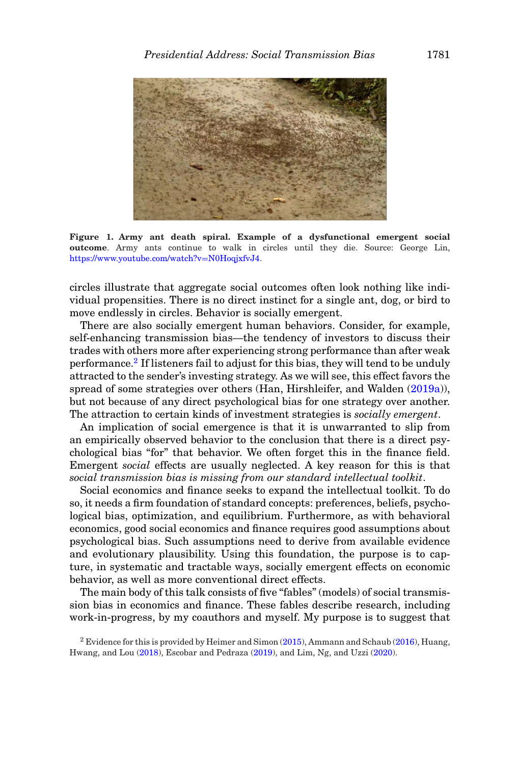**Figure 1. Army ant death spiral. Example of a dysfunctional emergent social outcome**. Army ants continue to walk in circles until they die. Source: George Lin, https://www.youtube.com/watch?v=N0HoqjxfvJ4.

circles illustrate that aggregate social outcomes often look nothing like individual propensities. There is no direct instinct for a single ant, dog, or bird to move endlessly in circles. Behavior is socially emergent.

There are also socially emergent human behaviors. Consider, for example, self-enhancing transmission bias—the tendency of investors to discuss their trades with others more after experiencing strong performance than after weak performance.[2] If listeners fail to adjust for this bias, they will tend to be unduly attracted to the sender's investing strategy. As we will see, this effect favors the spread of some strategies over others (Han, Hirshleifer, and Walden (2019a)), but not because of any direct psychological bias for one strategy over another. The attraction to certain kinds of investment strategies is *socially emergent*.

An implication of social emergence is that it is unwarranted to slip from an empirically observed behavior to the conclusion that there is a direct psychological bias "for" that behavior. We often forget this in the finance field. Emergent *social* effects are usually neglected. A key reason for this is that *social transmission bias is missing from our standard intellectual toolkit*.

Social economics and finance seeks to expand the intellectual toolkit. To do so, it needs a firm foundation of standard concepts: preferences, beliefs, psychological bias, optimization, and equilibrium. Furthermore, as with behavioral economics, good social economics and finance requires good assumptions about psychological bias. Such assumptions need to derive from available evidence and evolutionary plausibility. Using this foundation, the purpose is to capture, in systematic and tractable ways, socially emergent effects on economic behavior, as well as more conventional direct effects.

The main body of this talk consists of five "fables" (models) of social transmission bias in economics and finance. These fables describe research, including work-in-progress, by my coauthors and myself. My purpose is to suggest that

[2] Evidence for this is provided by Heimer and Simon (2015), Ammann and Schaub (2016), Huang, Hwang, and Lou (2018), Escobar and Pedraza (2019), and Lim, Ng, and Uzzi (2020).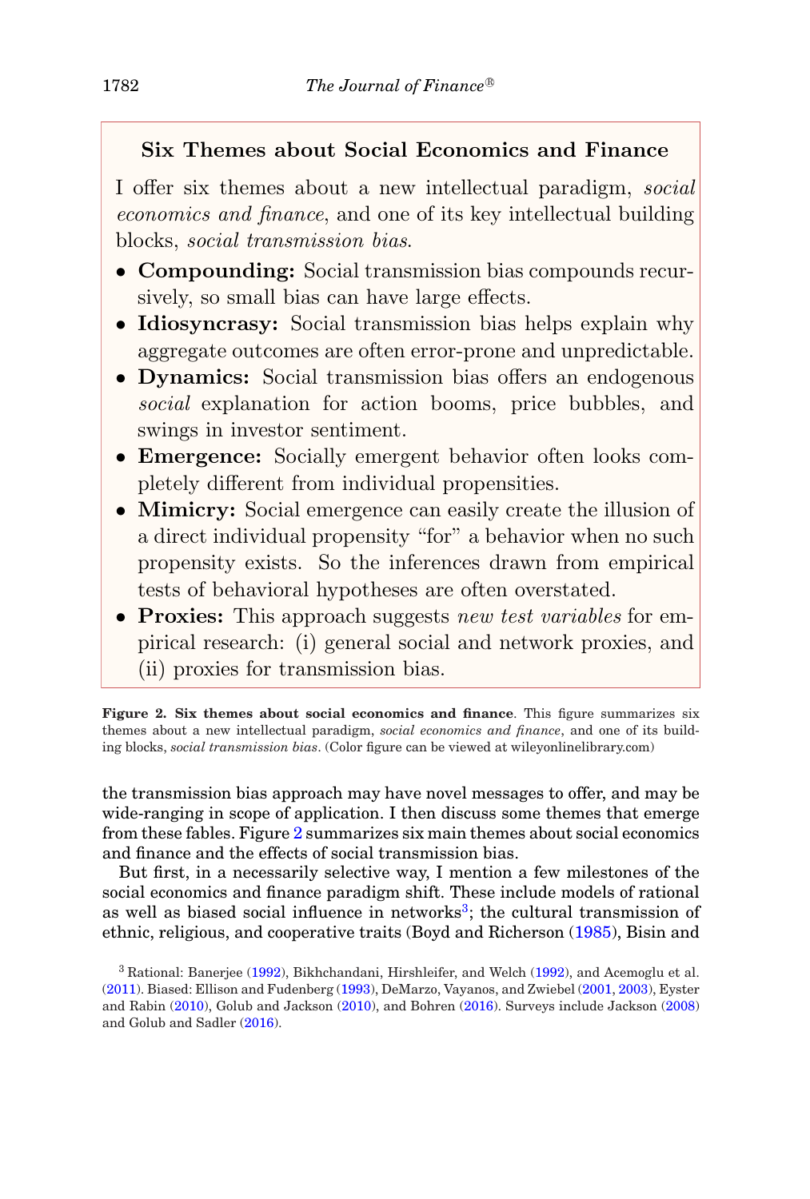**Six Themes about Social Economics and Finance**

I offer six themes about a new intellectual paradigm, *social economics and finance*, and one of its key intellectual building blocks, *social transmission bias.*

- **Compounding:** Social transmission bias compounds recursively, so small bias can have large effects.
- **Idiosyncrasy:** Social transmission bias helps explain why aggregate outcomes are often error-prone and unpredictable.
- **Dynamics:** Social transmission bias offers an endogenous *social* explanation for action booms, price bubbles, and swings in investor sentiment.
- **Emergence:** Socially emergent behavior often looks completely different from individual propensities.
- **Mimicry:** Social emergence can easily create the illusion of a direct individual propensity "for" a behavior when no such propensity exists. So the inferences drawn from empirical tests of behavioral hypotheses are often overstated.
- **Proxies:** This approach suggests *new test variables* for empirical research: (i) general social and network proxies, and (ii) proxies for transmission bias.

**Figure 2. Six themes about social economics and finance**. This figure summarizes six themes about a new intellectual paradigm, *social economics and finance*, and one of its building blocks, *social transmission bias*. (Color figure can be viewed at wileyonlinelibrary.com)

the transmission bias approach may have novel messages to offer, and may be wide-ranging in scope of application. I then discuss some themes that emerge from these fables. Figure 2 summarizes six main themes about social economics and finance and the effects of social transmission bias.

But first, in a necessarily selective way, I mention a few milestones of the social economics and finance paradigm shift. These include models of rational as well as biased social influence in networks[3]; the cultural transmission of ethnic, religious, and cooperative traits (Boyd and Richerson (1985), Bisin and

[3] Rational: Banerjee (1992), Bikhchandani, Hirshleifer, and Welch (1992), and Acemoglu et al. (2011). Biased: Ellison and Fudenberg (1993), DeMarzo, Vayanos, and Zwiebel (2001, 2003), Eyster and Rabin (2010), Golub and Jackson (2010), and Bohren (2016). Surveys include Jackson (2008) and Golub and Sadler (2016).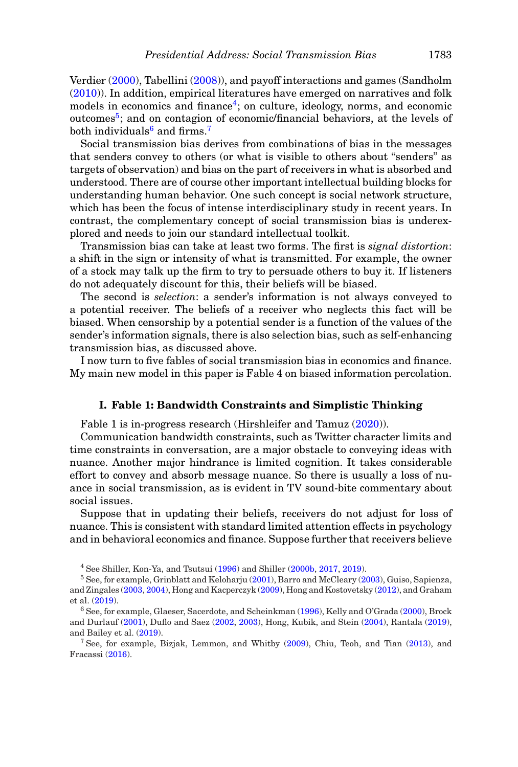Verdier (2000), Tabellini (2008)), and payoff interactions and games (Sandholm (2010)). In addition, empirical literatures have emerged on narratives and folk models in economics and finance[4]; on culture, ideology, norms, and economic outcomes[5]; and on contagion of economic/financial behaviors, at the levels of both individuals[6] and firms.[7]

Social transmission bias derives from combinations of bias in the messages that senders convey to others (or what is visible to others about "senders" as targets of observation) and bias on the part of receivers in what is absorbed and understood. There are of course other important intellectual building blocks for understanding human behavior. One such concept is social network structure, which has been the focus of intense interdisciplinary study in recent years. In contrast, the complementary concept of social transmission bias is underexplored and needs to join our standard intellectual toolkit.

Transmission bias can take at least two forms. The first is *signal distortion*: a shift in the sign or intensity of what is transmitted. For example, the owner of a stock may talk up the firm to try to persuade others to buy it. If listeners do not adequately discount for this, their beliefs will be biased.

The second is *selection*: a sender's information is not always conveyed to a potential receiver. The beliefs of a receiver who neglects this fact will be biased. When censorship by a potential sender is a function of the values of the sender's information signals, there is also selection bias, such as self-enhancing transmission bias, as discussed above.

I now turn to five fables of social transmission bias in economics and finance. My main new model in this paper is Fable 4 on biased information percolation.

## I. Fable 1: Bandwidth Constraints and Simplistic Thinking

Fable 1 is in-progress research (Hirshleifer and Tamuz (2020)).

Communication bandwidth constraints, such as Twitter character limits and time constraints in conversation, are a major obstacle to conveying ideas with nuance. Another major hindrance is limited cognition. It takes considerable effort to convey and absorb message nuance. So there is usually a loss of nuance in social transmission, as is evident in TV sound-bite commentary about social issues.

Suppose that in updating their beliefs, receivers do not adjust for loss of nuance. This is consistent with standard limited attention effects in psychology and in behavioral economics and finance. Suppose further that receivers believe

---

[4] See Shiller, Kon-Ya, and Tsutsui (1996) and Shiller (2000b, 2017, 2019).

[5] See, for example, Grinblatt and Keloharju (2001), Barro and McCleary (2003), Guiso, Sapienza, and Zingales (2003, 2004), Hong and Kacperczyk (2009), Hong and Kostovetsky (2012), and Graham et al. (2019).

[6] See, for example, Glaeser, Sacerdote, and Scheinkman (1996), Kelly and O'Grada (2000), Brock and Durlauf (2001), Duflo and Saez (2002, 2003), Hong, Kubik, and Stein (2004), Rantala (2019), and Bailey et al. (2019).

[7] See, for example, Bizjak, Lemmon, and Whitby (2009), Chiu, Teoh, and Tian (2013), and Fracassi (2016).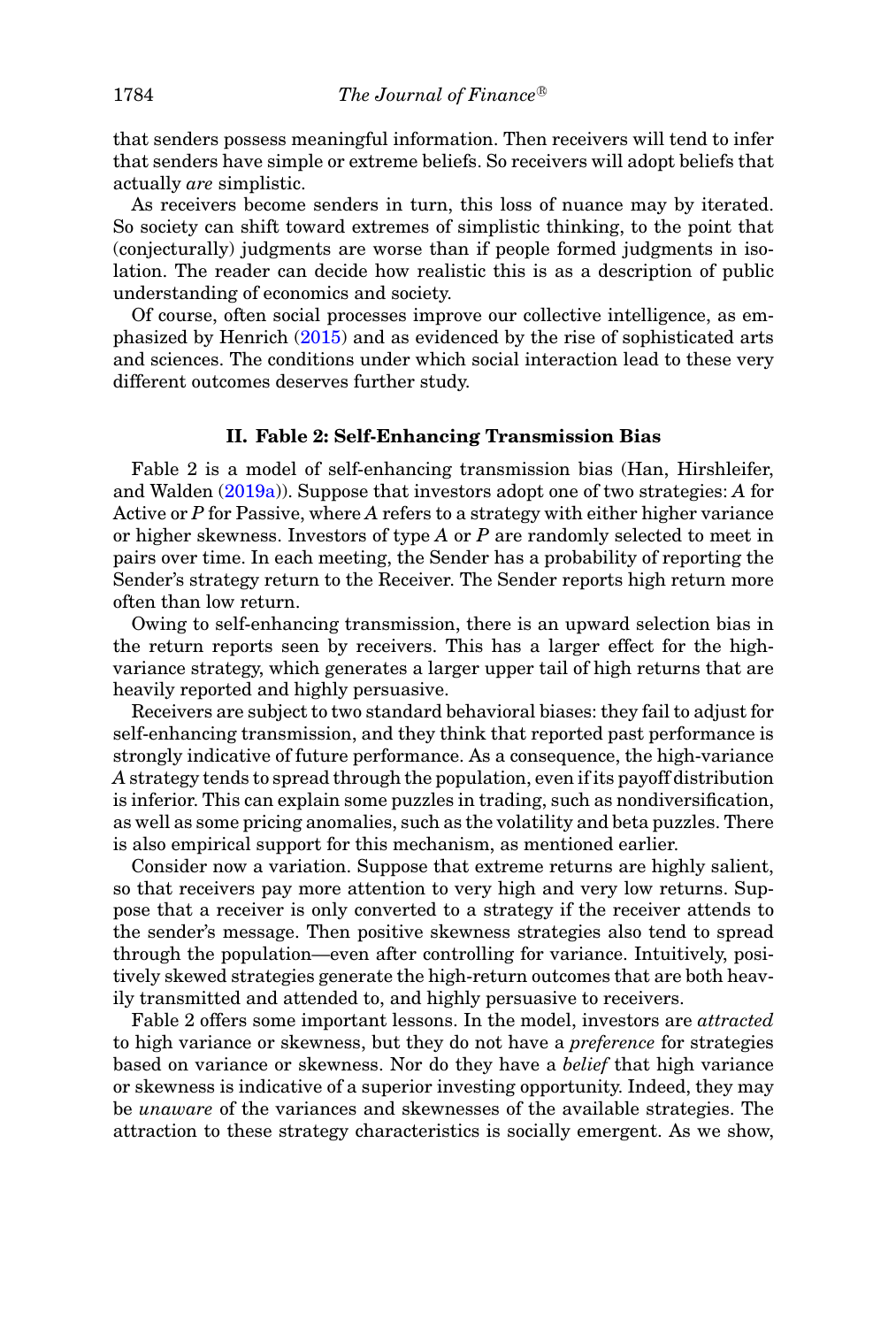that senders possess meaningful information. Then receivers will tend to infer that senders have simple or extreme beliefs. So receivers will adopt beliefs that actually *are* simplistic.

As receivers become senders in turn, this loss of nuance may by iterated. So society can shift toward extremes of simplistic thinking, to the point that (conjecturally) judgments are worse than if people formed judgments in isolation. The reader can decide how realistic this is as a description of public understanding of economics and society.

Of course, often social processes improve our collective intelligence, as emphasized by Henrich (2015) and as evidenced by the rise of sophisticated arts and sciences. The conditions under which social interaction lead to these very different outcomes deserves further study.

## II. Fable 2: Self-Enhancing Transmission Bias

Fable 2 is a model of self-enhancing transmission bias (Han, Hirshleifer, and Walden (2019a)). Suppose that investors adopt one of two strategies: *A* for Active or *P* for Passive, where *A* refers to a strategy with either higher variance or higher skewness. Investors of type *A* or *P* are randomly selected to meet in pairs over time. In each meeting, the Sender has a probability of reporting the Sender's strategy return to the Receiver. The Sender reports high return more often than low return.

Owing to self-enhancing transmission, there is an upward selection bias in the return reports seen by receivers. This has a larger effect for the high-variance strategy, which generates a larger upper tail of high returns that are heavily reported and highly persuasive.

Receivers are subject to two standard behavioral biases: they fail to adjust for self-enhancing transmission, and they think that reported past performance is strongly indicative of future performance. As a consequence, the high-variance *A* strategy tends to spread through the population, even if its payoff distribution is inferior. This can explain some puzzles in trading, such as nondiversification, as well as some pricing anomalies, such as the volatility and beta puzzles. There is also empirical support for this mechanism, as mentioned earlier.

Consider now a variation. Suppose that extreme returns are highly salient, so that receivers pay more attention to very high and very low returns. Suppose that a receiver is only converted to a strategy if the receiver attends to the sender's message. Then positive skewness strategies also tend to spread through the population—even after controlling for variance. Intuitively, positively skewed strategies generate the high-return outcomes that are both heavily transmitted and attended to, and highly persuasive to receivers.

Fable 2 offers some important lessons. In the model, investors are *attracted* to high variance or skewness, but they do not have a *preference* for strategies based on variance or skewness. Nor do they have a *belief* that high variance or skewness is indicative of a superior investing opportunity. Indeed, they may be *unaware* of the variances and skewnesses of the available strategies. The attraction to these strategy characteristics is socially emergent. As we show,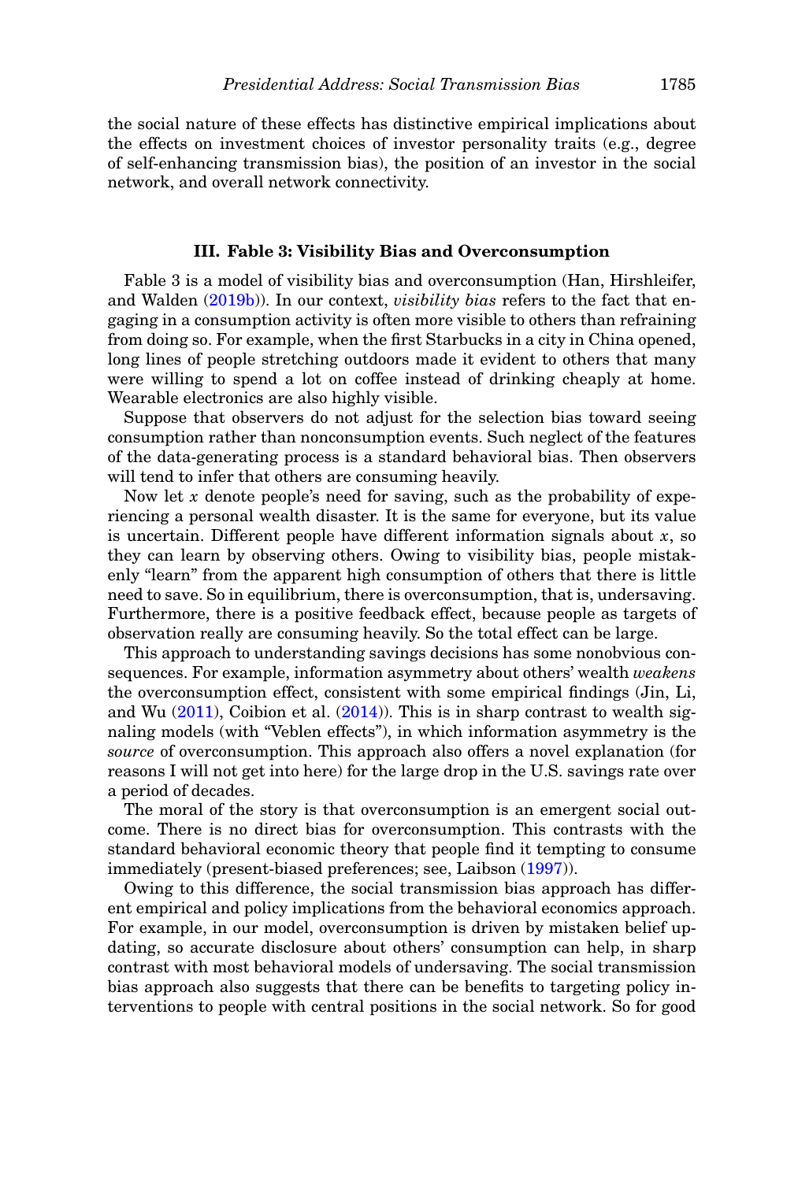the social nature of these effects has distinctive empirical implications about the effects on investment choices of investor personality traits (e.g., degree of self-enhancing transmission bias), the position of an investor in the social network, and overall network connectivity.

## III. Fable 3: Visibility Bias and Overconsumption

Fable 3 is a model of visibility bias and overconsumption (Han, Hirshleifer, and Walden (2019b)). In our context, *visibility bias* refers to the fact that engaging in a consumption activity is often more visible to others than refraining from doing so. For example, when the first Starbucks in a city in China opened, long lines of people stretching outdoors made it evident to others that many were willing to spend a lot on coffee instead of drinking cheaply at home. Wearable electronics are also highly visible.

Suppose that observers do not adjust for the selection bias toward seeing consumption rather than nonconsumption events. Such neglect of the features of the data-generating process is a standard behavioral bias. Then observers will tend to infer that others are consuming heavily.

Now let $x$ denote people's need for saving, such as the probability of experiencing a personal wealth disaster. It is the same for everyone, but its value is uncertain. Different people have different information signals about $x$, so they can learn by observing others. Owing to visibility bias, people mistakenly "learn" from the apparent high consumption of others that there is little need to save. So in equilibrium, there is overconsumption, that is, undersaving. Furthermore, there is a positive feedback effect, because people as targets of observation really are consuming heavily. So the total effect can be large.

This approach to understanding savings decisions has some nonobvious consequences. For example, information asymmetry about others' wealth *weakens* the overconsumption effect, consistent with some empirical findings (Jin, Li, and Wu (2011), Coibion et al. (2014)). This is in sharp contrast to wealth signaling models (with "Veblen effects"), in which information asymmetry is the *source* of overconsumption. This approach also offers a novel explanation (for reasons I will not get into here) for the large drop in the U.S. savings rate over a period of decades.

The moral of the story is that overconsumption is an emergent social outcome. There is no direct bias for overconsumption. This contrasts with the standard behavioral economic theory that people find it tempting to consume immediately (present-biased preferences; see, Laibson (1997)).

Owing to this difference, the social transmission bias approach has different empirical and policy implications from the behavioral economics approach. For example, in our model, overconsumption is driven by mistaken belief updating, so accurate disclosure about others' consumption can help, in sharp contrast with most behavioral models of undersaving. The social transmission bias approach also suggests that there can be benefits to targeting policy interventions to people with central positions in the social network. So for good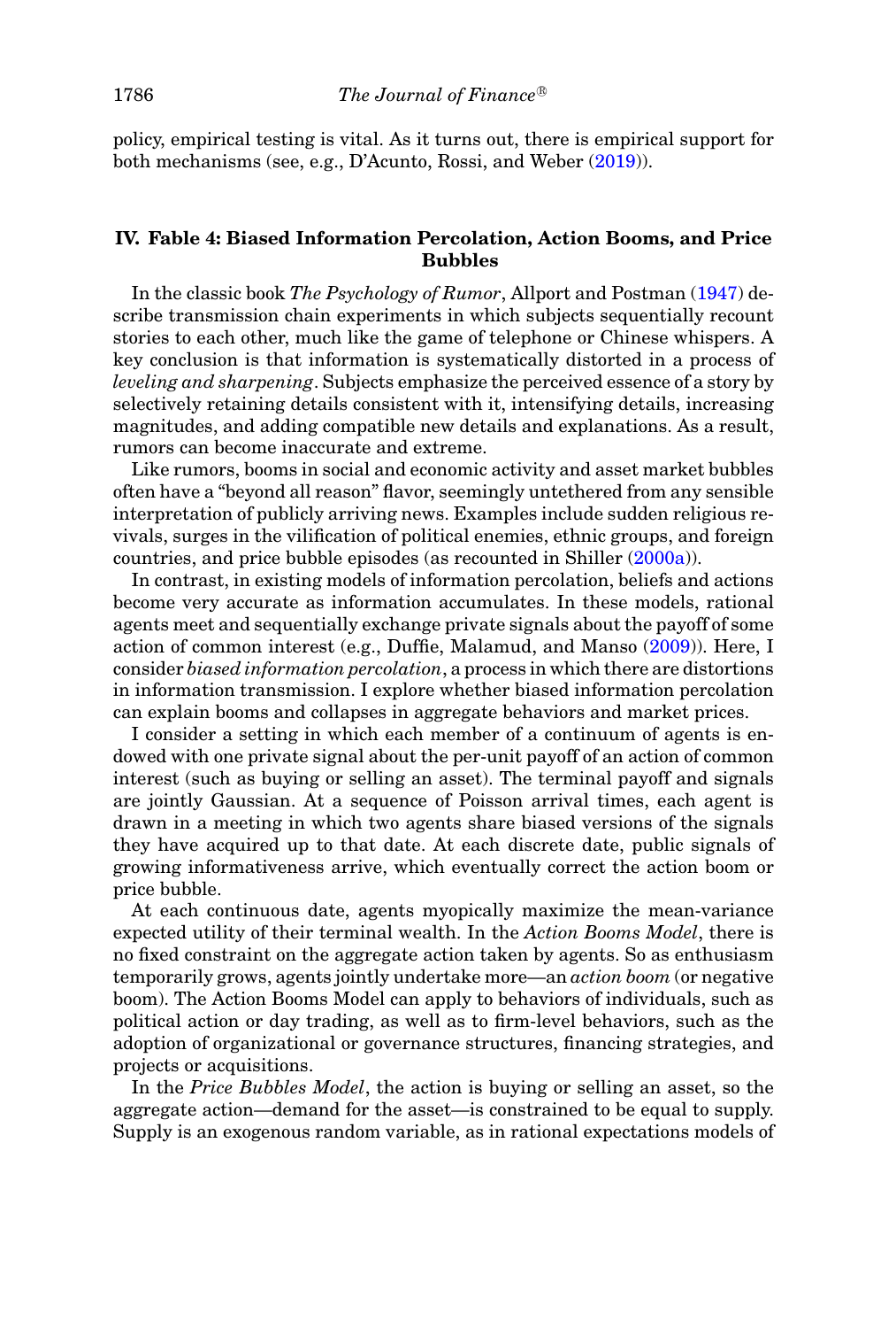policy, empirical testing is vital. As it turns out, there is empirical support for both mechanisms (see, e.g., D'Acunto, Rossi, and Weber (2019)).

## IV. Fable 4: Biased Information Percolation, Action Booms, and Price Bubbles

In the classic book *The Psychology of Rumor*, Allport and Postman (1947) describe transmission chain experiments in which subjects sequentially recount stories to each other, much like the game of telephone or Chinese whispers. A key conclusion is that information is systematically distorted in a process of *leveling and sharpening*. Subjects emphasize the perceived essence of a story by selectively retaining details consistent with it, intensifying details, increasing magnitudes, and adding compatible new details and explanations. As a result, rumors can become inaccurate and extreme.

Like rumors, booms in social and economic activity and asset market bubbles often have a "beyond all reason" flavor, seemingly untethered from any sensible interpretation of publicly arriving news. Examples include sudden religious revivals, surges in the vilification of political enemies, ethnic groups, and foreign countries, and price bubble episodes (as recounted in Shiller (2000a)).

In contrast, in existing models of information percolation, beliefs and actions become very accurate as information accumulates. In these models, rational agents meet and sequentially exchange private signals about the payoff of some action of common interest (e.g., Duffie, Malamud, and Manso (2009)). Here, I consider *biased information percolation*, a process in which there are distortions in information transmission. I explore whether biased information percolation can explain booms and collapses in aggregate behaviors and market prices.

I consider a setting in which each member of a continuum of agents is endowed with one private signal about the per-unit payoff of an action of common interest (such as buying or selling an asset). The terminal payoff and signals are jointly Gaussian. At a sequence of Poisson arrival times, each agent is drawn in a meeting in which two agents share biased versions of the signals they have acquired up to that date. At each discrete date, public signals of growing informativeness arrive, which eventually correct the action boom or price bubble.

At each continuous date, agents myopically maximize the mean-variance expected utility of their terminal wealth. In the *Action Booms Model*, there is no fixed constraint on the aggregate action taken by agents. So as enthusiasm temporarily grows, agents jointly undertake more—an *action boom* (or negative boom). The Action Booms Model can apply to behaviors of individuals, such as political action or day trading, as well as to firm-level behaviors, such as the adoption of organizational or governance structures, financing strategies, and projects or acquisitions.

In the *Price Bubbles Model*, the action is buying or selling an asset, so the aggregate action—demand for the asset—is constrained to be equal to supply. Supply is an exogenous random variable, as in rational expectations models of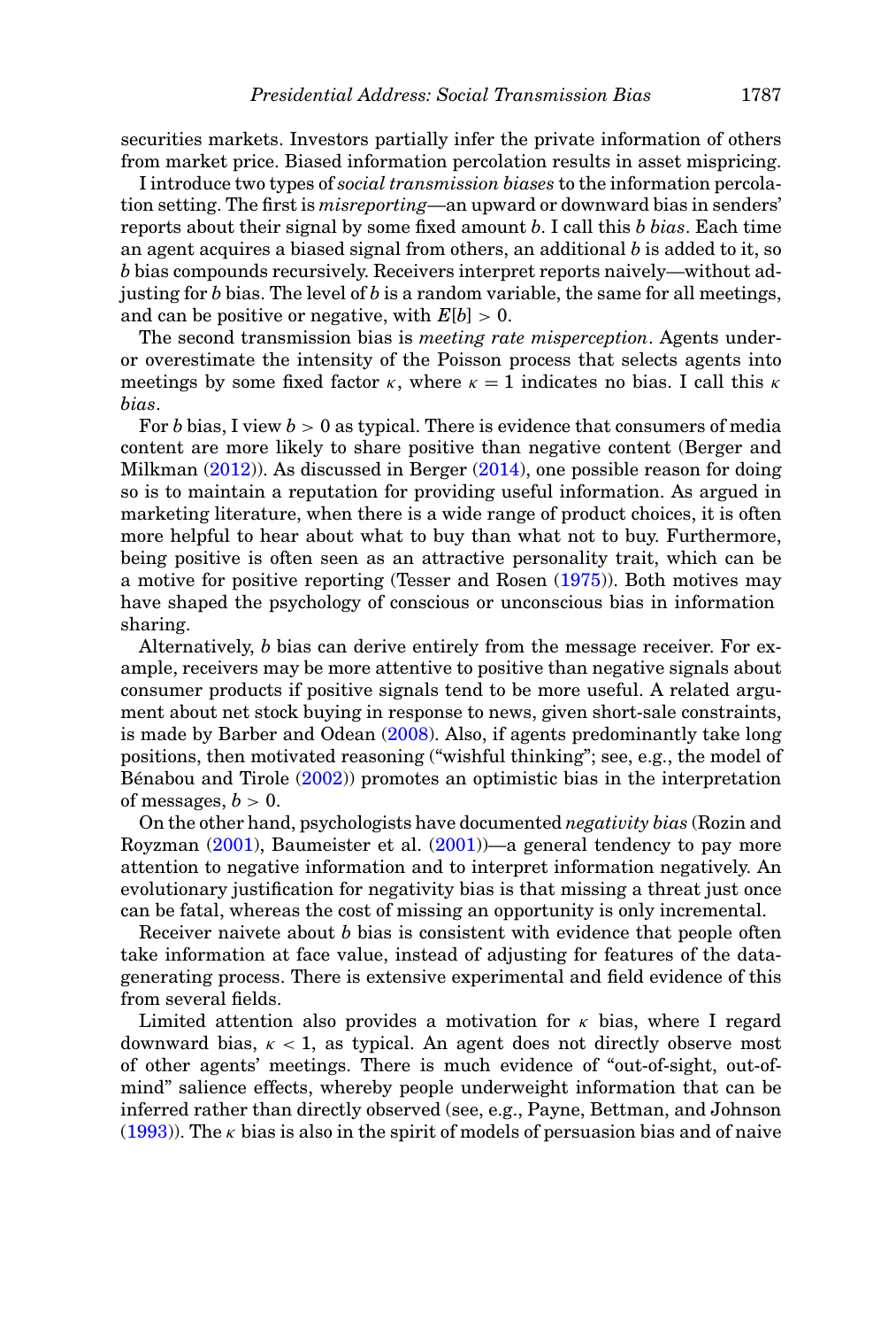securities markets. Investors partially infer the private information of others from market price. Biased information percolation results in asset mispricing.

I introduce two types of *social transmission biases* to the information percolation setting. The first is *misreporting*—an upward or downward bias in senders' reports about their signal by some fixed amount $b$. I call this $b$ *bias*. Each time an agent acquires a biased signal from others, an additional $b$ is added to it, so $b$ bias compounds recursively. Receivers interpret reports naively—without adjusting for $b$ bias. The level of $b$ is a random variable, the same for all meetings, and can be positive or negative, with $E[b] > 0$.

The second transmission bias is *meeting rate misperception*. Agents under- or overestimate the intensity of the Poisson process that selects agents into meetings by some fixed factor $\kappa$, where $\kappa = 1$ indicates no bias. I call this $\kappa$ *bias*.

For $b$ bias, I view $b > 0$ as typical. There is evidence that consumers of media content are more likely to share positive than negative content (Berger and Milkman (2012)). As discussed in Berger (2014), one possible reason for doing so is to maintain a reputation for providing useful information. As argued in marketing literature, when there is a wide range of product choices, it is often more helpful to hear about what to buy than what not to buy. Furthermore, being positive is often seen as an attractive personality trait, which can be a motive for positive reporting (Tesser and Rosen (1975)). Both motives may have shaped the psychology of conscious or unconscious bias in information sharing.

Alternatively, $b$ bias can derive entirely from the message receiver. For example, receivers may be more attentive to positive than negative signals about consumer products if positive signals tend to be more useful. A related argument about net stock buying in response to news, given short-sale constraints, is made by Barber and Odean (2008). Also, if agents predominantly take long positions, then motivated reasoning ("wishful thinking"; see, e.g., the model of Bénabou and Tirole (2002)) promotes an optimistic bias in the interpretation of messages, $b > 0$.

On the other hand, psychologists have documented *negativity bias* (Rozin and Royzman (2001), Baumeister et al. (2001))—a general tendency to pay more attention to negative information and to interpret information negatively. An evolutionary justification for negativity bias is that missing a threat just once can be fatal, whereas the cost of missing an opportunity is only incremental.

Receiver naivete about $b$ bias is consistent with evidence that people often take information at face value, instead of adjusting for features of the data-generating process. There is extensive experimental and field evidence of this from several fields.

Limited attention also provides a motivation for $\kappa$ bias, where I regard downward bias, $\kappa < 1$, as typical. An agent does not directly observe most of other agents' meetings. There is much evidence of "out-of-sight, out-of-mind" salience effects, whereby people underweight information that can be inferred rather than directly observed (see, e.g., Payne, Bettman, and Johnson (1993)). The $\kappa$ bias is also in the spirit of models of persuasion bias and of naive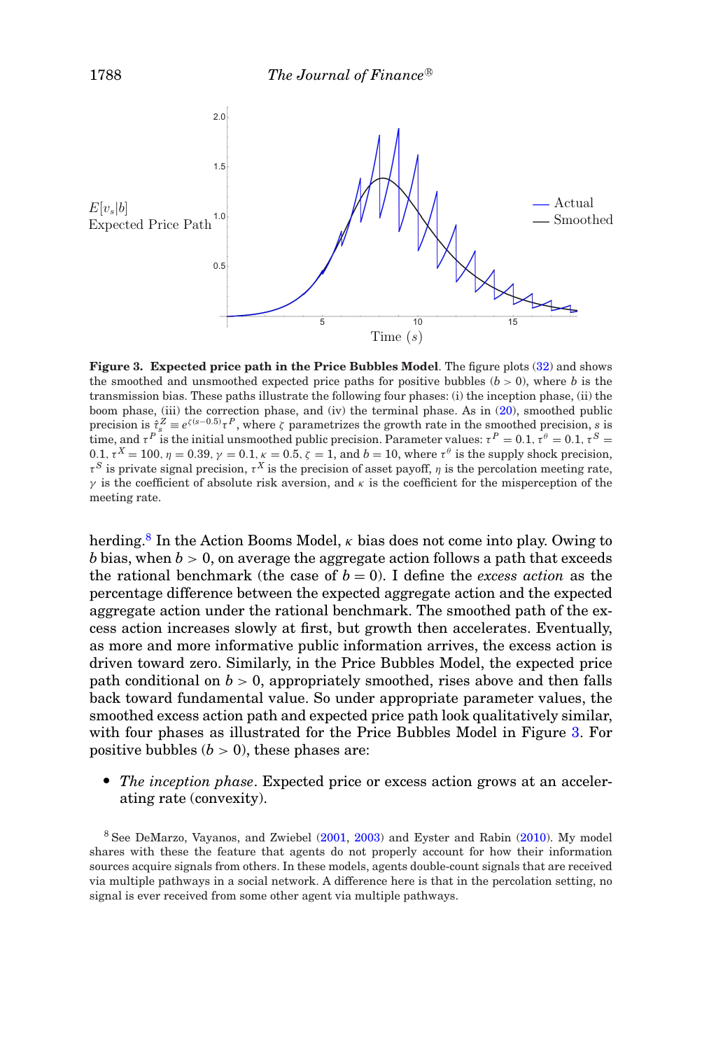**Figure 3. Expected price path in the Price Bubbles Model**. The figure plots (32) and shows the smoothed and unsmoothed expected price paths for positive bubbles ($b > 0$), where $b$ is the transmission bias. These paths illustrate the following four phases: (i) the inception phase, (ii) the boom phase, (iii) the correction phase, and (iv) the terminal phase. As in (20), smoothed public precision is $\hat{\tau}_s^Z \equiv e^{\zeta(s-0.5)}\tau^P$, where $\zeta$ parametrizes the growth rate in the smoothed precision, $s$ is time, and $\tau^P$ is the initial unsmoothed public precision. Parameter values: $\tau^P = 0.1$, $\tau^\theta = 0.1$, $\tau^S = 0.1$, $\tau^X = 100$, $\eta = 0.39$, $\gamma = 0.1$, $\kappa = 0.5$, $\zeta = 1$, and $b = 10$, where $\tau^\theta$ is the supply shock precision, $\tau^S$ is private signal precision, $\tau^X$ is the precision of asset payoff, $\eta$ is the percolation meeting rate, $\gamma$ is the coefficient of absolute risk aversion, and $\kappa$ is the coefficient for the misperception of the meeting rate.

herding.[8] In the Action Booms Model, $\kappa$ bias does not come into play. Owing to $b$ bias, when $b > 0$, on average the aggregate action follows a path that exceeds the rational benchmark (the case of $b = 0$). I define the *excess action* as the percentage difference between the expected aggregate action and the expected aggregate action under the rational benchmark. The smoothed path of the excess action increases slowly at first, but growth then accelerates. Eventually, as more and more informative public information arrives, the excess action is driven toward zero. Similarly, in the Price Bubbles Model, the expected price path conditional on $b > 0$, appropriately smoothed, rises above and then falls back toward fundamental value. So under appropriate parameter values, the smoothed excess action path and expected price path look qualitatively similar, with four phases as illustrated for the Price Bubbles Model in Figure 3. For positive bubbles ($b > 0$), these phases are:

- *The inception phase*. Expected price or excess action grows at an accelerating rate (convexity).

[8] See DeMarzo, Vayanos, and Zwiebel (2001, 2003) and Eyster and Rabin (2010). My model shares with these the feature that agents do not properly account for how their information sources acquire signals from others. In these models, agents double-count signals that are received via multiple pathways in a social network. A difference here is that in the percolation setting, no signal is ever received from some other agent via multiple pathways.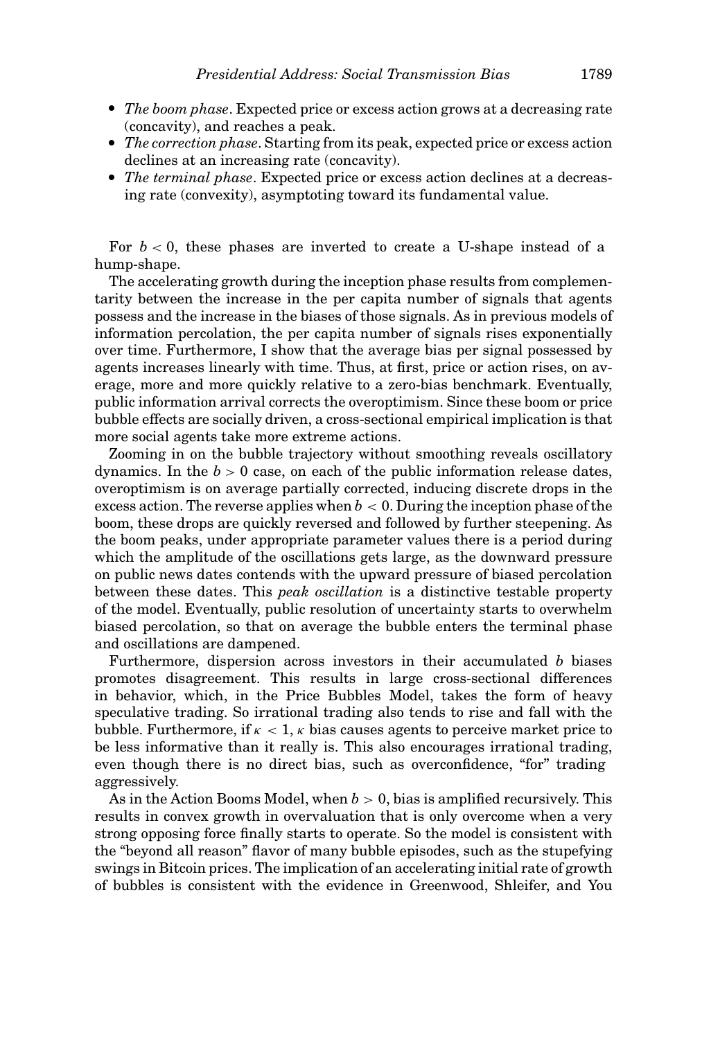- *The boom phase*. Expected price or excess action grows at a decreasing rate (concavity), and reaches a peak.
- *The correction phase*. Starting from its peak, expected price or excess action declines at an increasing rate (concavity).
- *The terminal phase*. Expected price or excess action declines at a decreasing rate (convexity), asymptoting toward its fundamental value.

For $b < 0$, these phases are inverted to create a U-shape instead of a hump-shape.

The accelerating growth during the inception phase results from complementarity between the increase in the per capita number of signals that agents possess and the increase in the biases of those signals. As in previous models of information percolation, the per capita number of signals rises exponentially over time. Furthermore, I show that the average bias per signal possessed by agents increases linearly with time. Thus, at first, price or action rises, on average, more and more quickly relative to a zero-bias benchmark. Eventually, public information arrival corrects the overoptimism. Since these boom or price bubble effects are socially driven, a cross-sectional empirical implication is that more social agents take more extreme actions.

Zooming in on the bubble trajectory without smoothing reveals oscillatory dynamics. In the $b > 0$ case, on each of the public information release dates, overoptimism is on average partially corrected, inducing discrete drops in the excess action. The reverse applies when $b < 0$. During the inception phase of the boom, these drops are quickly reversed and followed by further steepening. As the boom peaks, under appropriate parameter values there is a period during which the amplitude of the oscillations gets large, as the downward pressure on public news dates contends with the upward pressure of biased percolation between these dates. This *peak oscillation* is a distinctive testable property of the model. Eventually, public resolution of uncertainty starts to overwhelm biased percolation, so that on average the bubble enters the terminal phase and oscillations are dampened.

Furthermore, dispersion across investors in their accumulated $b$ biases promotes disagreement. This results in large cross-sectional differences in behavior, which, in the Price Bubbles Model, takes the form of heavy speculative trading. So irrational trading also tends to rise and fall with the bubble. Furthermore, if $\kappa < 1$, $\kappa$ bias causes agents to perceive market price to be less informative than it really is. This also encourages irrational trading, even though there is no direct bias, such as overconfidence, "for" trading aggressively.

As in the Action Booms Model, when $b > 0$, bias is amplified recursively. This results in convex growth in overvaluation that is only overcome when a very strong opposing force finally starts to operate. So the model is consistent with the "beyond all reason" flavor of many bubble episodes, such as the stupefying swings in Bitcoin prices. The implication of an accelerating initial rate of growth of bubbles is consistent with the evidence in Greenwood, Shleifer, and You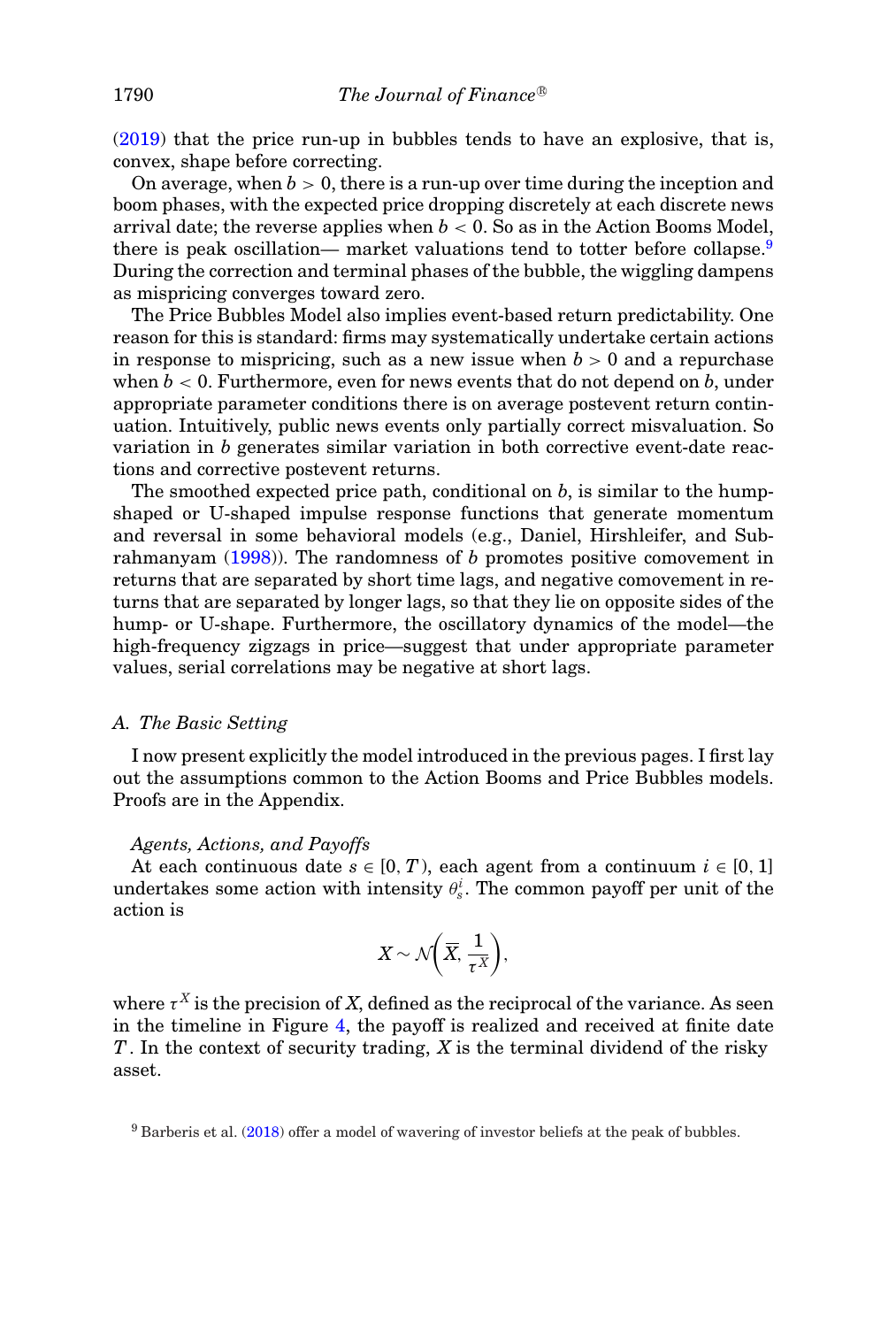(2019) that the price run-up in bubbles tends to have an explosive, that is, convex, shape before correcting.

On average, when $b > 0$, there is a run-up over time during the inception and boom phases, with the expected price dropping discretely at each discrete news arrival date; the reverse applies when $b < 0$. So as in the Action Booms Model, there is peak oscillation— market valuations tend to totter before collapse.[9] During the correction and terminal phases of the bubble, the wiggling dampens as mispricing converges toward zero.

The Price Bubbles Model also implies event-based return predictability. One reason for this is standard: firms may systematically undertake certain actions in response to mispricing, such as a new issue when $b > 0$ and a repurchase when $b < 0$. Furthermore, even for news events that do not depend on $b$, under appropriate parameter conditions there is on average postevent return continuation. Intuitively, public news events only partially correct misvaluation. So variation in $b$ generates similar variation in both corrective event-date reactions and corrective postevent returns.

The smoothed expected price path, conditional on $b$, is similar to the hump-shaped or U-shaped impulse response functions that generate momentum and reversal in some behavioral models (e.g., Daniel, Hirshleifer, and Subrahmanyam (1998)). The randomness of $b$ promotes positive comovement in returns that are separated by short time lags, and negative comovement in returns that are separated by longer lags, so that they lie on opposite sides of the hump- or U-shape. Furthermore, the oscillatory dynamics of the model—the high-frequency zigzags in price—suggest that under appropriate parameter values, serial correlations may be negative at short lags.

### A. The Basic Setting

I now present explicitly the model introduced in the previous pages. I first lay out the assumptions common to the Action Booms and Price Bubbles models. Proofs are in the Appendix.

#### Agents, Actions, and Payoffs

At each continuous date $s \in [0, T)$, each agent from a continuum $i \in [0, 1]$ undertakes some action with intensity $\theta_s^i$. The common payoff per unit of the action is

$$X \sim \mathcal{N}\left(\overline{X}, \frac{1}{\tau^X}\right),$$

where $\tau^X$ is the precision of $X$, defined as the reciprocal of the variance. As seen in the timeline in Figure 4, the payoff is realized and received at finite date $T$. In the context of security trading, $X$ is the terminal dividend of the risky asset.

[9] Barberis et al. (2018) offer a model of wavering of investor beliefs at the peak of bubbles.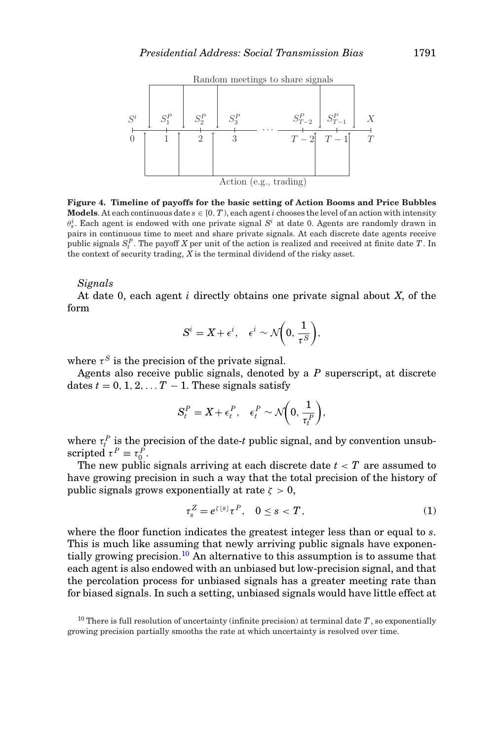Random meetings to share signals

$S^i$ $S^P_1$ $S^P_2$ $S^P_3$ ... $S^P_{T-2}$ $S^P_{T-1}$ $X$

0 1 2 3 ... $T-2$ $T-1$ $T$

Action (e.g., trading)

**Figure 4. Timeline of payoffs for the basic setting of Action Booms and Price Bubbles Models**. At each continuous date $s \in [0, T)$, each agent $i$ chooses the level of an action with intensity $\theta^i_s$. Each agent is endowed with one private signal $S^i$ at date 0. Agents are randomly drawn in pairs in continuous time to meet and share private signals. At each discrete date agents receive public signals $S^P_t$. The payoff $X$ per unit of the action is realized and received at finite date $T$. In the context of security trading, $X$ is the terminal dividend of the risky asset.

*Signals*

At date 0, each agent $i$ directly obtains one private signal about $X$, of the form

$$S^i = X + \epsilon^i, \quad \epsilon^i \sim \mathcal{N}\left(0, \frac{1}{\tau^S}\right),$$

where $\tau^S$ is the precision of the private signal.

Agents also receive public signals, denoted by a $P$ superscript, at discrete dates $t = 0, 1, 2, \ldots T-1$. These signals satisfy

$$S^P_t = X + \epsilon^P_t, \quad \epsilon^P_t \sim \mathcal{N}\left(0, \frac{1}{\tau^P_t}\right),$$

where $\tau^P_t$ is the precision of the date-$t$ public signal, and by convention unsubscripted $\tau^P \equiv \tau^P_0$.

The new public signals arriving at each discrete date $t < T$ are assumed to have growing precision in such a way that the total precision of the history of public signals grows exponentially at rate $\zeta > 0$,

$$\tau^Z_s = e^{\zeta \lfloor s \rfloor} \tau^P, \quad 0 \leq s < T, \tag{1}$$

where the floor function indicates the greatest integer less than or equal to $s$. This is much like assuming that newly arriving public signals have exponentially growing precision.[10] An alternative to this assumption is to assume that each agent is also endowed with an unbiased but low-precision signal, and that the percolation process for unbiased signals has a greater meeting rate than for biased signals. In such a setting, unbiased signals would have little effect at

[10] There is full resolution of uncertainty (infinite precision) at terminal date $T$, so exponentially growing precision partially smooths the rate at which uncertainty is resolved over time.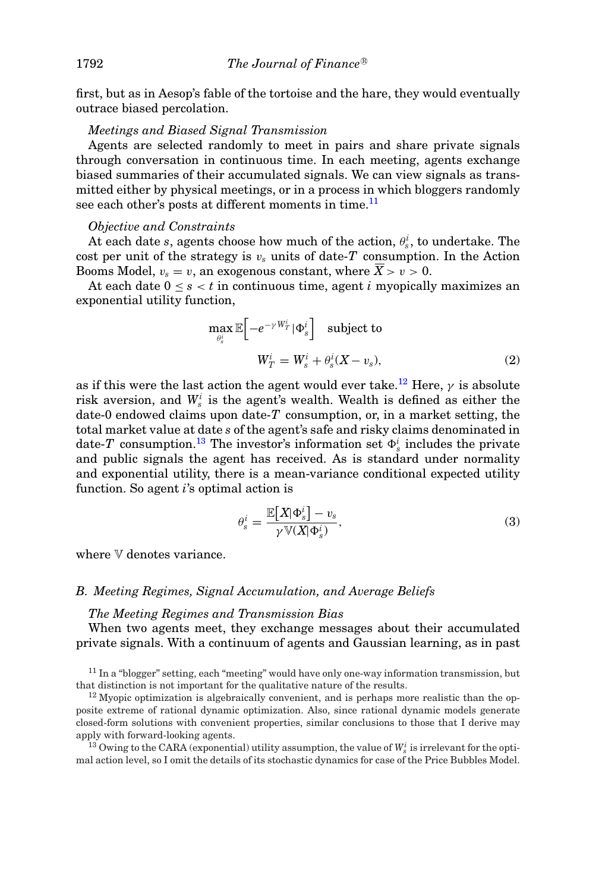first, but as in Aesop's fable of the tortoise and the hare, they would eventually outrace biased percolation.

*Meetings and Biased Signal Transmission*

Agents are selected randomly to meet in pairs and share private signals through conversation in continuous time. In each meeting, agents exchange biased summaries of their accumulated signals. We can view signals as transmitted either by physical meetings, or in a process in which bloggers randomly see each other's posts at different moments in time.[11]

*Objective and Constraints*

At each date $s$, agents choose how much of the action, $\theta_s^i$, to undertake. The cost per unit of the strategy is $v_s$ units of date-$T$ consumption. In the Action Booms Model, $v_s = v$, an exogenous constant, where $\overline{X} > v > 0$.

At each date $0 \leq s < t$ in continuous time, agent $i$ myopically maximizes an exponential utility function,

$$\max_{\theta_s^i} \mathbb{E}\Big[-e^{-\gamma W_T^i} | \Phi_s^i\Big] \quad \text{subject to}$$

$$W_T^i = W_s^i + \theta_s^i (X - v_s), \tag{2}$$

as if this were the last action the agent would ever take.[12] Here, $\gamma$ is absolute risk aversion, and $W_s^i$ is the agent's wealth. Wealth is defined as either the date-0 endowed claims upon date-$T$ consumption, or, in a market setting, the total market value at date $s$ of the agent's safe and risky claims denominated in date-$T$ consumption.[13] The investor's information set $\Phi_s^i$ includes the private and public signals the agent has received. As is standard under normality and exponential utility, there is a mean-variance conditional expected utility function. So agent $i$'s optimal action is

$$\theta_s^i = \frac{\mathbb{E}\big[X|\Phi_s^i\big] - v_s}{\gamma \mathbb{V}(X|\Phi_s^i)}, \tag{3}$$

where $\mathbb{V}$ denotes variance.

### B. Meeting Regimes, Signal Accumulation, and Average Beliefs

*The Meeting Regimes and Transmission Bias*

When two agents meet, they exchange messages about their accumulated private signals. With a continuum of agents and Gaussian learning, as in past

[11] In a "blogger" setting, each "meeting" would have only one-way information transmission, but that distinction is not important for the qualitative nature of the results.

[12] Myopic optimization is algebraically convenient, and is perhaps more realistic than the opposite extreme of rational dynamic optimization. Also, since rational dynamic models generate closed-form solutions with convenient properties, similar conclusions to those that I derive may apply with forward-looking agents.

[13] Owing to the CARA (exponential) utility assumption, the value of $W_s^i$ is irrelevant for the optimal action level, so I omit the details of its stochastic dynamics for case of the Price Bubbles Model.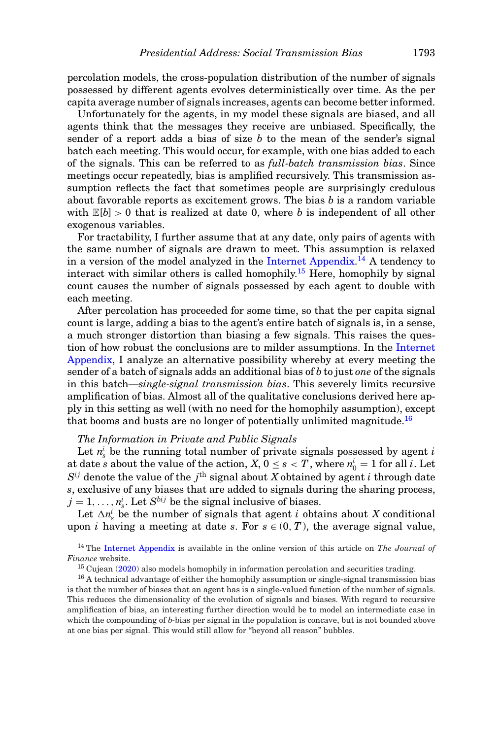percolation models, the cross-population distribution of the number of signals possessed by different agents evolves deterministically over time. As the per capita average number of signals increases, agents can become better informed.

Unfortunately for the agents, in my model these signals are biased, and all agents think that the messages they receive are unbiased. Specifically, the sender of a report adds a bias of size $b$ to the mean of the sender's signal batch each meeting. This would occur, for example, with one bias added to each of the signals. This can be referred to as *full-batch transmission bias*. Since meetings occur repeatedly, bias is amplified recursively. This transmission assumption reflects the fact that sometimes people are surprisingly credulous about favorable reports as excitement grows. The bias $b$ is a random variable with $\mathbb{E}[b] > 0$ that is realized at date 0, where $b$ is independent of all other exogenous variables.

For tractability, I further assume that at any date, only pairs of agents with the same number of signals are drawn to meet. This assumption is relaxed in a version of the model analyzed in the Internet Appendix.[14] A tendency to interact with similar others is called homophily.[15] Here, homophily by signal count causes the number of signals possessed by each agent to double with each meeting.

After percolation has proceeded for some time, so that the per capita signal count is large, adding a bias to the agent's entire batch of signals is, in a sense, a much stronger distortion than biasing a few signals. This raises the question of how robust the conclusions are to milder assumptions. In the Internet Appendix, I analyze an alternative possibility whereby at every meeting the sender of a batch of signals adds an additional bias of $b$ to just *one* of the signals in this batch—*single-signal transmission bias*. This severely limits recursive amplification of bias. Almost all of the qualitative conclusions derived here apply in this setting as well (with no need for the homophily assumption), except that booms and busts are no longer of potentially unlimited magnitude.[16]

*The Information in Private and Public Signals*

Let $n_s^i$ be the running total number of private signals possessed by agent $i$ at date $s$ about the value of the action, $X$, $0 \le s < T$, where $n_0^i = 1$ for all $i$. Let $S^{ij}$ denote the value of the $j^{\text{th}}$ signal about $X$ obtained by agent $i$ through date $s$, exclusive of any biases that are added to signals during the sharing process, $j = 1, \ldots, n_s^i$. Let $S^{bij}$ be the signal inclusive of biases.

Let $\Delta n_s^i$ be the number of signals that agent $i$ obtains about $X$ conditional upon $i$ having a meeting at date $s$. For $s \in (0, T)$, the average signal value,

[14] The Internet Appendix is available in the online version of this article on *The Journal of Finance* website.

[15] Cujean (2020) also models homophily in information percolation and securities trading.

[16] A technical advantage of either the homophily assumption or single-signal transmission bias is that the number of biases that an agent has is a single-valued function of the number of signals. This reduces the dimensionality of the evolution of signals and biases. With regard to recursive amplification of bias, an interesting further direction would be to model an intermediate case in which the compounding of $b$-bias per signal in the population is concave, but is not bounded above at one bias per signal. This would still allow for "beyond all reason" bubbles.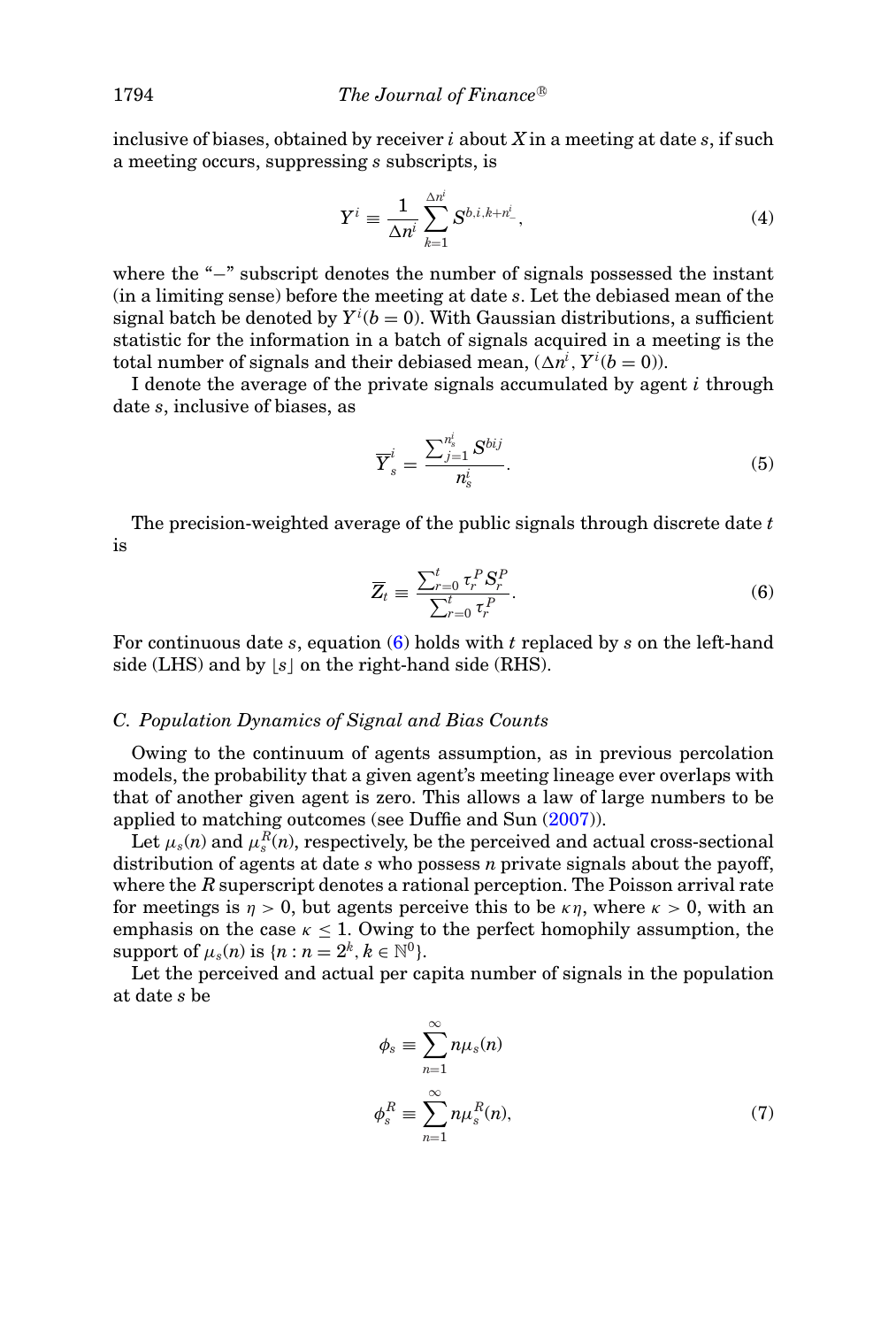inclusive of biases, obtained by receiver $i$ about $X$ in a meeting at date $s$, if such a meeting occurs, suppressing $s$ subscripts, is

$$Y^i \equiv \frac{1}{\Delta n^i} \sum_{k=1}^{\Delta n^i} S^{b,i,k+n_-^i}, \tag{4}$$

where the "−" subscript denotes the number of signals possessed the instant (in a limiting sense) before the meeting at date $s$. Let the debiased mean of the signal batch be denoted by $Y^i(b=0)$. With Gaussian distributions, a sufficient statistic for the information in a batch of signals acquired in a meeting is the total number of signals and their debiased mean, $(\Delta n^i, Y^i(b=0))$.

I denote the average of the private signals accumulated by agent $i$ through date $s$, inclusive of biases, as

$$\overline{Y}_s^i = \frac{\sum_{j=1}^{n_s^i} S^{bij}}{n_s^i}. \tag{5}$$

The precision-weighted average of the public signals through discrete date $t$ is

$$\overline{Z}_t \equiv \frac{\sum_{r=0}^{t} \tau_r^P S_r^P}{\sum_{r=0}^{t} \tau_r^P}. \tag{6}$$

For continuous date $s$, equation (6) holds with $t$ replaced by $s$ on the left-hand side (LHS) and by $\lfloor s \rfloor$ on the right-hand side (RHS).

### C. Population Dynamics of Signal and Bias Counts

Owing to the continuum of agents assumption, as in previous percolation models, the probability that a given agent's meeting lineage ever overlaps with that of another given agent is zero. This allows a law of large numbers to be applied to matching outcomes (see Duffie and Sun (2007)).

Let $\mu_s(n)$ and $\mu_s^R(n)$, respectively, be the perceived and actual cross-sectional distribution of agents at date $s$ who possess $n$ private signals about the payoff, where the $R$ superscript denotes a rational perception. The Poisson arrival rate for meetings is $\eta > 0$, but agents perceive this to be $\kappa\eta$, where $\kappa > 0$, with an emphasis on the case $\kappa \leq 1$. Owing to the perfect homophily assumption, the support of $\mu_s(n)$ is $\{n : n = 2^k, k \in \mathbb{N}^0\}$.

Let the perceived and actual per capita number of signals in the population at date $s$ be

$$\phi_s \equiv \sum_{n=1}^{\infty} n\mu_s(n)$$

$$\phi_s^R \equiv \sum_{n=1}^{\infty} n\mu_s^R(n), \tag{7}$$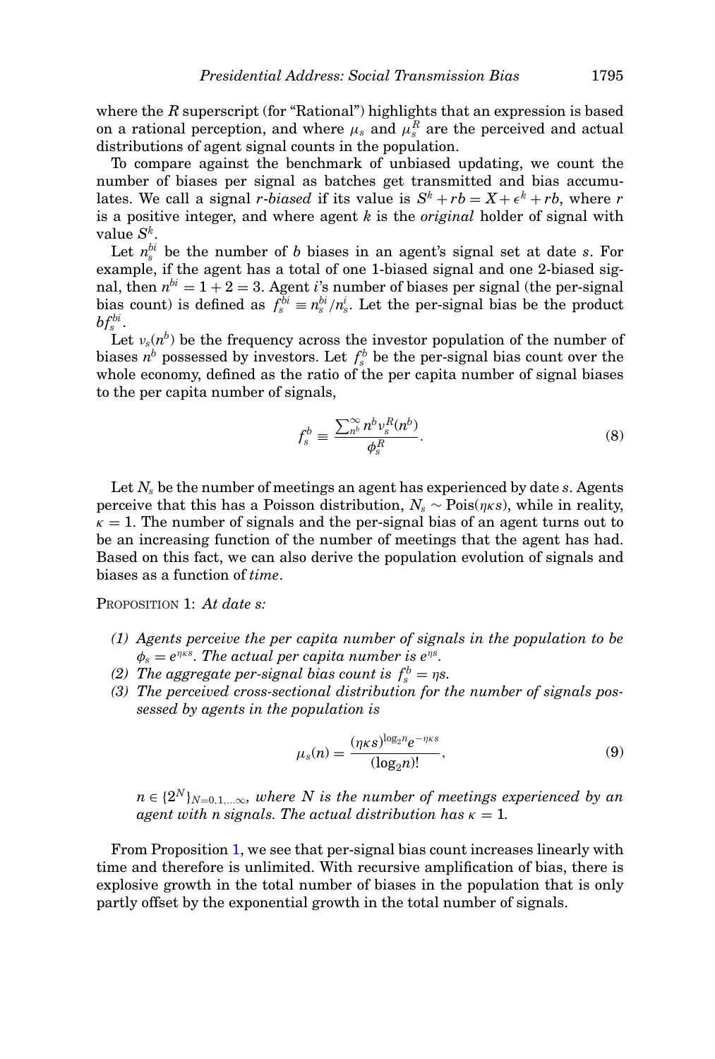where the $R$ superscript (for "Rational") highlights that an expression is based on a rational perception, and where $\mu_s$ and $\mu_s^R$ are the perceived and actual distributions of agent signal counts in the population.

To compare against the benchmark of unbiased updating, we count the number of biases per signal as batches get transmitted and bias accumulates. We call a signal *r-biased* if its value is $S^k + rb = X + \epsilon^k + rb$, where $r$ is a positive integer, and where agent $k$ is the *original* holder of signal with value $S^k$.

Let $n_s^{bi}$ be the number of $b$ biases in an agent's signal set at date $s$. For example, if the agent has a total of one 1-biased signal and one 2-biased signal, then $n^{bi} = 1 + 2 = 3$. Agent $i$'s number of biases per signal (the per-signal bias count) is defined as $f_s^{bi} \equiv n_s^{bi}/n_s^i$. Let the per-signal bias be the product $bf_s^{bi}$.

Let $\nu_s(n^b)$ be the frequency across the investor population of the number of biases $n^b$ possessed by investors. Let $f_s^b$ be the per-signal bias count over the whole economy, defined as the ratio of the per capita number of signal biases to the per capita number of signals,

$$f_s^b \equiv \frac{\sum_{n^b}^{\infty} n^b \nu_s^R(n^b)}{\phi_s^R}. \tag{8}$$

Let $N_s$ be the number of meetings an agent has experienced by date $s$. Agents perceive that this has a Poisson distribution, $N_s \sim \text{Pois}(\eta\kappa s)$, while in reality, $\kappa = 1$. The number of signals and the per-signal bias of an agent turns out to be an increasing function of the number of meetings that the agent has had. Based on this fact, we can also derive the population evolution of signals and biases as a function of *time*.

PROPOSITION 1: *At date s:*

*(1) Agents perceive the per capita number of signals in the population to be $\phi_s = e^{\eta\kappa s}$. The actual per capita number is $e^{\eta s}$.*
*(2) The aggregate per-signal bias count is $f_s^b = \eta s$.*
*(3) The perceived cross-sectional distribution for the number of signals possessed by agents in the population is*

$$\mu_s(n) = \frac{(\eta\kappa s)^{\log_2 n} e^{-\eta\kappa s}}{(\log_2 n)!}, \tag{9}$$

*$n \in \{2^N\}_{N=0,1,\ldots\infty}$, where $N$ is the number of meetings experienced by an agent with $n$ signals. The actual distribution has $\kappa = 1$.*

From Proposition 1, we see that per-signal bias count increases linearly with time and therefore is unlimited. With recursive amplification of bias, there is explosive growth in the total number of biases in the population that is only partly offset by the exponential growth in the total number of signals.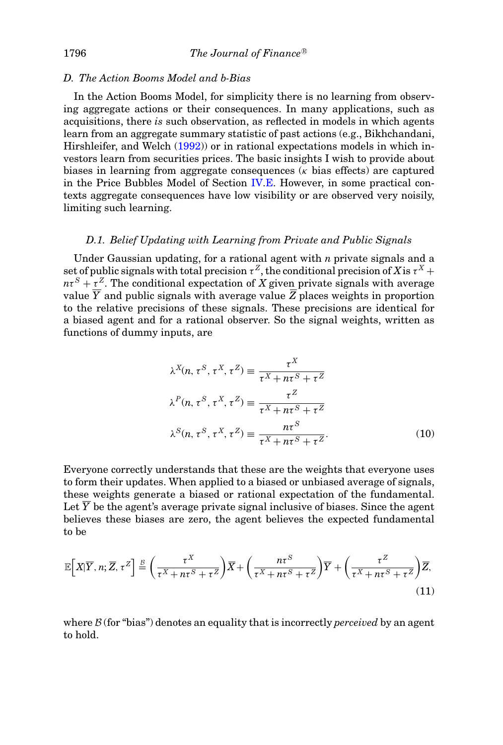### D. The Action Booms Model and b-Bias

In the Action Booms Model, for simplicity there is no learning from observing aggregate actions or their consequences. In many applications, such as acquisitions, there *is* such observation, as reflected in models in which agents learn from an aggregate summary statistic of past actions (e.g., Bikhchandani, Hirshleifer, and Welch (1992)) or in rational expectations models in which investors learn from securities prices. The basic insights I wish to provide about biases in learning from aggregate consequences ($\kappa$ bias effects) are captured in the Price Bubbles Model of Section IV.E. However, in some practical contexts aggregate consequences have low visibility or are observed very noisily, limiting such learning.

#### D.1. Belief Updating with Learning from Private and Public Signals

Under Gaussian updating, for a rational agent with $n$ private signals and a set of public signals with total precision $\tau^Z$, the conditional precision of $X$ is $\tau^X + n\tau^S + \tau^Z$. The conditional expectation of $X$ given private signals with average value $\overline{Y}$ and public signals with average value $\overline{Z}$ places weights in proportion to the relative precisions of these signals. These precisions are identical for a biased agent and for a rational observer. So the signal weights, written as functions of dummy inputs, are

$$
\begin{aligned}
\lambda^X(n, \tau^S, \tau^X, \tau^Z) &\equiv \frac{\tau^X}{\tau^X + n\tau^S + \tau^Z} \\
\lambda^P(n, \tau^S, \tau^X, \tau^Z) &\equiv \frac{\tau^Z}{\tau^X + n\tau^S + \tau^Z} \\
\lambda^S(n, \tau^S, \tau^X, \tau^Z) &\equiv \frac{n\tau^S}{\tau^X + n\tau^S + \tau^Z}.
\end{aligned}
\tag{10}
$$

Everyone correctly understands that these are the weights that everyone uses to form their updates. When applied to a biased or unbiased average of signals, these weights generate a biased or rational expectation of the fundamental. Let $\overline{Y}$ be the agent's average private signal inclusive of biases. Since the agent believes these biases are zero, the agent believes the expected fundamental to be

$$
\mathbb{E}\left[X|\overline{Y}, n; \overline{Z}, \tau^Z\right] \stackrel{\mathcal{B}}{=} \left(\frac{\tau^X}{\tau^X + n\tau^S + \tau^Z}\right)\overline{X} + \left(\frac{n\tau^S}{\tau^X + n\tau^S + \tau^Z}\right)\overline{Y} + \left(\frac{\tau^Z}{\tau^X + n\tau^S + \tau^Z}\right)\overline{Z},
\tag{11}
$$

where $\mathcal{B}$ (for "bias") denotes an equality that is incorrectly *perceived* by an agent to hold.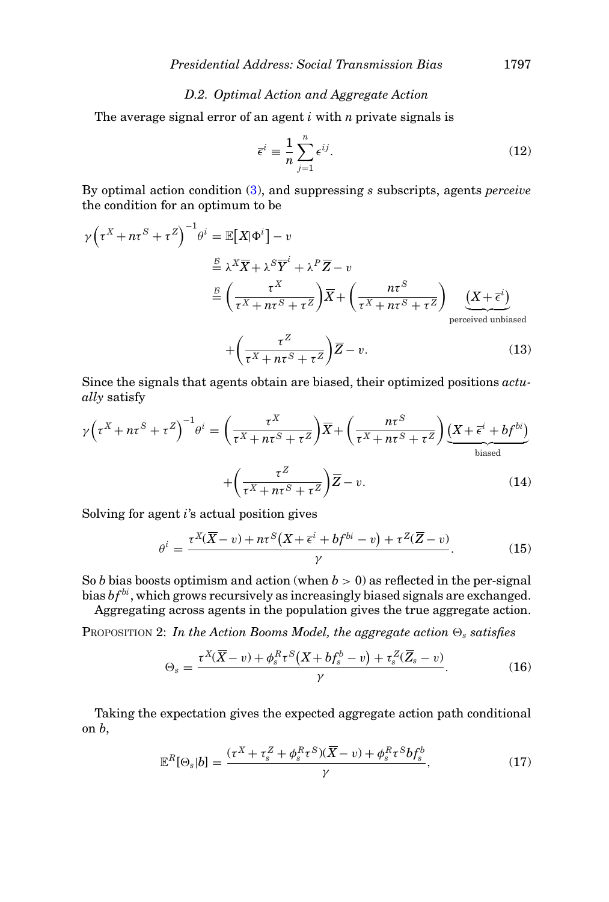### D.2. Optimal Action and Aggregate Action

The average signal error of an agent $i$ with $n$ private signals is

$$\overline{\epsilon}^i \equiv \frac{1}{n}\sum_{j=1}^{n} \epsilon^{ij}. \tag{12}$$

By optimal action condition (3), and suppressing $s$ subscripts, agents *perceive* the condition for an optimum to be

$$\begin{aligned}
\gamma\left(\tau^X + n\tau^S + \tau^Z\right)^{-1}\theta^i &= \mathbb{E}\left[X|\Phi^i\right] - v \\
&\overset{\mathcal{B}}{=} \lambda^X\overline{X} + \lambda^S\overline{Y}^i + \lambda^P\overline{Z} - v \\
&\overset{\mathcal{B}}{=} \left(\frac{\tau^X}{\tau^X + n\tau^S + \tau^Z}\right)\overline{X} + \left(\frac{n\tau^S}{\tau^X + n\tau^S + \tau^Z}\right) \underbrace{\left(X + \overline{\epsilon}^i\right)}_{\text{perceived unbiased}} \\
&\quad + \left(\frac{\tau^Z}{\tau^X + n\tau^S + \tau^Z}\right)\overline{Z} - v.
\end{aligned} \tag{13}$$

Since the signals that agents obtain are biased, their optimized positions *actually* satisfy

$$\begin{aligned}
\gamma\left(\tau^X + n\tau^S + \tau^Z\right)^{-1}\theta^i &= \left(\frac{\tau^X}{\tau^X + n\tau^S + \tau^Z}\right)\overline{X} + \left(\frac{n\tau^S}{\tau^X + n\tau^S + \tau^Z}\right)\underbrace{\left(X + \overline{\epsilon}^i + bf^{bi}\right)}_{\text{biased}} \\
&\quad + \left(\frac{\tau^Z}{\tau^X + n\tau^S + \tau^Z}\right)\overline{Z} - v.
\end{aligned} \tag{14}$$

Solving for agent $i$'s actual position gives

$$\theta^i = \frac{\tau^X(\overline{X} - v) + n\tau^S\left(X + \overline{\epsilon}^i + bf^{bi} - v\right) + \tau^Z(\overline{Z} - v)}{\gamma}. \tag{15}$$

So $b$ bias boosts optimism and action (when $b > 0$) as reflected in the per-signal bias $bf^{bi}$, which grows recursively as increasingly biased signals are exchanged.

Aggregating across agents in the population gives the true aggregate action.

PROPOSITION 2: *In the Action Booms Model, the aggregate action $\Theta_s$ satisfies*

$$\Theta_s = \frac{\tau^X(\overline{X} - v) + \phi_s^R\tau^S\left(X + bf_s^b - v\right) + \tau_s^Z(\overline{Z}_s - v)}{\gamma}. \tag{16}$$

Taking the expectation gives the expected aggregate action path conditional on $b$,

$$\mathbb{E}^R[\Theta_s|b] = \frac{(\tau^X + \tau_s^Z + \phi_s^R\tau^S)(\overline{X} - v) + \phi_s^R\tau^S bf_s^b}{\gamma}, \tag{17}$$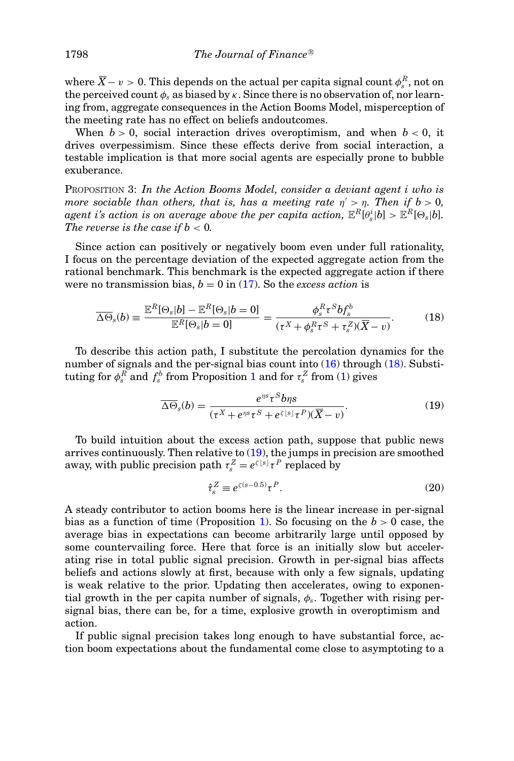where $\overline{X} - v > 0$. This depends on the actual per capita signal count $\phi_s^R$, not on the perceived count $\phi_s$ as biased by $\kappa$. Since there is no observation of, nor learning from, aggregate consequences in the Action Booms Model, misperception of the meeting rate has no effect on beliefs andoutcomes.

When $b > 0$, social interaction drives overoptimism, and when $b < 0$, it drives overpessimism. Since these effects derive from social interaction, a testable implication is that more social agents are especially prone to bubble exuberance.

PROPOSITION 3: *In the Action Booms Model, consider a deviant agent $i$ who is more sociable than others, that is, has a meeting rate $\eta' > \eta$. Then if $b > 0$, agent $i$'s action is on average above the per capita action, $\mathbb{E}^R[\theta_s^i|b] > \mathbb{E}^R[\Theta_s|b]$. The reverse is the case if $b < 0$.*

Since action can positively or negatively boom even under full rationality, I focus on the percentage deviation of the expected aggregate action from the rational benchmark. This benchmark is the expected aggregate action if there were no transmission bias, $b = 0$ in (17). So the *excess action* is

$$\overline{\Delta\Theta}_s(b) \equiv \frac{\mathbb{E}^R[\Theta_s|b] - \mathbb{E}^R[\Theta_s|b=0]}{\mathbb{E}^R[\Theta_s|b=0]} = \frac{\phi_s^R \tau^S b f_s^b}{(\tau^X + \phi_s^R \tau^S + \tau_s^Z)(\overline{X} - v)}. \tag{18}$$

To describe this action path, I substitute the percolation dynamics for the number of signals and the per-signal bias count into (16) through (18). Substituting for $\phi_s^R$ and $f_s^b$ from Proposition 1 and for $\tau_s^Z$ from (1) gives

$$\overline{\Delta\Theta}_s(b) = \frac{e^{\eta s} \tau^S b \eta s}{(\tau^X + e^{\eta s} \tau^S + e^{\zeta \lfloor s \rfloor} \tau^P)(\overline{X} - v)}. \tag{19}$$

To build intuition about the excess action path, suppose that public news arrives continuously. Then relative to (19), the jumps in precision are smoothed away, with public precision path $\tau_s^Z = e^{\zeta \lfloor s \rfloor} \tau^P$ replaced by

$$\hat{\tau}_s^Z \equiv e^{\zeta(s-0.5)} \tau^P. \tag{20}$$

A steady contributor to action booms here is the linear increase in per-signal bias as a function of time (Proposition 1). So focusing on the $b > 0$ case, the average bias in expectations can become arbitrarily large until opposed by some countervailing force. Here that force is an initially slow but accelerating rise in total public signal precision. Growth in per-signal bias affects beliefs and actions slowly at first, because with only a few signals, updating is weak relative to the prior. Updating then accelerates, owing to exponential growth in the per capita number of signals, $\phi_s$. Together with rising per-signal bias, there can be, for a time, explosive growth in overoptimism and action.

If public signal precision takes long enough to have substantial force, action boom expectations about the fundamental come close to asymptoting to a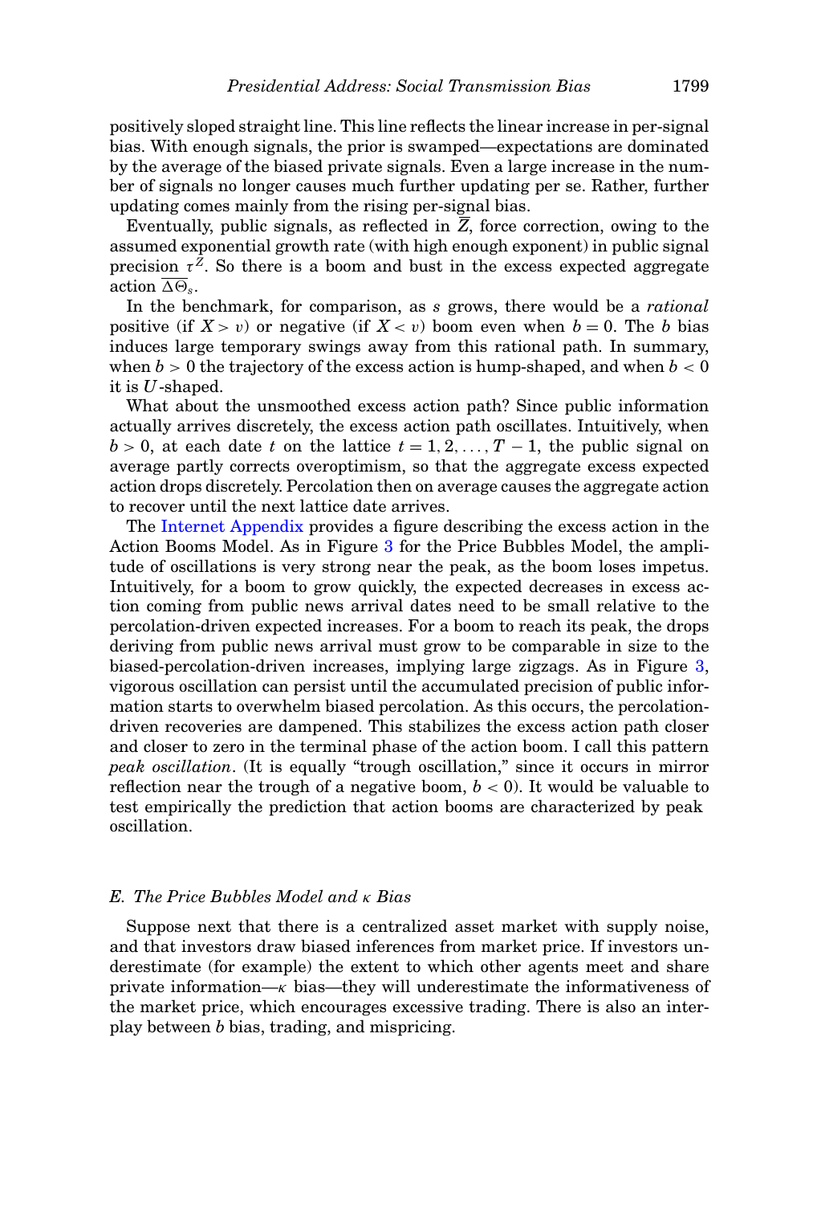positively sloped straight line. This line reflects the linear increase in per-signal bias. With enough signals, the prior is swamped—expectations are dominated by the average of the biased private signals. Even a large increase in the number of signals no longer causes much further updating per se. Rather, further updating comes mainly from the rising per-signal bias.

Eventually, public signals, as reflected in $\overline{Z}$, force correction, owing to the assumed exponential growth rate (with high enough exponent) in public signal precision $\tau^{Z}$. So there is a boom and bust in the excess expected aggregate action $\overline{\Delta\Theta}_s$.

In the benchmark, for comparison, as $s$ grows, there would be a *rational* positive (if $X > v$) or negative (if $X < v$) boom even when $b = 0$. The $b$ bias induces large temporary swings away from this rational path. In summary, when $b > 0$ the trajectory of the excess action is hump-shaped, and when $b < 0$ it is $U$-shaped.

What about the unsmoothed excess action path? Since public information actually arrives discretely, the excess action path oscillates. Intuitively, when $b > 0$, at each date $t$ on the lattice $t = 1, 2, \ldots, T-1$, the public signal on average partly corrects overoptimism, so that the aggregate excess expected action drops discretely. Percolation then on average causes the aggregate action to recover until the next lattice date arrives.

The Internet Appendix provides a figure describing the excess action in the Action Booms Model. As in Figure 3 for the Price Bubbles Model, the amplitude of oscillations is very strong near the peak, as the boom loses impetus. Intuitively, for a boom to grow quickly, the expected decreases in excess action coming from public news arrival dates need to be small relative to the percolation-driven expected increases. For a boom to reach its peak, the drops deriving from public news arrival must grow to be comparable in size to the biased-percolation-driven increases, implying large zigzags. As in Figure 3, vigorous oscillation can persist until the accumulated precision of public information starts to overwhelm biased percolation. As this occurs, the percolation-driven recoveries are dampened. This stabilizes the excess action path closer and closer to zero in the terminal phase of the action boom. I call this pattern *peak oscillation*. (It is equally "trough oscillation," since it occurs in mirror reflection near the trough of a negative boom, $b < 0$). It would be valuable to test empirically the prediction that action booms are characterized by peak oscillation.

### *E. The Price Bubbles Model and $\kappa$ Bias*

Suppose next that there is a centralized asset market with supply noise, and that investors draw biased inferences from market price. If investors underestimate (for example) the extent to which other agents meet and share private information—$\kappa$ bias—they will underestimate the informativeness of the market price, which encourages excessive trading. There is also an interplay between $b$ bias, trading, and mispricing.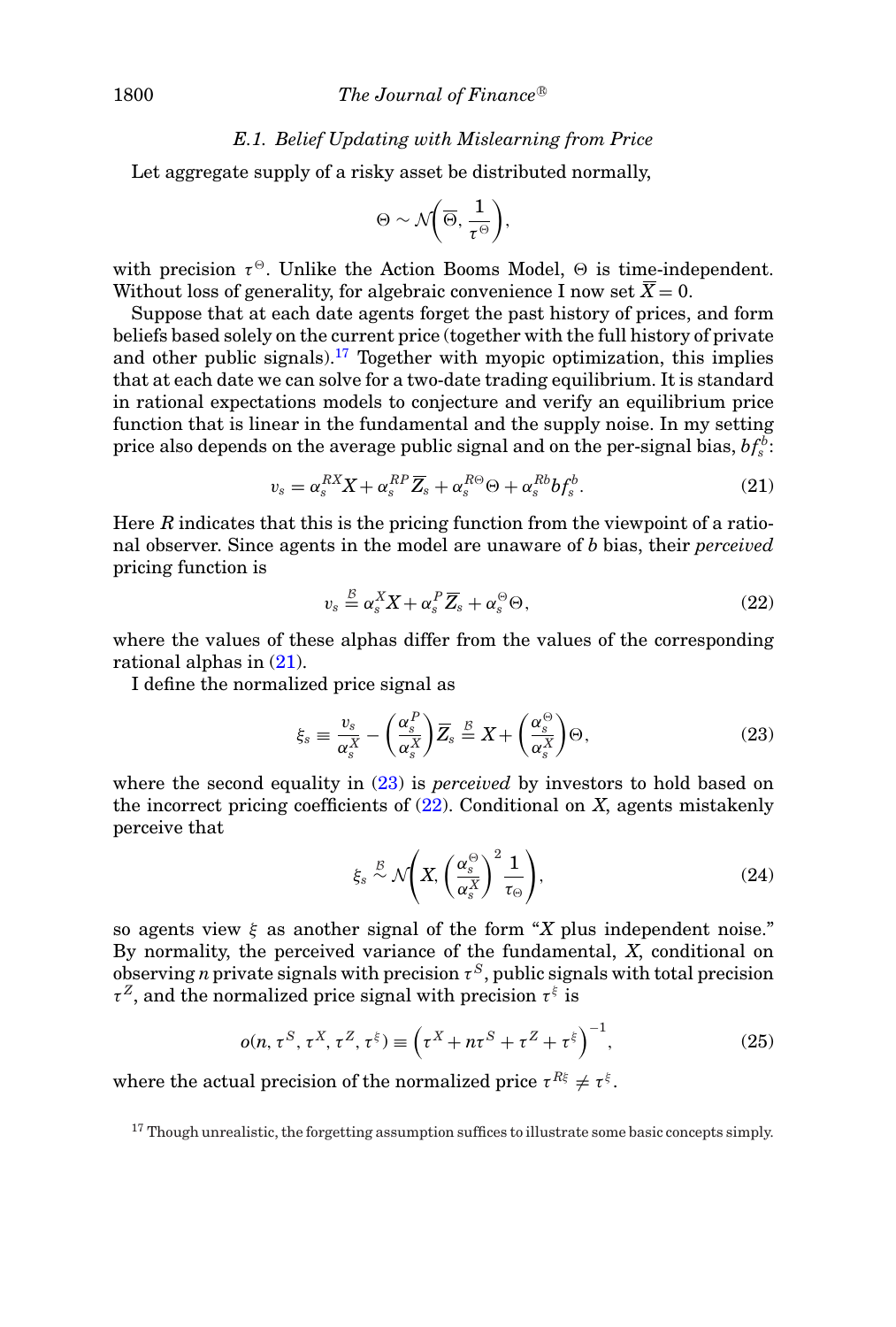### E.1. Belief Updating with Mislearning from Price

Let aggregate supply of a risky asset be distributed normally,

$$\Theta \sim \mathcal{N}\left(\overline{\Theta}, \frac{1}{\tau^{\Theta}}\right),$$

with precision $\tau^{\Theta}$. Unlike the Action Booms Model, $\Theta$ is time-independent. Without loss of generality, for algebraic convenience I now set $\overline{X} = 0$.

Suppose that at each date agents forget the past history of prices, and form beliefs based solely on the current price (together with the full history of private and other public signals).[17] Together with myopic optimization, this implies that at each date we can solve for a two-date trading equilibrium. It is standard in rational expectations models to conjecture and verify an equilibrium price function that is linear in the fundamental and the supply noise. In my setting price also depends on the average public signal and on the per-signal bias, $bf_s^b$:

$$v_s = \alpha_s^{RX} X + \alpha_s^{RP} \overline{Z}_s + \alpha_s^{R\Theta} \Theta + \alpha_s^{Rb} bf_s^b. \tag{21}$$

Here $R$ indicates that this is the pricing function from the viewpoint of a rational observer. Since agents in the model are unaware of $b$ bias, their *perceived* pricing function is

$$v_s \stackrel{\mathcal{B}}{=} \alpha_s^X X + \alpha_s^P \overline{Z}_s + \alpha_s^{\Theta} \Theta, \tag{22}$$

where the values of these alphas differ from the values of the corresponding rational alphas in (21).

I define the normalized price signal as

$$\xi_s \equiv \frac{v_s}{\alpha_s^X} - \left(\frac{\alpha_s^P}{\alpha_s^X}\right) \overline{Z}_s \stackrel{\mathcal{B}}{=} X + \left(\frac{\alpha_s^{\Theta}}{\alpha_s^X}\right) \Theta, \tag{23}$$

where the second equality in (23) is *perceived* by investors to hold based on the incorrect pricing coefficients of (22). Conditional on $X$, agents mistakenly perceive that

$$\xi_s \stackrel{\mathcal{B}}{\sim} \mathcal{N}\left(X, \left(\frac{\alpha_s^{\Theta}}{\alpha_s^X}\right)^2 \frac{1}{\tau_{\Theta}}\right), \tag{24}$$

so agents view $\xi$ as another signal of the form "$X$ plus independent noise." By normality, the perceived variance of the fundamental, $X$, conditional on observing $n$ private signals with precision $\tau^S$, public signals with total precision $\tau^Z$, and the normalized price signal with precision $\tau^{\xi}$ is

$$o(n, \tau^S, \tau^X, \tau^Z, \tau^{\xi}) \equiv \left(\tau^X + n\tau^S + \tau^Z + \tau^{\xi}\right)^{-1}, \tag{25}$$

where the actual precision of the normalized price $\tau^{R\xi} \neq \tau^{\xi}$.

[17] Though unrealistic, the forgetting assumption suffices to illustrate some basic concepts simply.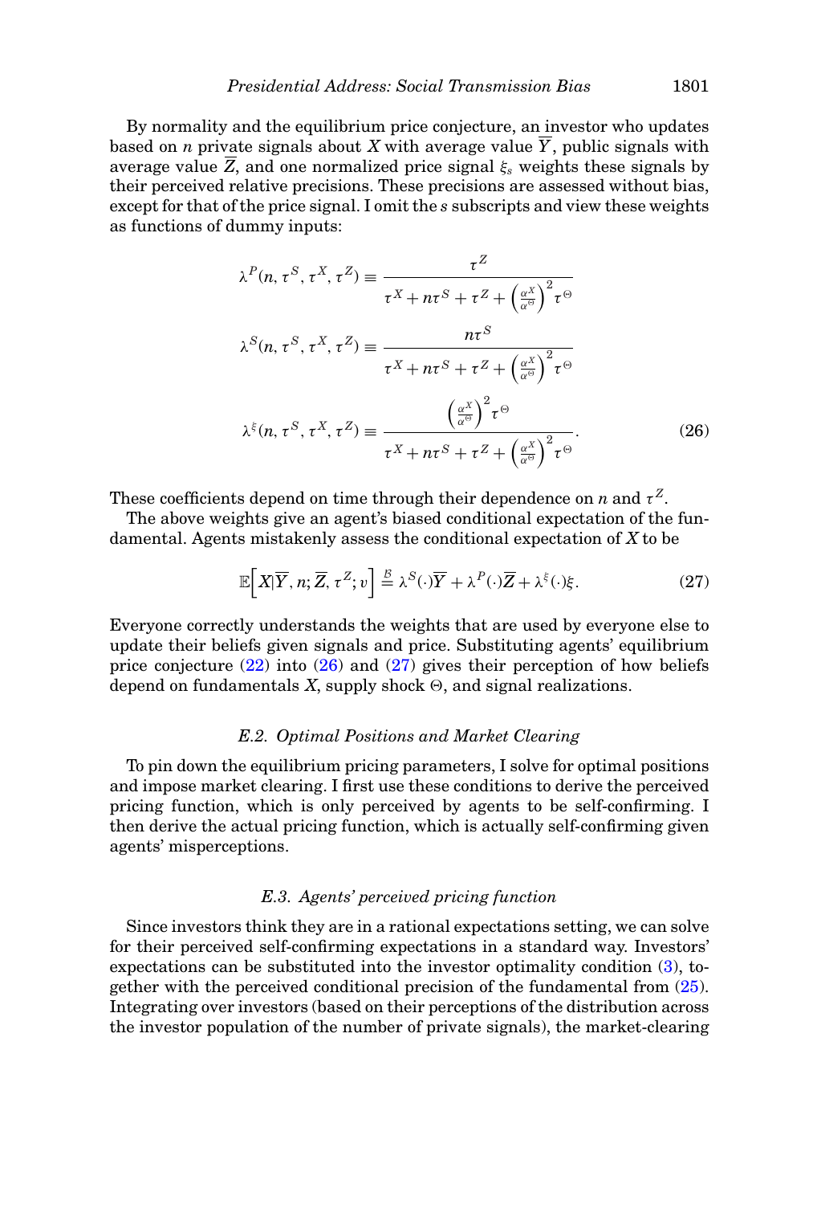By normality and the equilibrium price conjecture, an investor who updates based on $n$ private signals about $X$ with average value $\overline{Y}$, public signals with average value $\overline{Z}$, and one normalized price signal $\xi_s$ weights these signals by their perceived relative precisions. These precisions are assessed without bias, except for that of the price signal. I omit the $s$ subscripts and view these weights as functions of dummy inputs:

$$
\lambda^P(n, \tau^S, \tau^X, \tau^Z) \equiv \frac{\tau^Z}{\tau^X + n\tau^S + \tau^Z + \left(\frac{\alpha^X}{\alpha^\Theta}\right)^2 \tau^\Theta}
$$

$$
\lambda^S(n, \tau^S, \tau^X, \tau^Z) \equiv \frac{n\tau^S}{\tau^X + n\tau^S + \tau^Z + \left(\frac{\alpha^X}{\alpha^\Theta}\right)^2 \tau^\Theta}
$$

$$
\lambda^\xi(n, \tau^S, \tau^X, \tau^Z) \equiv \frac{\left(\frac{\alpha^X}{\alpha^\Theta}\right)^2 \tau^\Theta}{\tau^X + n\tau^S + \tau^Z + \left(\frac{\alpha^X}{\alpha^\Theta}\right)^2 \tau^\Theta}. \tag{26}
$$

These coefficients depend on time through their dependence on $n$ and $\tau^Z$.

The above weights give an agent's biased conditional expectation of the fundamental. Agents mistakenly assess the conditional expectation of $X$ to be

$$
\mathbb{E}\Big[X|\overline{Y}, n; \overline{Z}, \tau^Z; v\Big] \overset{\mathcal{B}}{=} \lambda^S(\cdot)\overline{Y} + \lambda^P(\cdot)\overline{Z} + \lambda^\xi(\cdot)\xi. \tag{27}
$$

Everyone correctly understands the weights that are used by everyone else to update their beliefs given signals and price. Substituting agents' equilibrium price conjecture (22) into (26) and (27) gives their perception of how beliefs depend on fundamentals $X$, supply shock $\Theta$, and signal realizations.

### E.2. Optimal Positions and Market Clearing

To pin down the equilibrium pricing parameters, I solve for optimal positions and impose market clearing. I first use these conditions to derive the perceived pricing function, which is only perceived by agents to be self-confirming. I then derive the actual pricing function, which is actually self-confirming given agents' misperceptions.

### E.3. Agents' perceived pricing function

Since investors think they are in a rational expectations setting, we can solve for their perceived self-confirming expectations in a standard way. Investors' expectations can be substituted into the investor optimality condition (3), together with the perceived conditional precision of the fundamental from (25). Integrating over investors (based on their perceptions of the distribution across the investor population of the number of private signals), the market-clearing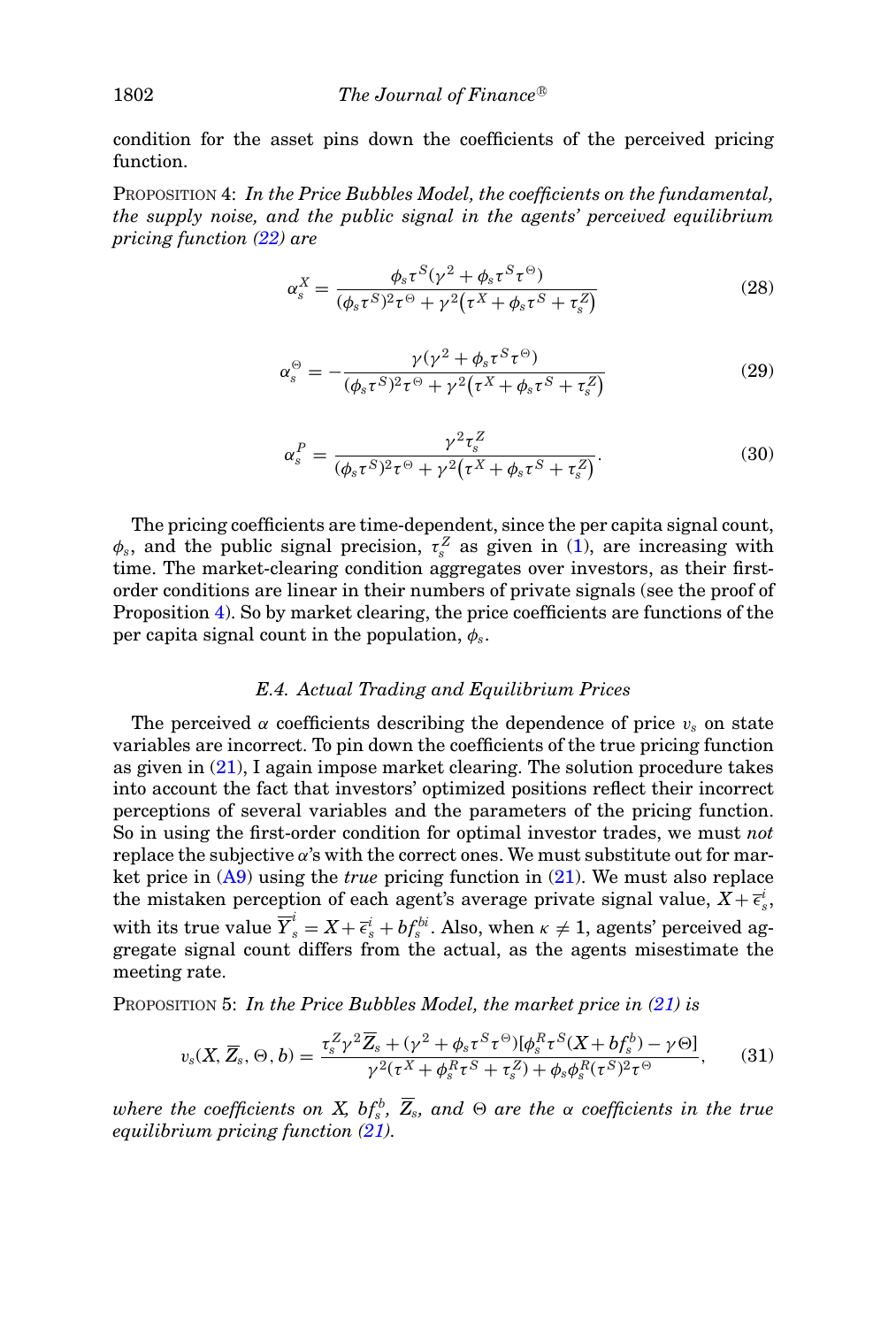condition for the asset pins down the coefficients of the perceived pricing function.

PROPOSITION 4: *In the Price Bubbles Model, the coefficients on the fundamental, the supply noise, and the public signal in the agents' perceived equilibrium pricing function (22) are*

$$\alpha_s^X = \frac{\phi_s \tau^S(\gamma^2 + \phi_s \tau^S \tau^\Theta)}{(\phi_s \tau^S)^2 \tau^\Theta + \gamma^2\left(\tau^X + \phi_s \tau^S + \tau_s^Z\right)} \tag{28}$$

$$\alpha_s^\Theta = -\frac{\gamma(\gamma^2 + \phi_s \tau^S \tau^\Theta)}{(\phi_s \tau^S)^2 \tau^\Theta + \gamma^2\left(\tau^X + \phi_s \tau^S + \tau_s^Z\right)} \tag{29}$$

$$\alpha_s^P = \frac{\gamma^2 \tau_s^Z}{(\phi_s \tau^S)^2 \tau^\Theta + \gamma^2\left(\tau^X + \phi_s \tau^S + \tau_s^Z\right)}. \tag{30}$$

The pricing coefficients are time-dependent, since the per capita signal count, $\phi_s$, and the public signal precision, $\tau_s^Z$ as given in (1), are increasing with time. The market-clearing condition aggregates over investors, as their first-order conditions are linear in their numbers of private signals (see the proof of Proposition 4). So by market clearing, the price coefficients are functions of the per capita signal count in the population, $\phi_s$.

### E.4. Actual Trading and Equilibrium Prices

The perceived $\alpha$ coefficients describing the dependence of price $v_s$ on state variables are incorrect. To pin down the coefficients of the true pricing function as given in (21), I again impose market clearing. The solution procedure takes into account the fact that investors' optimized positions reflect their incorrect perceptions of several variables and the parameters of the pricing function. So in using the first-order condition for optimal investor trades, we must *not* replace the subjective $\alpha$'s with the correct ones. We must substitute out for market price in (A9) using the *true* pricing function in (21). We must also replace the mistaken perception of each agent's average private signal value, $X + \overline{\epsilon}_s^i$, with its true value $\overline{Y}_s^i = X + \overline{\epsilon}_s^i + bf_s^{bi}$. Also, when $\kappa \neq 1$, agents' perceived aggregate signal count differs from the actual, as the agents misestimate the meeting rate.

PROPOSITION 5: *In the Price Bubbles Model, the market price in (21) is*

$$v_s(X, \overline{Z}_s, \Theta, b) = \frac{\tau_s^Z \gamma^2 \overline{Z}_s + (\gamma^2 + \phi_s \tau^S \tau^\Theta)[\phi_s^R \tau^S(X + bf_s^b) - \gamma\Theta]}{\gamma^2(\tau^X + \phi_s^R \tau^S + \tau_s^Z) + \phi_s \phi_s^R (\tau^S)^2 \tau^\Theta}, \tag{31}$$

*where the coefficients on X, $bf_s^b$, $\overline{Z}_s$, and $\Theta$ are the $\alpha$ coefficients in the true equilibrium pricing function (21).*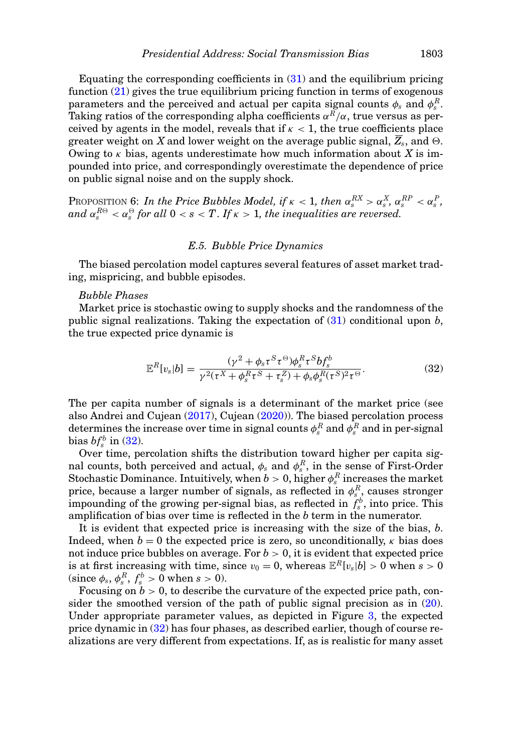Equating the corresponding coefficients in (31) and the equilibrium pricing function (21) gives the true equilibrium pricing function in terms of exogenous parameters and the perceived and actual per capita signal counts $\phi_s$ and $\phi_s^R$. Taking ratios of the corresponding alpha coefficients $\alpha^R/\alpha$, true versus as perceived by agents in the model, reveals that if $\kappa < 1$, the true coefficients place greater weight on $X$ and lower weight on the average public signal, $\overline{Z}_s$, and $\Theta$. Owing to $\kappa$ bias, agents underestimate how much information about $X$ is impounded into price, and correspondingly overestimate the dependence of price on public signal noise and on the supply shock.

PROPOSITION 6: *In the Price Bubbles Model, if* $\kappa < 1$, *then* $\alpha_s^{RX} > \alpha_s^X$, $\alpha_s^{RP} < \alpha_s^P$, *and* $\alpha_s^{R\Theta} < \alpha_s^\Theta$ *for all* $0 < s < T$. *If* $\kappa > 1$, *the inequalities are reversed.*

### E.5. Bubble Price Dynamics

The biased percolation model captures several features of asset market trading, mispricing, and bubble episodes.

*Bubble Phases*

Market price is stochastic owing to supply shocks and the randomness of the public signal realizations. Taking the expectation of (31) conditional upon $b$, the true expected price dynamic is

$$\mathbb{E}^R[v_s|b] = \frac{(\gamma^2 + \phi_s\tau^S\tau^\Theta)\phi_s^R\tau^S b f_s^b}{\gamma^2(\tau^X + \phi_s^R\tau^S + \tau_s^Z) + \phi_s\phi_s^R(\tau^S)^2\tau^\Theta}. \tag{32}$$

The per capita number of signals is a determinant of the market price (see also Andrei and Cujean (2017), Cujean (2020)). The biased percolation process determines the increase over time in signal counts $\phi_s^R$ and $\phi_s^R$ and in per-signal bias $bf_s^b$ in (32).

Over time, percolation shifts the distribution toward higher per capita signal counts, both perceived and actual, $\phi_s$ and $\phi_s^R$, in the sense of First-Order Stochastic Dominance. Intuitively, when $b > 0$, higher $\phi_s^R$ increases the market price, because a larger number of signals, as reflected in $\phi_s^R$, causes stronger impounding of the growing per-signal bias, as reflected in $f_s^b$, into price. This amplification of bias over time is reflected in the $b$ term in the numerator.

It is evident that expected price is increasing with the size of the bias, $b$. Indeed, when $b = 0$ the expected price is zero, so unconditionally, $\kappa$ bias does not induce price bubbles on average. For $b > 0$, it is evident that expected price is at first increasing with time, since $v_0 = 0$, whereas $\mathbb{E}^R[v_s|b] > 0$ when $s > 0$ (since $\phi_s$, $\phi_s^R$, $f_s^b > 0$ when $s > 0$).

Focusing on $b > 0$, to describe the curvature of the expected price path, consider the smoothed version of the path of public signal precision as in (20). Under appropriate parameter values, as depicted in Figure 3, the expected price dynamic in (32) has four phases, as described earlier, though of course realizations are very different from expectations. If, as is realistic for many asset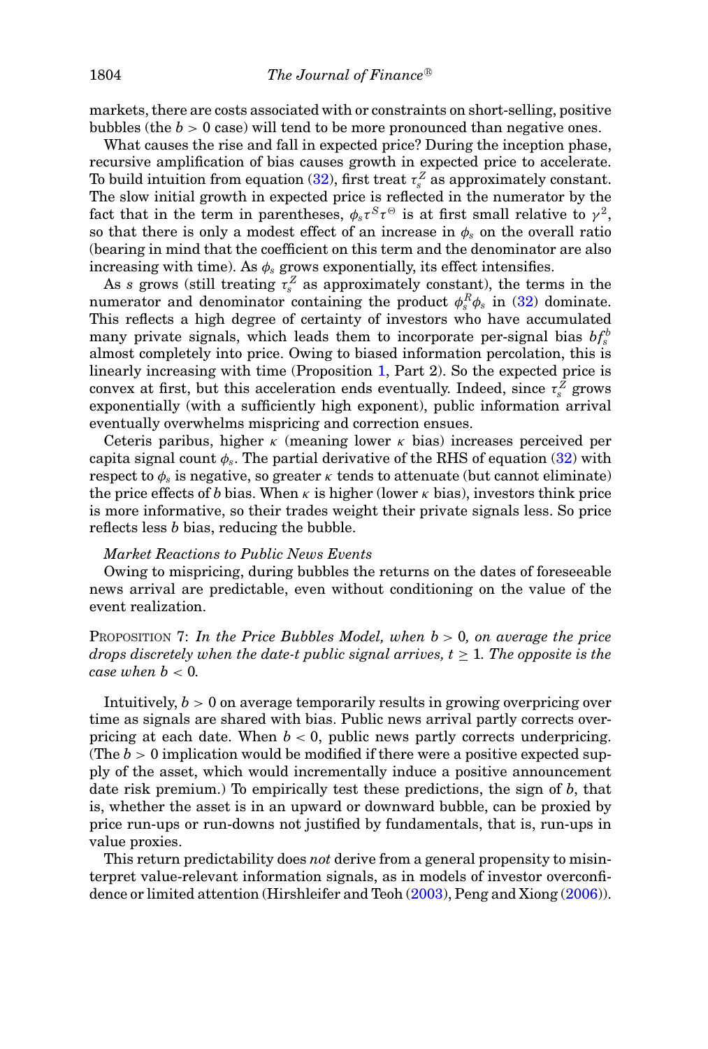markets, there are costs associated with or constraints on short-selling, positive bubbles (the $b > 0$ case) will tend to be more pronounced than negative ones.

What causes the rise and fall in expected price? During the inception phase, recursive amplification of bias causes growth in expected price to accelerate. To build intuition from equation (32), first treat $\tau_s^Z$ as approximately constant. The slow initial growth in expected price is reflected in the numerator by the fact that in the term in parentheses, $\phi_s \tau^S \tau^\Theta$ is at first small relative to $\gamma^2$, so that there is only a modest effect of an increase in $\phi_s$ on the overall ratio (bearing in mind that the coefficient on this term and the denominator are also increasing with time). As $\phi_s$ grows exponentially, its effect intensifies.

As $s$ grows (still treating $\tau_s^Z$ as approximately constant), the terms in the numerator and denominator containing the product $\phi_s^R \phi_s$ in (32) dominate. This reflects a high degree of certainty of investors who have accumulated many private signals, which leads them to incorporate per-signal bias $bf_s^b$ almost completely into price. Owing to biased information percolation, this is linearly increasing with time (Proposition 1, Part 2). So the expected price is convex at first, but this acceleration ends eventually. Indeed, since $\tau_s^Z$ grows exponentially (with a sufficiently high exponent), public information arrival eventually overwhelms mispricing and correction ensues.

Ceteris paribus, higher $\kappa$ (meaning lower $\kappa$ bias) increases perceived per capita signal count $\phi_s$. The partial derivative of the RHS of equation (32) with respect to $\phi_s$ is negative, so greater $\kappa$ tends to attenuate (but cannot eliminate) the price effects of $b$ bias. When $\kappa$ is higher (lower $\kappa$ bias), investors think price is more informative, so their trades weight their private signals less. So price reflects less $b$ bias, reducing the bubble.

*Market Reactions to Public News Events*

Owing to mispricing, during bubbles the returns on the dates of foreseeable news arrival are predictable, even without conditioning on the value of the event realization.

PROPOSITION 7: *In the Price Bubbles Model, when $b > 0$, on average the price drops discretely when the date-$t$ public signal arrives, $t \geq 1$. The opposite is the case when $b < 0$.*

Intuitively, $b > 0$ on average temporarily results in growing overpricing over time as signals are shared with bias. Public news arrival partly corrects overpricing at each date. When $b < 0$, public news partly corrects underpricing. (The $b > 0$ implication would be modified if there were a positive expected supply of the asset, which would incrementally induce a positive announcement date risk premium.) To empirically test these predictions, the sign of $b$, that is, whether the asset is in an upward or downward bubble, can be proxied by price run-ups or run-downs not justified by fundamentals, that is, run-ups in value proxies.

This return predictability does *not* derive from a general propensity to misinterpret value-relevant information signals, as in models of investor overconfidence or limited attention (Hirshleifer and Teoh (2003), Peng and Xiong (2006)).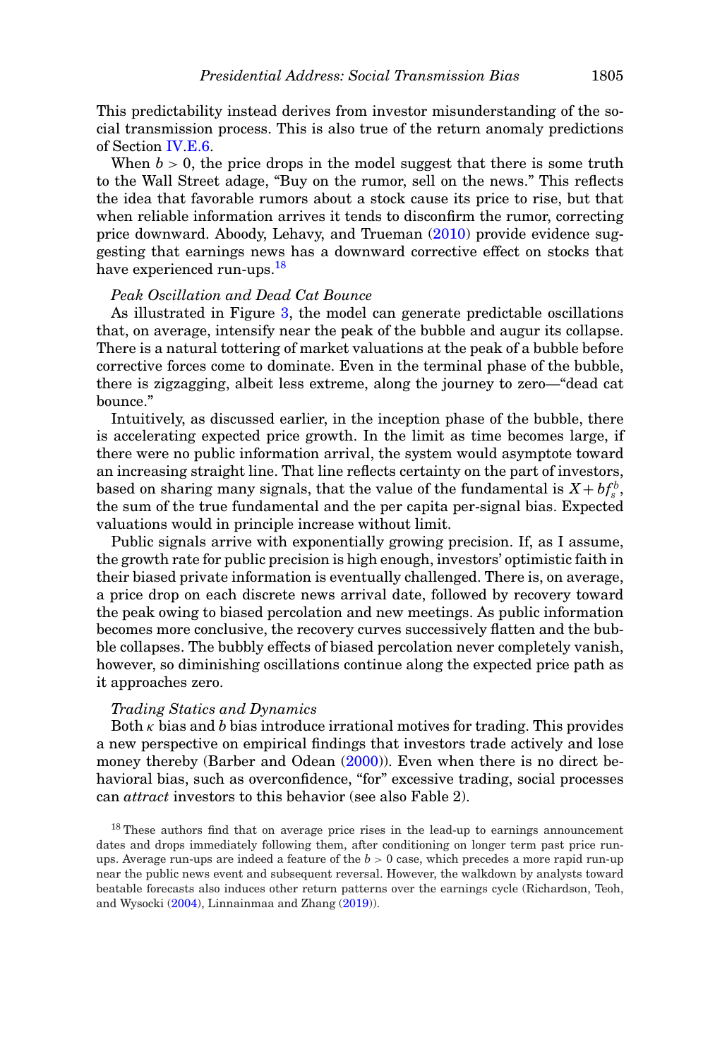This predictability instead derives from investor misunderstanding of the social transmission process. This is also true of the return anomaly predictions of Section IV.E.6.

When $b > 0$, the price drops in the model suggest that there is some truth to the Wall Street adage, "Buy on the rumor, sell on the news." This reflects the idea that favorable rumors about a stock cause its price to rise, but that when reliable information arrives it tends to disconfirm the rumor, correcting price downward. Aboody, Lehavy, and Trueman (2010) provide evidence suggesting that earnings news has a downward corrective effect on stocks that have experienced run-ups.[18]

*Peak Oscillation and Dead Cat Bounce*

As illustrated in Figure 3, the model can generate predictable oscillations that, on average, intensify near the peak of the bubble and augur its collapse. There is a natural tottering of market valuations at the peak of a bubble before corrective forces come to dominate. Even in the terminal phase of the bubble, there is zigzagging, albeit less extreme, along the journey to zero—"dead cat bounce."

Intuitively, as discussed earlier, in the inception phase of the bubble, there is accelerating expected price growth. In the limit as time becomes large, if there were no public information arrival, the system would asymptote toward an increasing straight line. That line reflects certainty on the part of investors, based on sharing many signals, that the value of the fundamental is $X + bf_s^b$, the sum of the true fundamental and the per capita per-signal bias. Expected valuations would in principle increase without limit.

Public signals arrive with exponentially growing precision. If, as I assume, the growth rate for public precision is high enough, investors' optimistic faith in their biased private information is eventually challenged. There is, on average, a price drop on each discrete news arrival date, followed by recovery toward the peak owing to biased percolation and new meetings. As public information becomes more conclusive, the recovery curves successively flatten and the bubble collapses. The bubbly effects of biased percolation never completely vanish, however, so diminishing oscillations continue along the expected price path as it approaches zero.

*Trading Statics and Dynamics*

Both $\kappa$ bias and $b$ bias introduce irrational motives for trading. This provides a new perspective on empirical findings that investors trade actively and lose money thereby (Barber and Odean (2000)). Even when there is no direct behavioral bias, such as overconfidence, "for" excessive trading, social processes can *attract* investors to this behavior (see also Fable 2).

[18] These authors find that on average price rises in the lead-up to earnings announcement dates and drops immediately following them, after conditioning on longer term past price run-ups. Average run-ups are indeed a feature of the $b > 0$ case, which precedes a more rapid run-up near the public news event and subsequent reversal. However, the walkdown by analysts toward beatable forecasts also induces other return patterns over the earnings cycle (Richardson, Teoh, and Wysocki (2004), Linnainmaa and Zhang (2019)).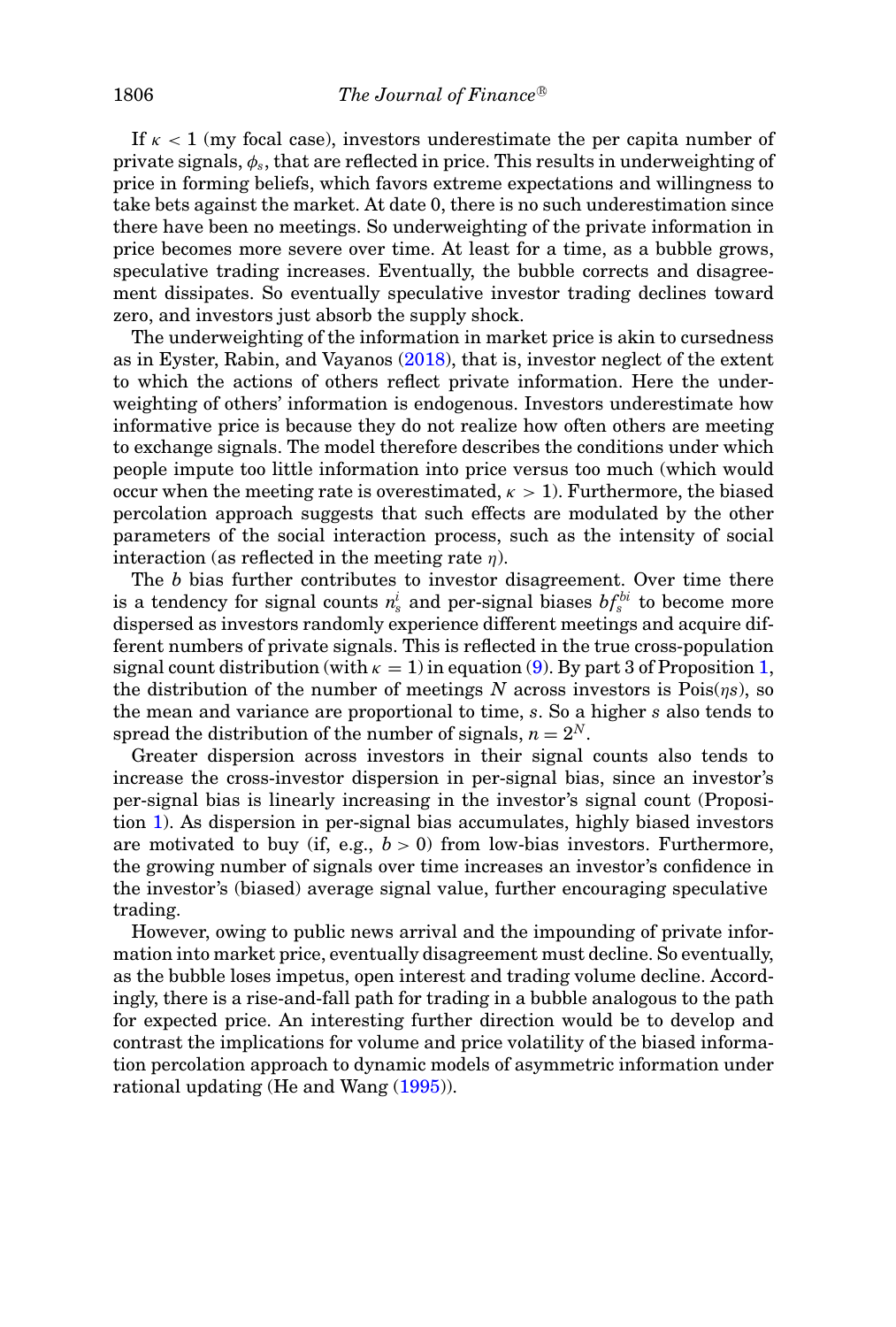If $\kappa < 1$ (my focal case), investors underestimate the per capita number of private signals, $\phi_s$, that are reflected in price. This results in underweighting of price in forming beliefs, which favors extreme expectations and willingness to take bets against the market. At date 0, there is no such underestimation since there have been no meetings. So underweighting of the private information in price becomes more severe over time. At least for a time, as a bubble grows, speculative trading increases. Eventually, the bubble corrects and disagreement dissipates. So eventually speculative investor trading declines toward zero, and investors just absorb the supply shock.

The underweighting of the information in market price is akin to cursedness as in Eyster, Rabin, and Vayanos (2018), that is, investor neglect of the extent to which the actions of others reflect private information. Here the underweighting of others' information is endogenous. Investors underestimate how informative price is because they do not realize how often others are meeting to exchange signals. The model therefore describes the conditions under which people impute too little information into price versus too much (which would occur when the meeting rate is overestimated, $\kappa > 1$). Furthermore, the biased percolation approach suggests that such effects are modulated by the other parameters of the social interaction process, such as the intensity of social interaction (as reflected in the meeting rate $\eta$).

The $b$ bias further contributes to investor disagreement. Over time there is a tendency for signal counts $n_s^i$ and per-signal biases $bf_s^{bi}$ to become more dispersed as investors randomly experience different meetings and acquire different numbers of private signals. This is reflected in the true cross-population signal count distribution (with $\kappa = 1$) in equation (9). By part 3 of Proposition 1, the distribution of the number of meetings $N$ across investors is Pois($\eta s$), so the mean and variance are proportional to time, $s$. So a higher $s$ also tends to spread the distribution of the number of signals, $n = 2^N$.

Greater dispersion across investors in their signal counts also tends to increase the cross-investor dispersion in per-signal bias, since an investor's per-signal bias is linearly increasing in the investor's signal count (Proposition 1). As dispersion in per-signal bias accumulates, highly biased investors are motivated to buy (if, e.g., $b > 0$) from low-bias investors. Furthermore, the growing number of signals over time increases an investor's confidence in the investor's (biased) average signal value, further encouraging speculative trading.

However, owing to public news arrival and the impounding of private information into market price, eventually disagreement must decline. So eventually, as the bubble loses impetus, open interest and trading volume decline. Accordingly, there is a rise-and-fall path for trading in a bubble analogous to the path for expected price. An interesting further direction would be to develop and contrast the implications for volume and price volatility of the biased information percolation approach to dynamic models of asymmetric information under rational updating (He and Wang (1995)).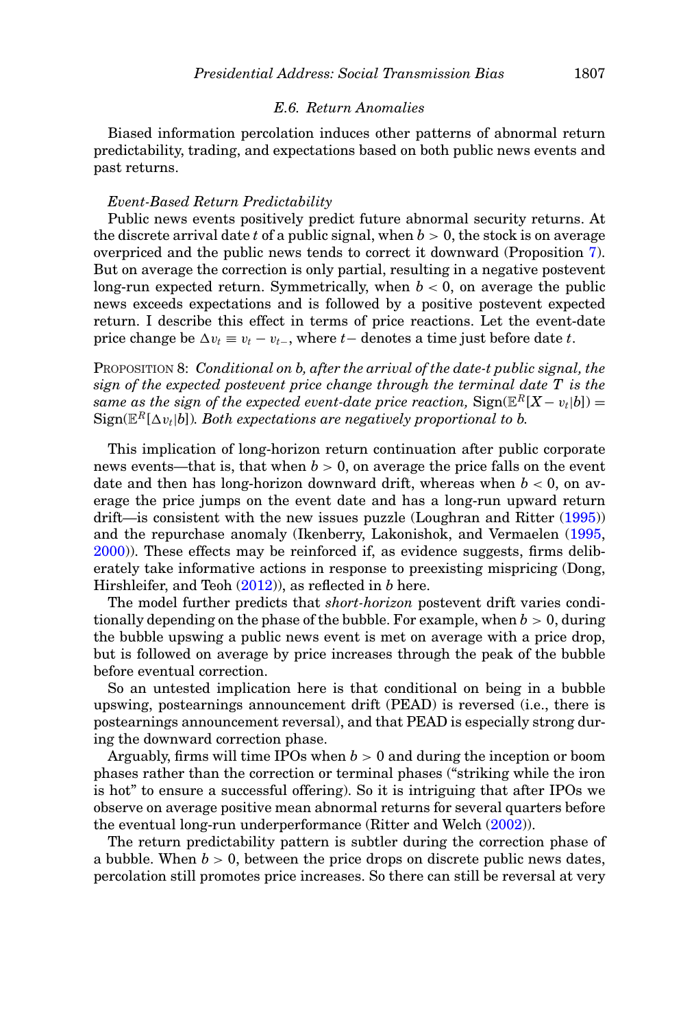### E.6. Return Anomalies

Biased information percolation induces other patterns of abnormal return predictability, trading, and expectations based on both public news events and past returns.

*Event-Based Return Predictability*

Public news events positively predict future abnormal security returns. At the discrete arrival date $t$ of a public signal, when $b > 0$, the stock is on average overpriced and the public news tends to correct it downward (Proposition 7). But on average the correction is only partial, resulting in a negative postevent long-run expected return. Symmetrically, when $b < 0$, on average the public news exceeds expectations and is followed by a positive postevent expected return. I describe this effect in terms of price reactions. Let the event-date price change be $\Delta v_t \equiv v_t - v_{t-}$, where $t-$ denotes a time just before date $t$.

PROPOSITION 8: *Conditional on b, after the arrival of the date-t public signal, the sign of the expected postevent price change through the terminal date T is the same as the sign of the expected event-date price reaction,* $\mathrm{Sign}(\mathbb{E}^R[X - v_t|b]) = \mathrm{Sign}(\mathbb{E}^R[\Delta v_t|b])$*. Both expectations are negatively proportional to b.*

This implication of long-horizon return continuation after public corporate news events—that is, that when $b > 0$, on average the price falls on the event date and then has long-horizon downward drift, whereas when $b < 0$, on average the price jumps on the event date and has a long-run upward return drift—is consistent with the new issues puzzle (Loughran and Ritter (1995)) and the repurchase anomaly (Ikenberry, Lakonishok, and Vermaelen (1995, 2000)). These effects may be reinforced if, as evidence suggests, firms deliberately take informative actions in response to preexisting mispricing (Dong, Hirshleifer, and Teoh (2012)), as reflected in $b$ here.

The model further predicts that *short-horizon* postevent drift varies conditionally depending on the phase of the bubble. For example, when $b > 0$, during the bubble upswing a public news event is met on average with a price drop, but is followed on average by price increases through the peak of the bubble before eventual correction.

So an untested implication here is that conditional on being in a bubble upswing, postearnings announcement drift (PEAD) is reversed (i.e., there is postearnings announcement reversal), and that PEAD is especially strong during the downward correction phase.

Arguably, firms will time IPOs when $b > 0$ and during the inception or boom phases rather than the correction or terminal phases ("striking while the iron is hot" to ensure a successful offering). So it is intriguing that after IPOs we observe on average positive mean abnormal returns for several quarters before the eventual long-run underperformance (Ritter and Welch (2002)).

The return predictability pattern is subtler during the correction phase of a bubble. When $b > 0$, between the price drops on discrete public news dates, percolation still promotes price increases. So there can still be reversal at very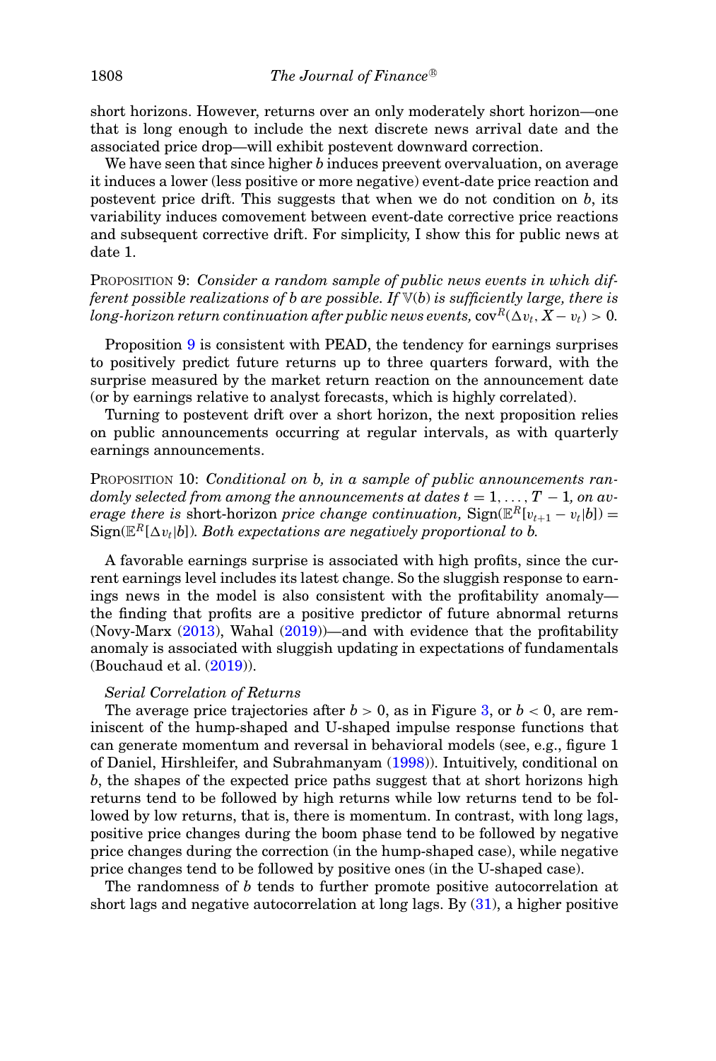short horizons. However, returns over an only moderately short horizon—one that is long enough to include the next discrete news arrival date and the associated price drop—will exhibit postevent downward correction.

We have seen that since higher $b$ induces preevent overvaluation, on average it induces a lower (less positive or more negative) event-date price reaction and postevent price drift. This suggests that when we do not condition on $b$, its variability induces comovement between event-date corrective price reactions and subsequent corrective drift. For simplicity, I show this for public news at date 1.

PROPOSITION 9: *Consider a random sample of public news events in which different possible realizations of $b$ are possible. If $\mathbb{V}(b)$ is sufficiently large, there is long-horizon return continuation after public news events,* $\mathrm{cov}^R(\Delta v_t, X - v_t) > 0$.

Proposition 9 is consistent with PEAD, the tendency for earnings surprises to positively predict future returns up to three quarters forward, with the surprise measured by the market return reaction on the announcement date (or by earnings relative to analyst forecasts, which is highly correlated).

Turning to postevent drift over a short horizon, the next proposition relies on public announcements occurring at regular intervals, as with quarterly earnings announcements.

PROPOSITION 10: *Conditional on $b$, in a sample of public announcements randomly selected from among the announcements at dates $t = 1, \ldots, T-1$, on average there is* short-horizon *price change continuation,* $\mathrm{Sign}(\mathbb{E}^R[v_{t+1} - v_t|b]) = \mathrm{Sign}(\mathbb{E}^R[\Delta v_t|b])$. *Both expectations are negatively proportional to $b$.*

A favorable earnings surprise is associated with high profits, since the current earnings level includes its latest change. So the sluggish response to earnings news in the model is also consistent with the profitability anomaly—the finding that profits are a positive predictor of future abnormal returns (Novy-Marx (2013), Wahal (2019))—and with evidence that the profitability anomaly is associated with sluggish updating in expectations of fundamentals (Bouchaud et al. (2019)).

*Serial Correlation of Returns*

The average price trajectories after $b > 0$, as in Figure 3, or $b < 0$, are reminiscent of the hump-shaped and U-shaped impulse response functions that can generate momentum and reversal in behavioral models (see, e.g., figure 1 of Daniel, Hirshleifer, and Subrahmanyam (1998)). Intuitively, conditional on $b$, the shapes of the expected price paths suggest that at short horizons high returns tend to be followed by high returns while low returns tend to be followed by low returns, that is, there is momentum. In contrast, with long lags, positive price changes during the boom phase tend to be followed by negative price changes during the correction (in the hump-shaped case), while negative price changes tend to be followed by positive ones (in the U-shaped case).

The randomness of $b$ tends to further promote positive autocorrelation at short lags and negative autocorrelation at long lags. By (31), a higher positive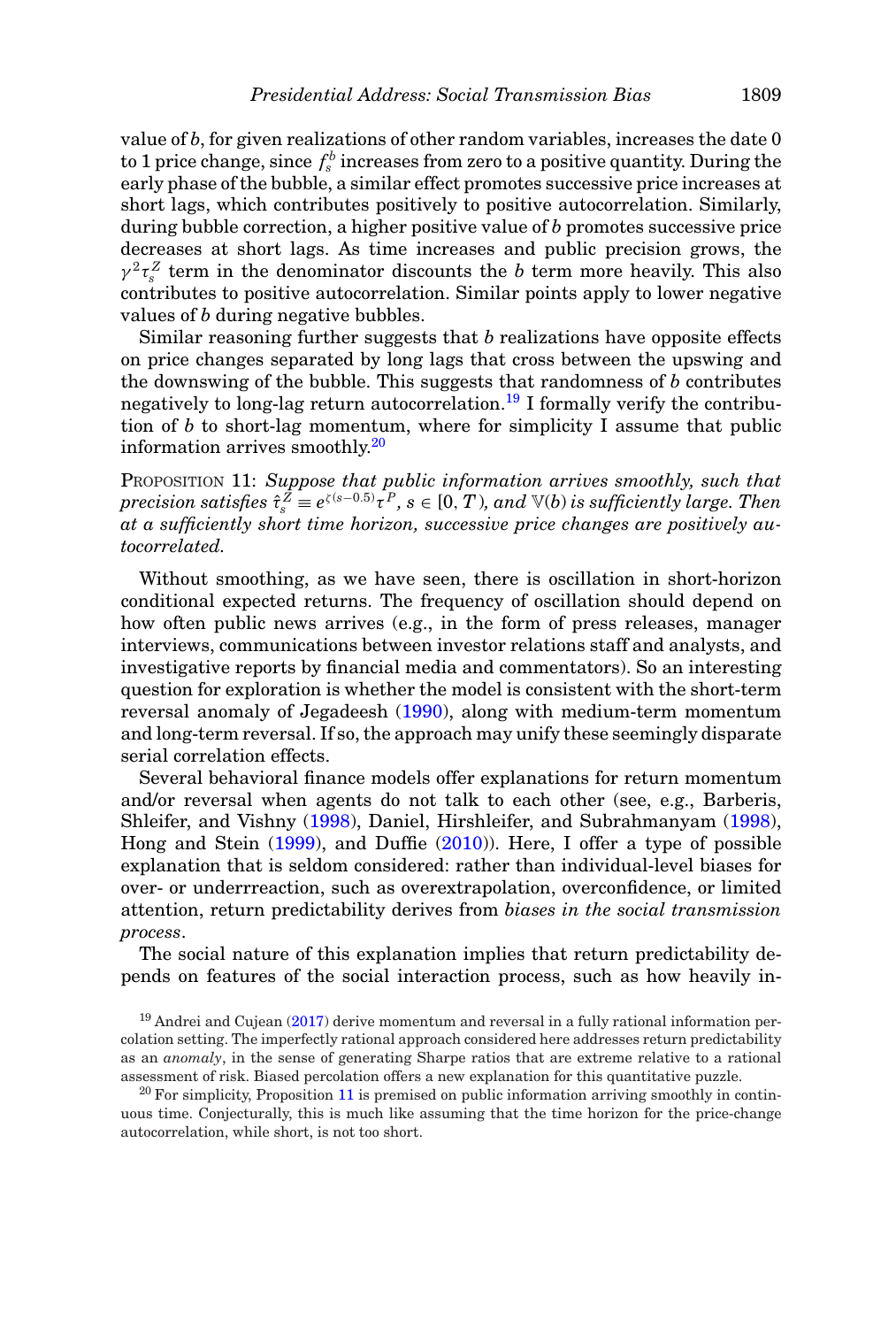value of $b$, for given realizations of other random variables, increases the date 0 to 1 price change, since $f_s^b$ increases from zero to a positive quantity. During the early phase of the bubble, a similar effect promotes successive price increases at short lags, which contributes positively to positive autocorrelation. Similarly, during bubble correction, a higher positive value of $b$ promotes successive price decreases at short lags. As time increases and public precision grows, the $\gamma^2\tau_s^Z$ term in the denominator discounts the $b$ term more heavily. This also contributes to positive autocorrelation. Similar points apply to lower negative values of $b$ during negative bubbles.

Similar reasoning further suggests that $b$ realizations have opposite effects on price changes separated by long lags that cross between the upswing and the downswing of the bubble. This suggests that randomness of $b$ contributes negatively to long-lag return autocorrelation.[19] I formally verify the contribution of $b$ to short-lag momentum, where for simplicity I assume that public information arrives smoothly.[20]

PROPOSITION 11: *Suppose that public information arrives smoothly, such that precision satisfies $\hat{\tau}_s^Z \equiv e^{\zeta(s-0.5)}\tau^P$, $s \in [0, T)$, and $\mathbb{V}(b)$ is sufficiently large. Then at a sufficiently short time horizon, successive price changes are positively autocorrelated.*

Without smoothing, as we have seen, there is oscillation in short-horizon conditional expected returns. The frequency of oscillation should depend on how often public news arrives (e.g., in the form of press releases, manager interviews, communications between investor relations staff and analysts, and investigative reports by financial media and commentators). So an interesting question for exploration is whether the model is consistent with the short-term reversal anomaly of Jegadeesh (1990), along with medium-term momentum and long-term reversal. If so, the approach may unify these seemingly disparate serial correlation effects.

Several behavioral finance models offer explanations for return momentum and/or reversal when agents do not talk to each other (see, e.g., Barberis, Shleifer, and Vishny (1998), Daniel, Hirshleifer, and Subrahmanyam (1998), Hong and Stein (1999), and Duffie (2010)). Here, I offer a type of possible explanation that is seldom considered: rather than individual-level biases for over- or underrreaction, such as overextrapolation, overconfidence, or limited attention, return predictability derives from *biases in the social transmission process*.

The social nature of this explanation implies that return predictability depends on features of the social interaction process, such as how heavily in-

[19] Andrei and Cujean (2017) derive momentum and reversal in a fully rational information percolation setting. The imperfectly rational approach considered here addresses return predictability as an *anomaly*, in the sense of generating Sharpe ratios that are extreme relative to a rational assessment of risk. Biased percolation offers a new explanation for this quantitative puzzle.

[20] For simplicity, Proposition 11 is premised on public information arriving smoothly in continuous time. Conjecturally, this is much like assuming that the time horizon for the price-change autocorrelation, while short, is not too short.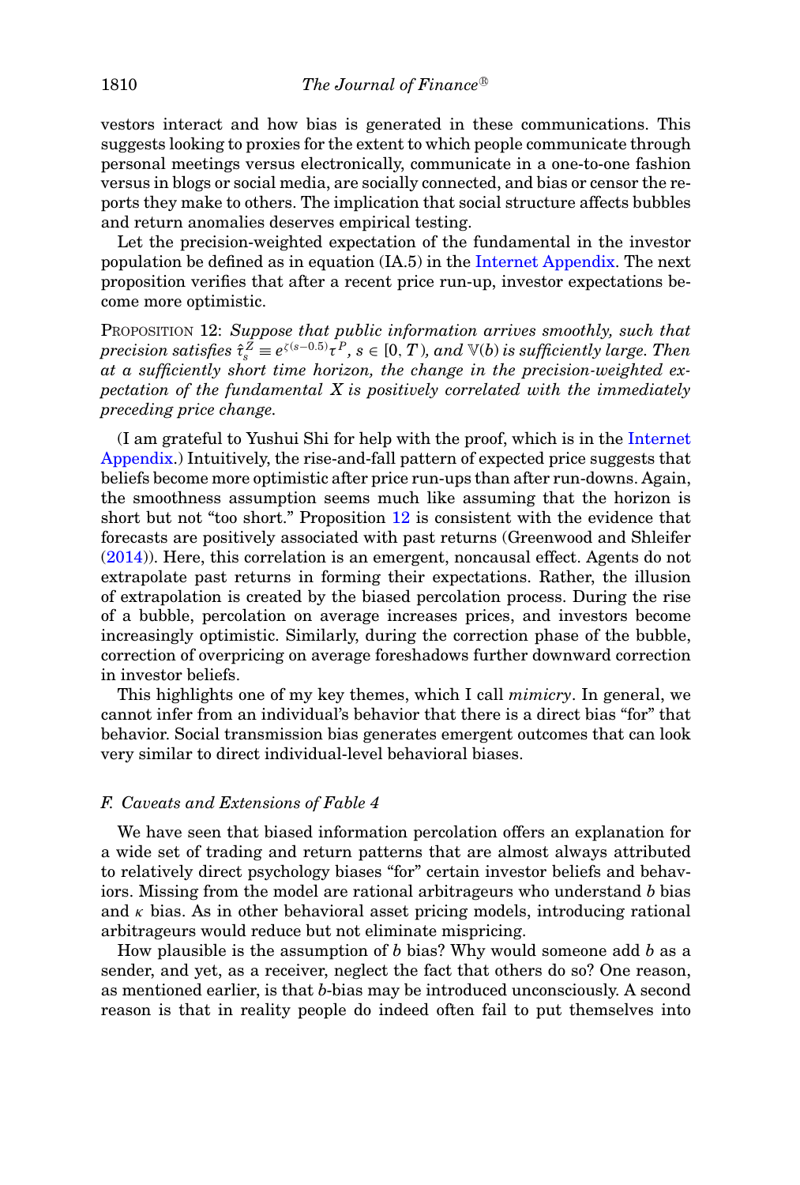vestors interact and how bias is generated in these communications. This suggests looking to proxies for the extent to which people communicate through personal meetings versus electronically, communicate in a one-to-one fashion versus in blogs or social media, are socially connected, and bias or censor the reports they make to others. The implication that social structure affects bubbles and return anomalies deserves empirical testing.

Let the precision-weighted expectation of the fundamental in the investor population be defined as in equation (IA.5) in the Internet Appendix. The next proposition verifies that after a recent price run-up, investor expectations become more optimistic.

PROPOSITION 12: *Suppose that public information arrives smoothly, such that precision satisfies $\hat{\tau}_s^Z \equiv e^{\zeta(s-0.5)}\tau^P$, $s \in [0, T)$, and $\mathbb{V}(b)$ is sufficiently large. Then at a sufficiently short time horizon, the change in the precision-weighted expectation of the fundamental $X$ is positively correlated with the immediately preceding price change.*

(I am grateful to Yushui Shi for help with the proof, which is in the Internet Appendix.) Intuitively, the rise-and-fall pattern of expected price suggests that beliefs become more optimistic after price run-ups than after run-downs. Again, the smoothness assumption seems much like assuming that the horizon is short but not "too short." Proposition 12 is consistent with the evidence that forecasts are positively associated with past returns (Greenwood and Shleifer (2014)). Here, this correlation is an emergent, noncausal effect. Agents do not extrapolate past returns in forming their expectations. Rather, the illusion of extrapolation is created by the biased percolation process. During the rise of a bubble, percolation on average increases prices, and investors become increasingly optimistic. Similarly, during the correction phase of the bubble, correction of overpricing on average foreshadows further downward correction in investor beliefs.

This highlights one of my key themes, which I call *mimicry*. In general, we cannot infer from an individual's behavior that there is a direct bias "for" that behavior. Social transmission bias generates emergent outcomes that can look very similar to direct individual-level behavioral biases.

### *F. Caveats and Extensions of Fable 4*

We have seen that biased information percolation offers an explanation for a wide set of trading and return patterns that are almost always attributed to relatively direct psychology biases "for" certain investor beliefs and behaviors. Missing from the model are rational arbitrageurs who understand $b$ bias and $\kappa$ bias. As in other behavioral asset pricing models, introducing rational arbitrageurs would reduce but not eliminate mispricing.

How plausible is the assumption of $b$ bias? Why would someone add $b$ as a sender, and yet, as a receiver, neglect the fact that others do so? One reason, as mentioned earlier, is that $b$-bias may be introduced unconsciously. A second reason is that in reality people do indeed often fail to put themselves into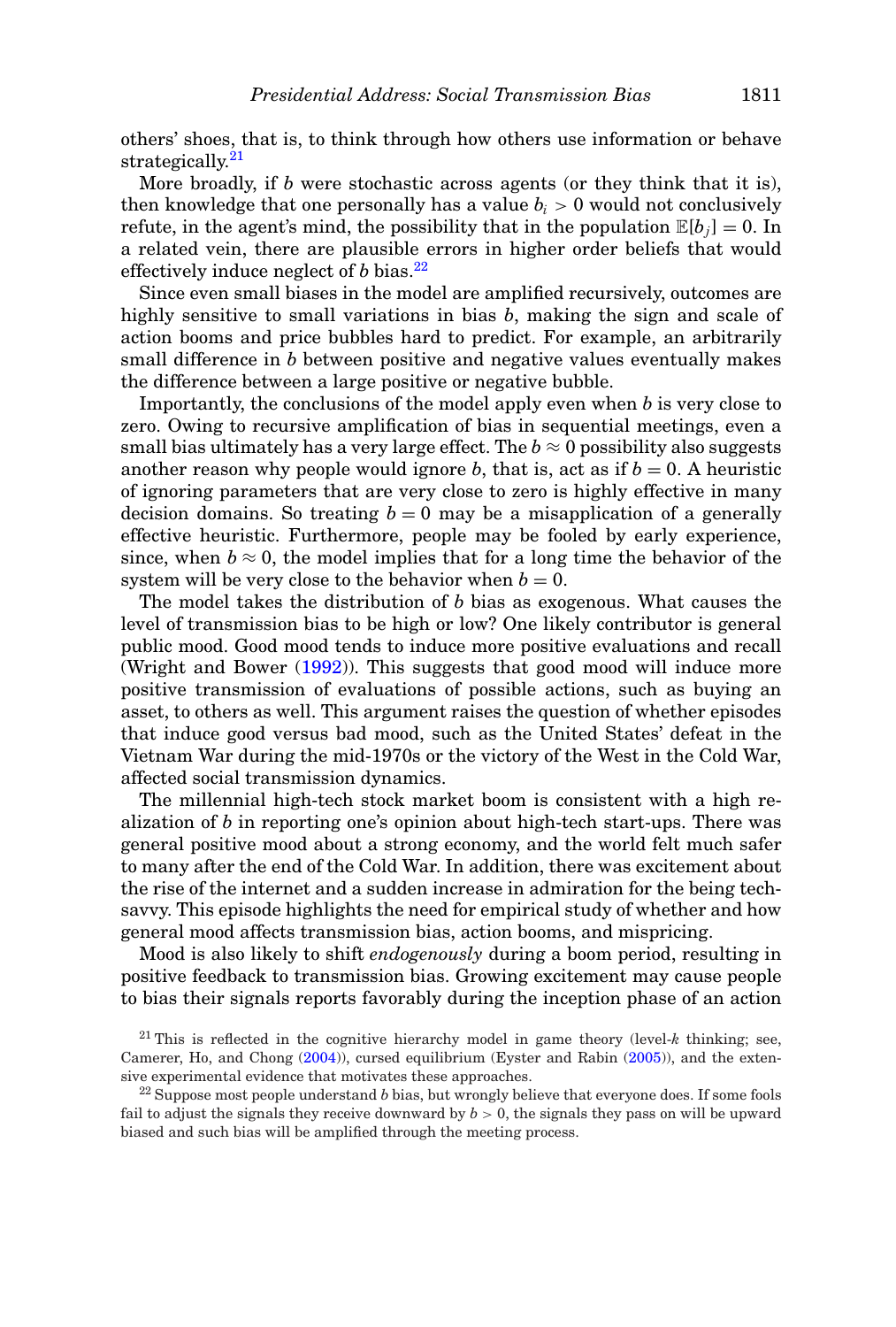others' shoes, that is, to think through how others use information or behave strategically.[21]

More broadly, if $b$ were stochastic across agents (or they think that it is), then knowledge that one personally has a value $b_i > 0$ would not conclusively refute, in the agent's mind, the possibility that in the population $\mathbb{E}[b_j] = 0$. In a related vein, there are plausible errors in higher order beliefs that would effectively induce neglect of $b$ bias.[22]

Since even small biases in the model are amplified recursively, outcomes are highly sensitive to small variations in bias $b$, making the sign and scale of action booms and price bubbles hard to predict. For example, an arbitrarily small difference in $b$ between positive and negative values eventually makes the difference between a large positive or negative bubble.

Importantly, the conclusions of the model apply even when $b$ is very close to zero. Owing to recursive amplification of bias in sequential meetings, even a small bias ultimately has a very large effect. The $b \approx 0$ possibility also suggests another reason why people would ignore $b$, that is, act as if $b = 0$. A heuristic of ignoring parameters that are very close to zero is highly effective in many decision domains. So treating $b = 0$ may be a misapplication of a generally effective heuristic. Furthermore, people may be fooled by early experience, since, when $b \approx 0$, the model implies that for a long time the behavior of the system will be very close to the behavior when $b = 0$.

The model takes the distribution of $b$ bias as exogenous. What causes the level of transmission bias to be high or low? One likely contributor is general public mood. Good mood tends to induce more positive evaluations and recall (Wright and Bower (1992)). This suggests that good mood will induce more positive transmission of evaluations of possible actions, such as buying an asset, to others as well. This argument raises the question of whether episodes that induce good versus bad mood, such as the United States' defeat in the Vietnam War during the mid-1970s or the victory of the West in the Cold War, affected social transmission dynamics.

The millennial high-tech stock market boom is consistent with a high realization of $b$ in reporting one's opinion about high-tech start-ups. There was general positive mood about a strong economy, and the world felt much safer to many after the end of the Cold War. In addition, there was excitement about the rise of the internet and a sudden increase in admiration for the being tech-savvy. This episode highlights the need for empirical study of whether and how general mood affects transmission bias, action booms, and mispricing.

Mood is also likely to shift *endogenously* during a boom period, resulting in positive feedback to transmission bias. Growing excitement may cause people to bias their signals reports favorably during the inception phase of an action

[21] This is reflected in the cognitive hierarchy model in game theory (level-$k$ thinking; see, Camerer, Ho, and Chong (2004)), cursed equilibrium (Eyster and Rabin (2005)), and the extensive experimental evidence that motivates these approaches.

[22] Suppose most people understand $b$ bias, but wrongly believe that everyone does. If some fools fail to adjust the signals they receive downward by $b > 0$, the signals they pass on will be upward biased and such bias will be amplified through the meeting process.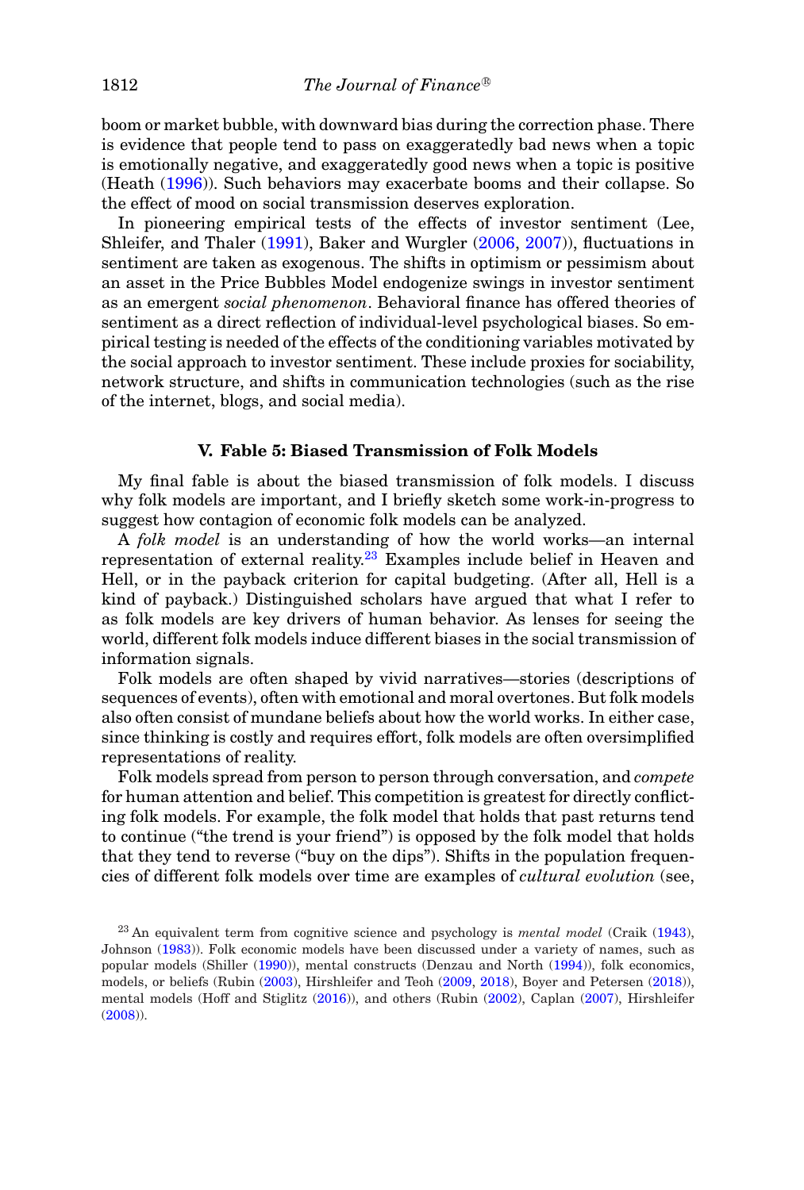boom or market bubble, with downward bias during the correction phase. There is evidence that people tend to pass on exaggeratedly bad news when a topic is emotionally negative, and exaggeratedly good news when a topic is positive (Heath (1996)). Such behaviors may exacerbate booms and their collapse. So the effect of mood on social transmission deserves exploration.

In pioneering empirical tests of the effects of investor sentiment (Lee, Shleifer, and Thaler (1991), Baker and Wurgler (2006, 2007)), fluctuations in sentiment are taken as exogenous. The shifts in optimism or pessimism about an asset in the Price Bubbles Model endogenize swings in investor sentiment as an emergent *social phenomenon*. Behavioral finance has offered theories of sentiment as a direct reflection of individual-level psychological biases. So empirical testing is needed of the effects of the conditioning variables motivated by the social approach to investor sentiment. These include proxies for sociability, network structure, and shifts in communication technologies (such as the rise of the internet, blogs, and social media).

## V. Fable 5: Biased Transmission of Folk Models

My final fable is about the biased transmission of folk models. I discuss why folk models are important, and I briefly sketch some work-in-progress to suggest how contagion of economic folk models can be analyzed.

A *folk model* is an understanding of how the world works—an internal representation of external reality.[23] Examples include belief in Heaven and Hell, or in the payback criterion for capital budgeting. (After all, Hell is a kind of payback.) Distinguished scholars have argued that what I refer to as folk models are key drivers of human behavior. As lenses for seeing the world, different folk models induce different biases in the social transmission of information signals.

Folk models are often shaped by vivid narratives—stories (descriptions of sequences of events), often with emotional and moral overtones. But folk models also often consist of mundane beliefs about how the world works. In either case, since thinking is costly and requires effort, folk models are often oversimplified representations of reality.

Folk models spread from person to person through conversation, and *compete* for human attention and belief. This competition is greatest for directly conflicting folk models. For example, the folk model that holds that past returns tend to continue ("the trend is your friend") is opposed by the folk model that holds that they tend to reverse ("buy on the dips"). Shifts in the population frequencies of different folk models over time are examples of *cultural evolution* (see,

[23] An equivalent term from cognitive science and psychology is *mental model* (Craik (1943), Johnson (1983)). Folk economic models have been discussed under a variety of names, such as popular models (Shiller (1990)), mental constructs (Denzau and North (1994)), folk economics, models, or beliefs (Rubin (2003), Hirshleifer and Teoh (2009, 2018), Boyer and Petersen (2018)), mental models (Hoff and Stiglitz (2016)), and others (Rubin (2002), Caplan (2007), Hirshleifer (2008)).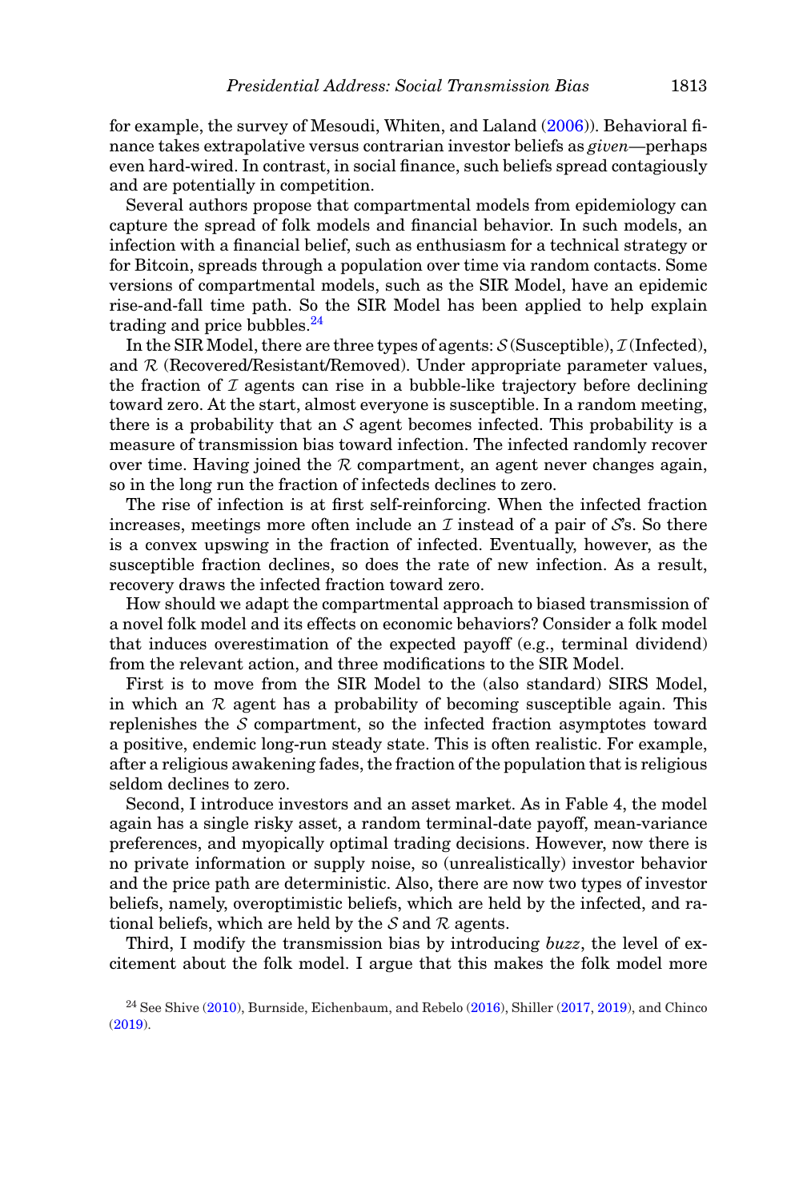for example, the survey of Mesoudi, Whiten, and Laland (2006)). Behavioral finance takes extrapolative versus contrarian investor beliefs as *given*—perhaps even hard-wired. In contrast, in social finance, such beliefs spread contagiously and are potentially in competition.

Several authors propose that compartmental models from epidemiology can capture the spread of folk models and financial behavior. In such models, an infection with a financial belief, such as enthusiasm for a technical strategy or for Bitcoin, spreads through a population over time via random contacts. Some versions of compartmental models, such as the SIR Model, have an epidemic rise-and-fall time path. So the SIR Model has been applied to help explain trading and price bubbles.[24]

In the SIR Model, there are three types of agents: $\mathcal{S}$ (Susceptible), $\mathcal{I}$ (Infected), and $\mathcal{R}$ (Recovered/Resistant/Removed). Under appropriate parameter values, the fraction of $\mathcal{I}$ agents can rise in a bubble-like trajectory before declining toward zero. At the start, almost everyone is susceptible. In a random meeting, there is a probability that an $\mathcal{S}$ agent becomes infected. This probability is a measure of transmission bias toward infection. The infected randomly recover over time. Having joined the $\mathcal{R}$ compartment, an agent never changes again, so in the long run the fraction of infecteds declines to zero.

The rise of infection is at first self-reinforcing. When the infected fraction increases, meetings more often include an $\mathcal{I}$ instead of a pair of $\mathcal{S}$'s. So there is a convex upswing in the fraction of infected. Eventually, however, as the susceptible fraction declines, so does the rate of new infection. As a result, recovery draws the infected fraction toward zero.

How should we adapt the compartmental approach to biased transmission of a novel folk model and its effects on economic behaviors? Consider a folk model that induces overestimation of the expected payoff (e.g., terminal dividend) from the relevant action, and three modifications to the SIR Model.

First is to move from the SIR Model to the (also standard) SIRS Model, in which an $\mathcal{R}$ agent has a probability of becoming susceptible again. This replenishes the $\mathcal{S}$ compartment, so the infected fraction asymptotes toward a positive, endemic long-run steady state. This is often realistic. For example, after a religious awakening fades, the fraction of the population that is religious seldom declines to zero.

Second, I introduce investors and an asset market. As in Table 4, the model again has a single risky asset, a random terminal-date payoff, mean-variance preferences, and myopically optimal trading decisions. However, now there is no private information or supply noise, so (unrealistically) investor behavior and the price path are deterministic. Also, there are now two types of investor beliefs, namely, overoptimistic beliefs, which are held by the infected, and rational beliefs, which are held by the $\mathcal{S}$ and $\mathcal{R}$ agents.

Third, I modify the transmission bias by introducing *buzz*, the level of excitement about the folk model. I argue that this makes the folk model more

[24] See Shive (2010), Burnside, Eichenbaum, and Rebelo (2016), Shiller (2017, 2019), and Chinco (2019).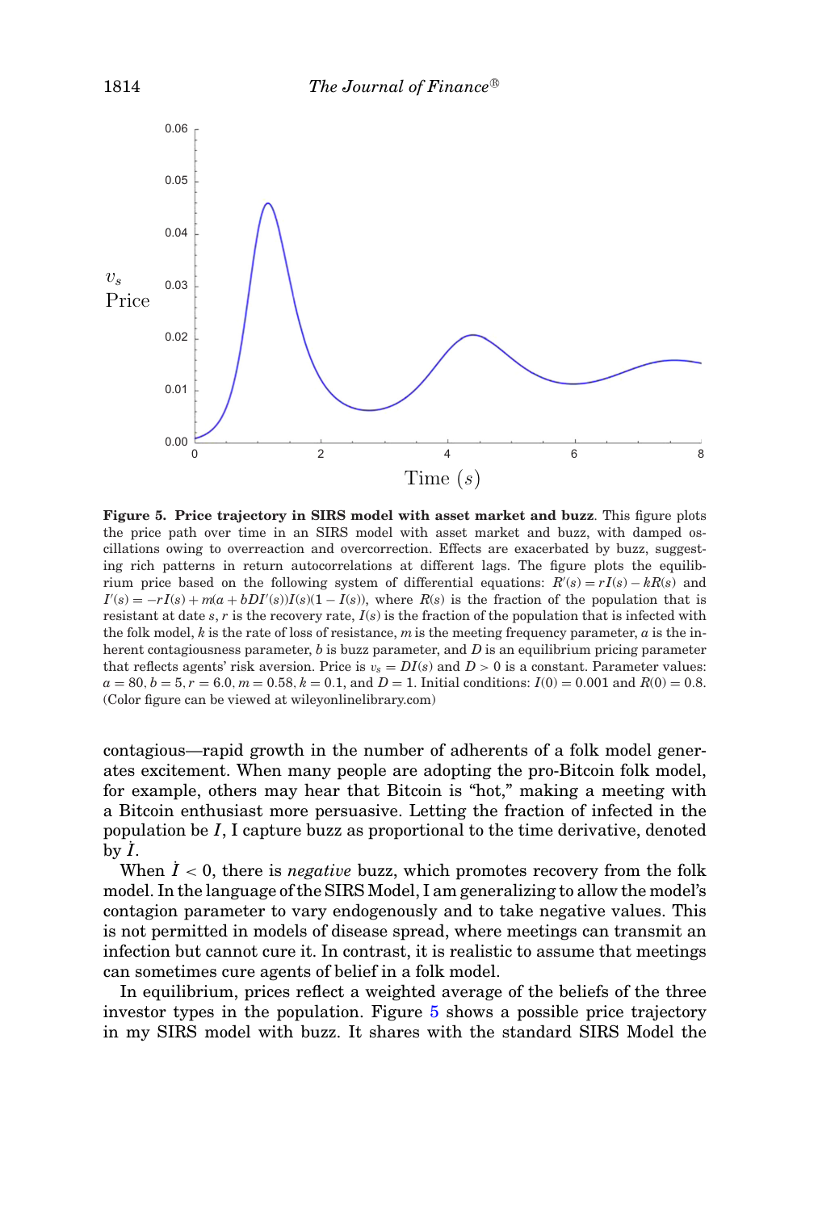**Figure 5. Price trajectory in SIRS model with asset market and buzz**. This figure plots the price path over time in an SIRS model with asset market and buzz, with damped oscillations owing to overreaction and overcorrection. Effects are exacerbated by buzz, suggesting rich patterns in return autocorrelations at different lags. The figure plots the equilibrium price based on the following system of differential equations: $R'(s) = rI(s) - kR(s)$ and $I'(s) = -rI(s) + m(a + bDI'(s))I(s)(1 - I(s))$, where $R(s)$ is the fraction of the population that is resistant at date $s$, $r$ is the recovery rate, $I(s)$ is the fraction of the population that is infected with the folk model, $k$ is the rate of loss of resistance, $m$ is the meeting frequency parameter, $a$ is the inherent contagiousness parameter, $b$ is buzz parameter, and $D$ is an equilibrium pricing parameter that reflects agents' risk aversion. Price is $v_s = DI(s)$ and $D > 0$ is a constant. Parameter values: $a = 80, b = 5, r = 6.0, m = 0.58, k = 0.1$, and $D = 1$. Initial conditions: $I(0) = 0.001$ and $R(0) = 0.8$. (Color figure can be viewed at wileyonlinelibrary.com)

contagious—rapid growth in the number of adherents of a folk model generates excitement. When many people are adopting the pro-Bitcoin folk model, for example, others may hear that Bitcoin is "hot," making a meeting with a Bitcoin enthusiast more persuasive. Letting the fraction of infected in the population be $I$, I capture buzz as proportional to the time derivative, denoted by $\dot{I}$.

When $\dot{I} < 0$, there is *negative* buzz, which promotes recovery from the folk model. In the language of the SIRS Model, I am generalizing to allow the model's contagion parameter to vary endogenously and to take negative values. This is not permitted in models of disease spread, where meetings can transmit an infection but cannot cure it. In contrast, it is realistic to assume that meetings can sometimes cure agents of belief in a folk model.

In equilibrium, prices reflect a weighted average of the beliefs of the three investor types in the population. Figure 5 shows a possible price trajectory in my SIRS model with buzz. It shares with the standard SIRS Model the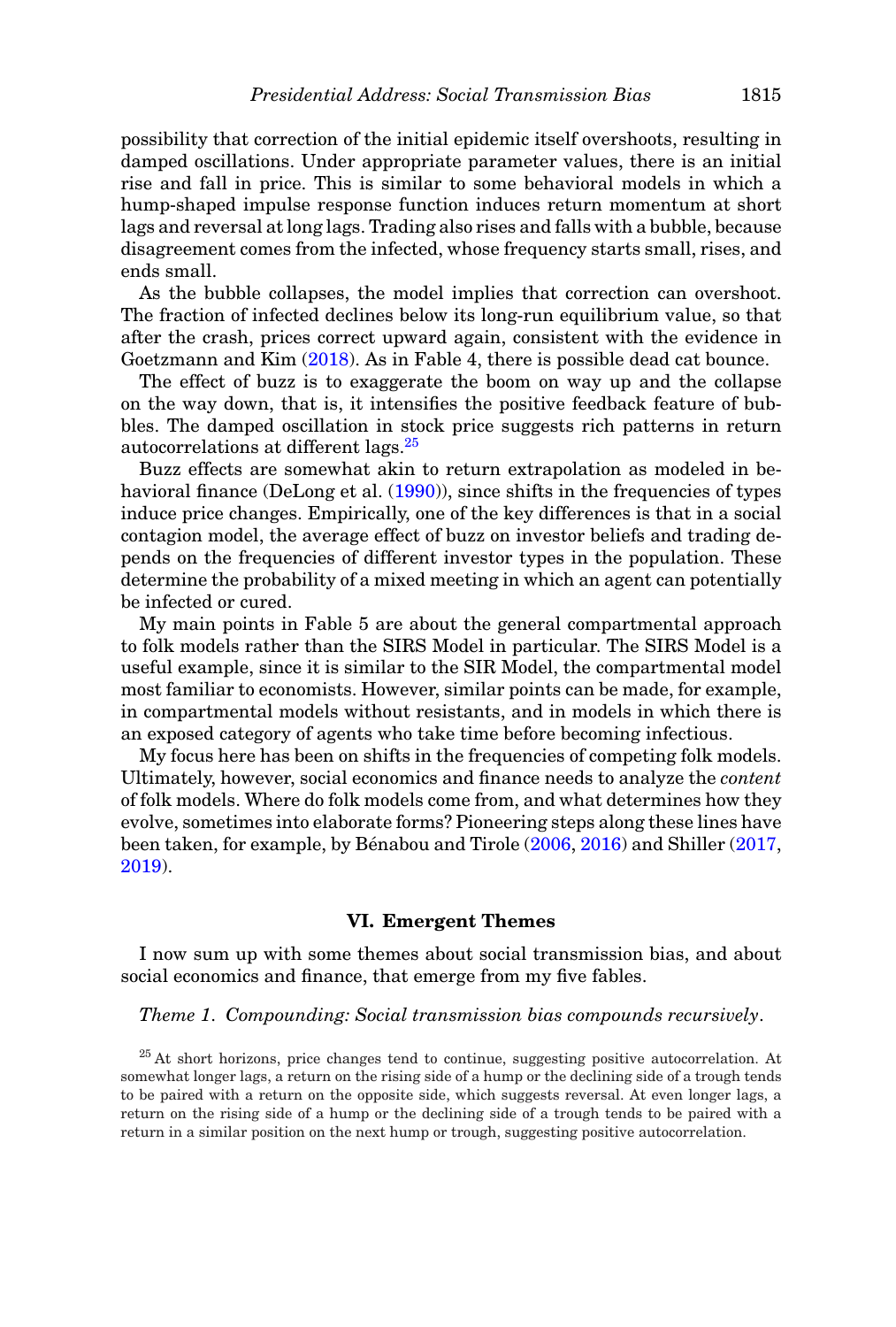possibility that correction of the initial epidemic itself overshoots, resulting in damped oscillations. Under appropriate parameter values, there is an initial rise and fall in price. This is similar to some behavioral models in which a hump-shaped impulse response function induces return momentum at short lags and reversal at long lags. Trading also rises and falls with a bubble, because disagreement comes from the infected, whose frequency starts small, rises, and ends small.

As the bubble collapses, the model implies that correction can overshoot. The fraction of infected declines below its long-run equilibrium value, so that after the crash, prices correct upward again, consistent with the evidence in Goetzmann and Kim (2018). As in Fable 4, there is possible dead cat bounce.

The effect of buzz is to exaggerate the boom on way up and the collapse on the way down, that is, it intensifies the positive feedback feature of bubbles. The damped oscillation in stock price suggests rich patterns in return autocorrelations at different lags.[25]

Buzz effects are somewhat akin to return extrapolation as modeled in behavioral finance (DeLong et al. (1990)), since shifts in the frequencies of types induce price changes. Empirically, one of the key differences is that in a social contagion model, the average effect of buzz on investor beliefs and trading depends on the frequencies of different investor types in the population. These determine the probability of a mixed meeting in which an agent can potentially be infected or cured.

My main points in Fable 5 are about the general compartmental approach to folk models rather than the SIRS Model in particular. The SIRS Model is a useful example, since it is similar to the SIR Model, the compartmental model most familiar to economists. However, similar points can be made, for example, in compartmental models without resistants, and in models in which there is an exposed category of agents who take time before becoming infectious.

My focus here has been on shifts in the frequencies of competing folk models. Ultimately, however, social economics and finance needs to analyze the *content* of folk models. Where do folk models come from, and what determines how they evolve, sometimes into elaborate forms? Pioneering steps along these lines have been taken, for example, by Bénabou and Tirole (2006, 2016) and Shiller (2017, 2019).

## VI. Emergent Themes

I now sum up with some themes about social transmission bias, and about social economics and finance, that emerge from my five fables.

*Theme 1. Compounding: Social transmission bias compounds recursively.*

[25] At short horizons, price changes tend to continue, suggesting positive autocorrelation. At somewhat longer lags, a return on the rising side of a hump or the declining side of a trough tends to be paired with a return on the opposite side, which suggests reversal. At even longer lags, a return on the rising side of a hump or the declining side of a trough tends to be paired with a return in a similar position on the next hump or trough, suggesting positive autocorrelation.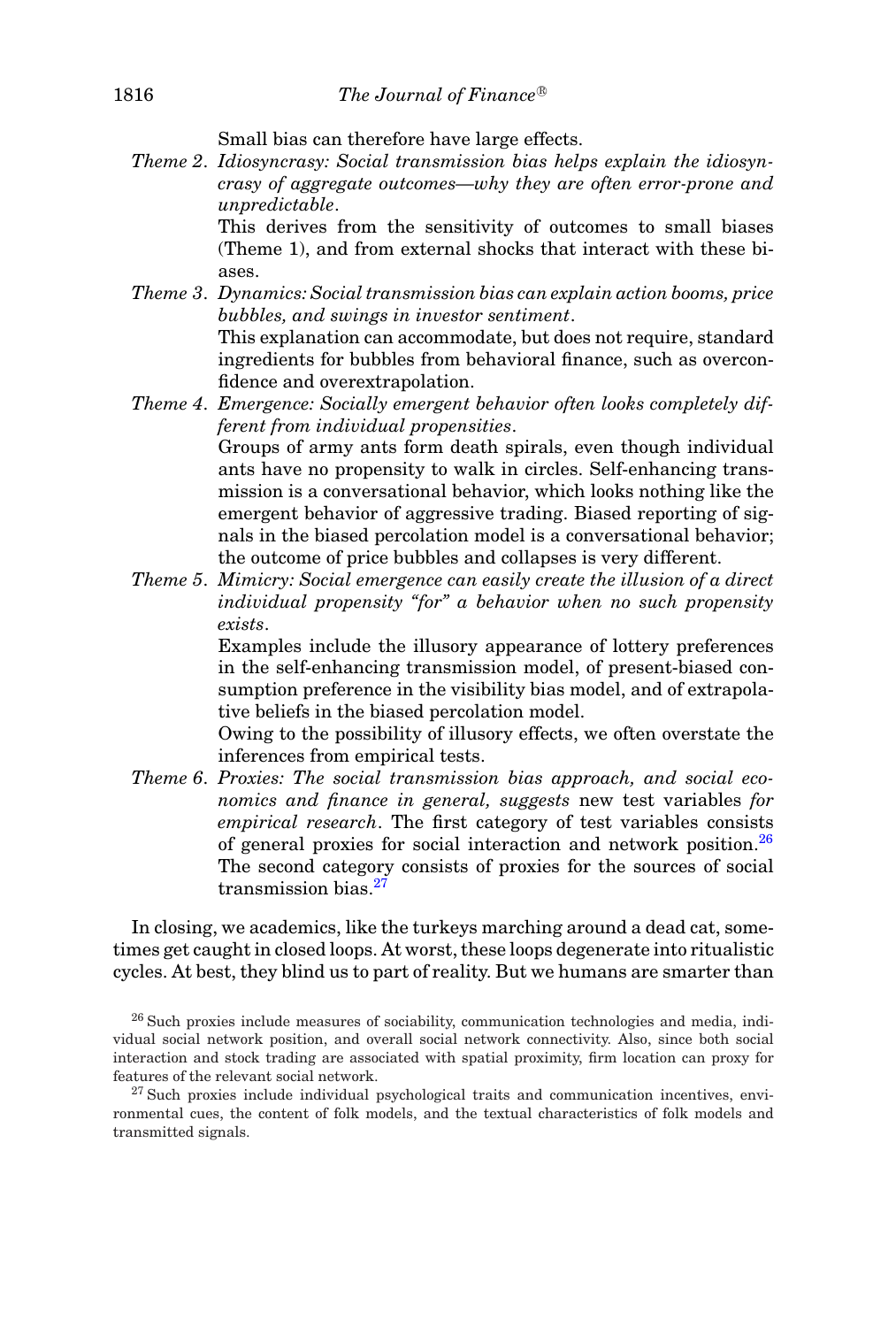Small bias can therefore have large effects.

*Theme 2*. *Idiosyncrasy: Social transmission bias helps explain the idiosyncrasy of aggregate outcomes—why they are often error-prone and unpredictable*.

This derives from the sensitivity of outcomes to small biases (Theme 1), and from external shocks that interact with these biases.

*Theme 3*. *Dynamics: Social transmission bias can explain action booms, price bubbles, and swings in investor sentiment*.

This explanation can accommodate, but does not require, standard ingredients for bubbles from behavioral finance, such as overconfidence and overextrapolation.

*Theme 4*. *Emergence: Socially emergent behavior often looks completely different from individual propensities*.

Groups of army ants form death spirals, even though individual ants have no propensity to walk in circles. Self-enhancing transmission is a conversational behavior, which looks nothing like the emergent behavior of aggressive trading. Biased reporting of signals in the biased percolation model is a conversational behavior; the outcome of price bubbles and collapses is very different.

*Theme 5*. *Mimicry: Social emergence can easily create the illusion of a direct individual propensity "for" a behavior when no such propensity exists*.

Examples include the illusory appearance of lottery preferences in the self-enhancing transmission model, of present-biased consumption preference in the visibility bias model, and of extrapolative beliefs in the biased percolation model.

Owing to the possibility of illusory effects, we often overstate the inferences from empirical tests.

*Theme 6*. *Proxies: The social transmission bias approach, and social economics and finance in general, suggests* new test variables *for empirical research*. The first category of test variables consists of general proxies for social interaction and network position.[26] The second category consists of proxies for the sources of social transmission bias.[27]

In closing, we academics, like the turkeys marching around a dead cat, sometimes get caught in closed loops. At worst, these loops degenerate into ritualistic cycles. At best, they blind us to part of reality. But we humans are smarter than

[26] Such proxies include measures of sociability, communication technologies and media, individual social network position, and overall social network connectivity. Also, since both social interaction and stock trading are associated with spatial proximity, firm location can proxy for features of the relevant social network.

[27] Such proxies include individual psychological traits and communication incentives, environmental cues, the content of folk models, and the textual characteristics of folk models and transmitted signals.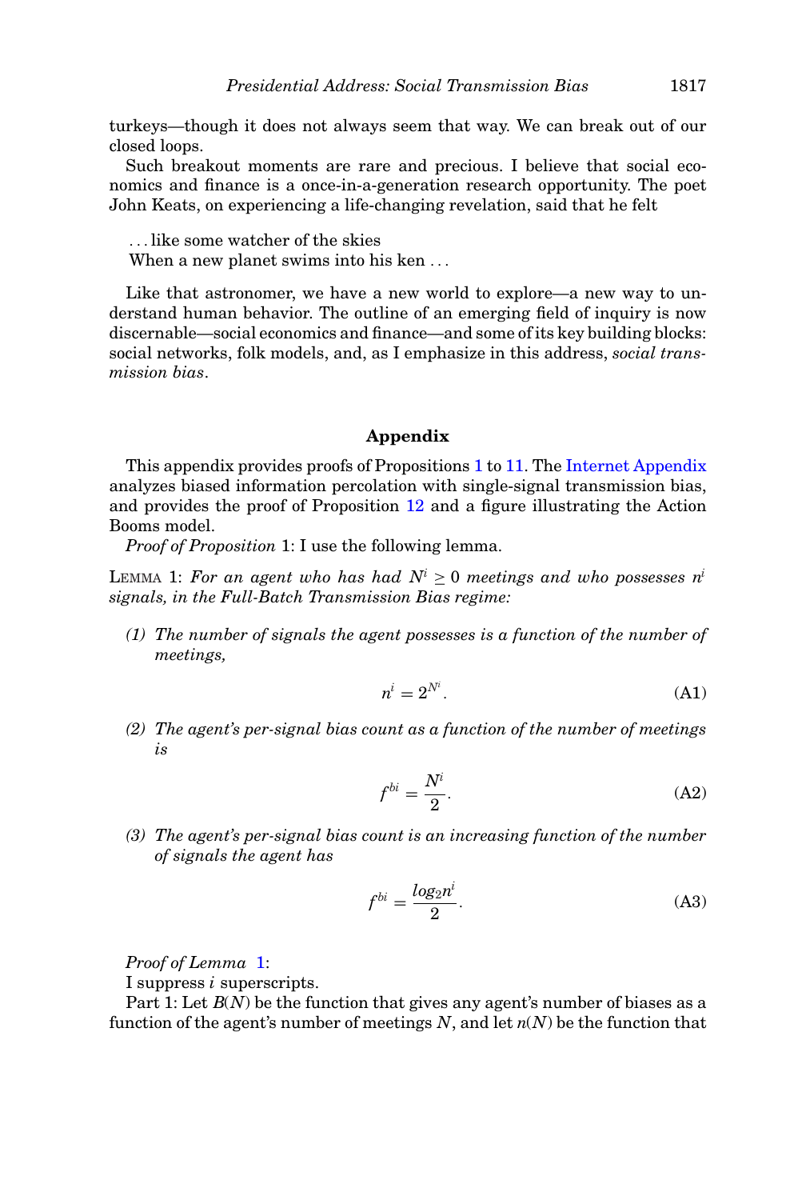turkeys—though it does not always seem that way. We can break out of our closed loops.

Such breakout moments are rare and precious. I believe that social economics and finance is a once-in-a-generation research opportunity. The poet John Keats, on experiencing a life-changing revelation, said that he felt

> . . . like some watcher of the skies
> When a new planet swims into his ken . . .

Like that astronomer, we have a new world to explore—a new way to understand human behavior. The outline of an emerging field of inquiry is now discernable—social economics and finance—and some of its key building blocks: social networks, folk models, and, as I emphasize in this address, *social transmission bias*.

## Appendix

This appendix provides proofs of Propositions 1 to 11. The Internet Appendix analyzes biased information percolation with single-signal transmission bias, and provides the proof of Proposition 12 and a figure illustrating the Action Booms model.

*Proof of Proposition* 1: I use the following lemma.

LEMMA 1: *For an agent who has had $N^i \geq 0$ meetings and who possesses $n^i$ signals, in the Full-Batch Transmission Bias regime:*

*(1) The number of signals the agent possesses is a function of the number of meetings,*

$$n^i = 2^{N^i}. \tag{A1}$$

*(2) The agent's per-signal bias count as a function of the number of meetings is*

$$f^{bi} = \frac{N^i}{2}. \tag{A2}$$

*(3) The agent's per-signal bias count is an increasing function of the number of signals the agent has*

$$f^{bi} = \frac{log_2 n^i}{2}. \tag{A3}$$

*Proof of Lemma* 1:

I suppress $i$ superscripts.

Part 1: Let $B(N)$ be the function that gives any agent's number of biases as a function of the agent's number of meetings $N$, and let $n(N)$ be the function that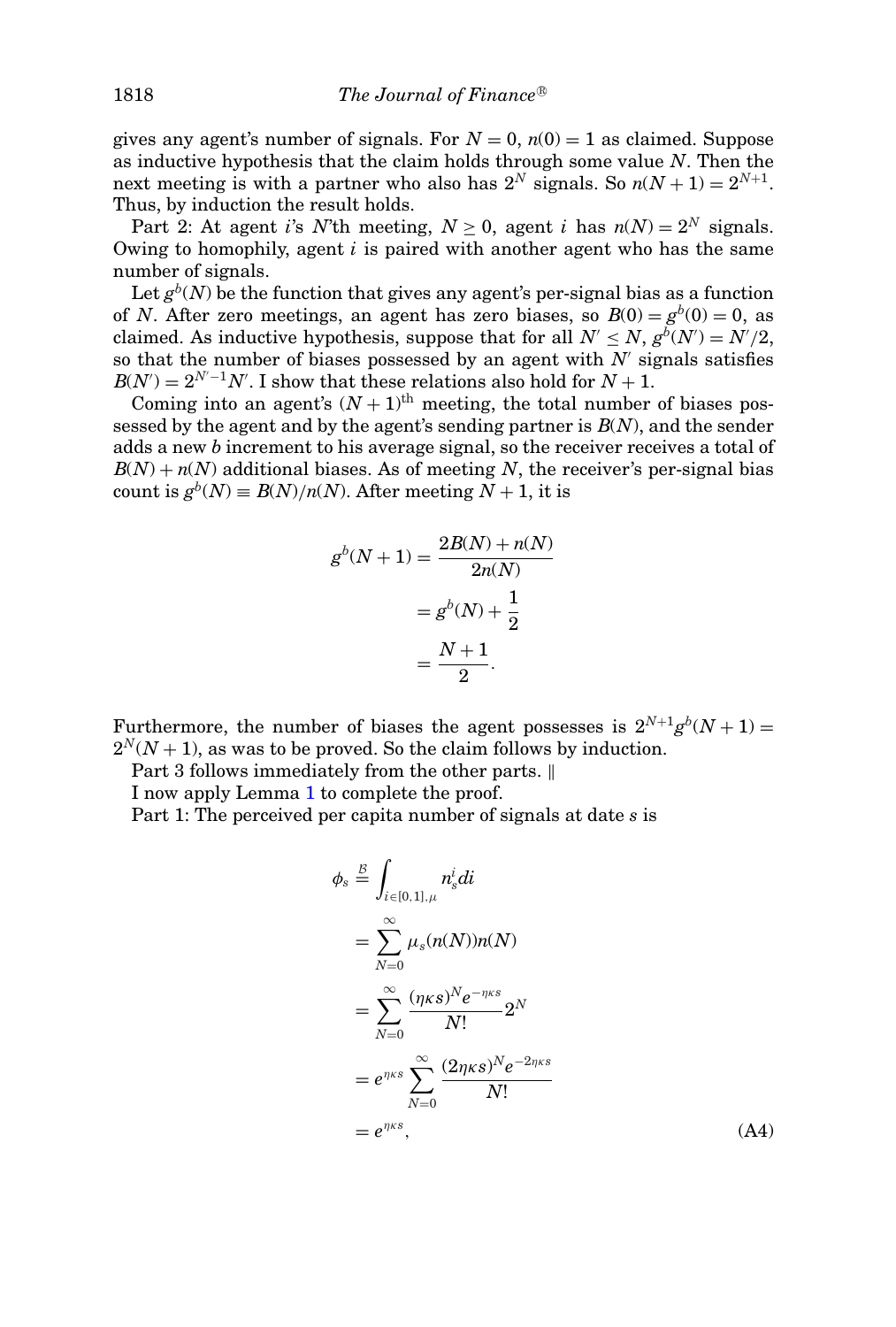gives any agent's number of signals. For $N = 0$, $n(0) = 1$ as claimed. Suppose as inductive hypothesis that the claim holds through some value $N$. Then the next meeting is with a partner who also has $2^N$ signals. So $n(N+1) = 2^{N+1}$. Thus, by induction the result holds.

Part 2: At agent $i$'s $N$'th meeting, $N \geq 0$, agent $i$ has $n(N) = 2^N$ signals. Owing to homophily, agent $i$ is paired with another agent who has the same number of signals.

Let $g^b(N)$ be the function that gives any agent's per-signal bias as a function of $N$. After zero meetings, an agent has zero biases, so $B(0) = g^b(0) = 0$, as claimed. As inductive hypothesis, suppose that for all $N' \leq N$, $g^b(N') = N'/2$, so that the number of biases possessed by an agent with $N'$ signals satisfies $B(N') = 2^{N'-1}N'$. I show that these relations also hold for $N+1$.

Coming into an agent's $(N+1)^{\text{th}}$ meeting, the total number of biases possessed by the agent and by the agent's sending partner is $B(N)$, and the sender adds a new $b$ increment to his average signal, so the receiver receives a total of $B(N) + n(N)$ additional biases. As of meeting $N$, the receiver's per-signal bias count is $g^b(N) \equiv B(N)/n(N)$. After meeting $N+1$, it is

$$
\begin{aligned}
g^b(N+1) &= \frac{2B(N) + n(N)}{2n(N)} \\
&= g^b(N) + \frac{1}{2} \\
&= \frac{N+1}{2}.
\end{aligned}
$$

Furthermore, the number of biases the agent possesses is $2^{N+1}g^b(N+1) = 2^N(N+1)$, as was to be proved. So the claim follows by induction.

Part 3 follows immediately from the other parts. ‖

I now apply Lemma 1 to complete the proof.

Part 1: The perceived per capita number of signals at date $s$ is

$$
\begin{aligned}
\phi_s &\stackrel{\mathcal{B}}{=} \int_{i\in[0,1],\mu} n_s^i di \\
&= \sum_{N=0}^{\infty} \mu_s(n(N))n(N) \\
&= \sum_{N=0}^{\infty} \frac{(\eta\kappa s)^N e^{-\eta\kappa s}}{N!} 2^N \\
&= e^{\eta\kappa s} \sum_{N=0}^{\infty} \frac{(2\eta\kappa s)^N e^{-2\eta\kappa s}}{N!} \\
&= e^{\eta\kappa s}, \qquad \text{(A4)}
\end{aligned}
$$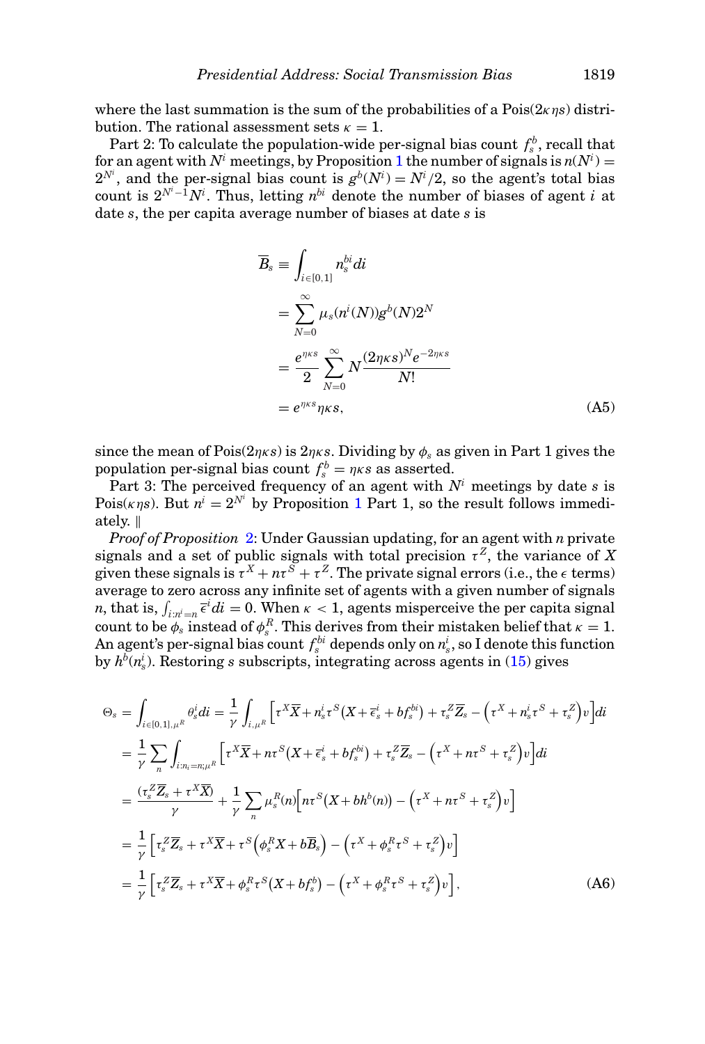where the last summation is the sum of the probabilities of a Pois($2\kappa\eta s$) distribution. The rational assessment sets $\kappa = 1$.

Part 2: To calculate the population-wide per-signal bias count $f_s^b$, recall that for an agent with $N^i$ meetings, by Proposition 1 the number of signals is $n(N^i) = 2^{N^i}$, and the per-signal bias count is $g^b(N^i) = N^i/2$, so the agent's total bias count is $2^{N^i-1}N^i$. Thus, letting $n^{bi}$ denote the number of biases of agent $i$ at date $s$, the per capita average number of biases at date $s$ is

$$
\begin{aligned}
\overline{B}_s &\equiv \int_{i\in[0,1]} n_s^{bi} di \\
&= \sum_{N=0}^{\infty} \mu_s(n^i(N)) g^b(N) 2^N \\
&= \frac{e^{\eta\kappa s}}{2} \sum_{N=0}^{\infty} N \frac{(2\eta\kappa s)^N e^{-2\eta\kappa s}}{N!} \\
&= e^{\eta\kappa s}\eta\kappa s, \qquad \text{(A5)}
\end{aligned}
$$

since the mean of Pois($2\eta\kappa s$) is $2\eta\kappa s$. Dividing by $\phi_s$ as given in Part 1 gives the population per-signal bias count $f_s^b = \eta\kappa s$ as asserted.

Part 3: The perceived frequency of an agent with $N^i$ meetings by date $s$ is Pois($\kappa\eta s$). But $n^i = 2^{N^i}$ by Proposition 1 Part 1, so the result follows immediately. ‖

*Proof of Proposition* 2: Under Gaussian updating, for an agent with $n$ private signals and a set of public signals with total precision $\tau^Z$, the variance of $X$ given these signals is $\tau^X + n\tau^S + \tau^Z$. The private signal errors (i.e., the $\epsilon$ terms) average to zero across any infinite set of agents with a given number of signals $n$, that is, $\int_{i:n^i=n} \overline{\epsilon}^i di = 0$. When $\kappa < 1$, agents misperceive the per capita signal count to be $\phi_s$ instead of $\phi_s^R$. This derives from their mistaken belief that $\kappa = 1$. An agent's per-signal bias count $f_s^{bi}$ depends only on $n_s^i$, so I denote this function by $h^b(n_s^i)$. Restoring $s$ subscripts, integrating across agents in (15) gives

$$
\begin{aligned}
\Theta_s &= \int_{i\in[0,1],\mu^R} \theta_s^i di = \frac{1}{\gamma}\int_{i,\mu^R} \Big[\tau^X\overline{X} + n_s^i\tau^S\big(X + \overline{\epsilon}_s^i + bf_s^{bi}\big) + \tau_s^Z\overline{Z}_s - \Big(\tau^X + n_s^i\tau^S + \tau_s^Z\Big)v\Big]di \\
&= \frac{1}{\gamma}\sum_n \int_{i:n_i=n;\mu^R} \Big[\tau^X\overline{X} + n\tau^S\big(X + \overline{\epsilon}_s^i + bf_s^{bi}\big) + \tau_s^Z\overline{Z}_s - \Big(\tau^X + n\tau^S + \tau_s^Z\Big)v\Big]di \\
&= \frac{(\tau_s^Z\overline{Z}_s + \tau^X\overline{X})}{\gamma} + \frac{1}{\gamma}\sum_n \mu_s^R(n)\Big[n\tau^S\big(X + bh^b(n)\big) - \Big(\tau^X + n\tau^S + \tau_s^Z\Big)v\Big] \\
&= \frac{1}{\gamma}\Big[\tau_s^Z\overline{Z}_s + \tau^X\overline{X} + \tau^S\Big(\phi_s^R X + b\overline{B}_s\Big) - \Big(\tau^X + \phi_s^R\tau^S + \tau_s^Z\Big)v\Big] \\
&= \frac{1}{\gamma}\Big[\tau_s^Z\overline{Z}_s + \tau^X\overline{X} + \phi_s^R\tau^S\big(X + bf_s^b\big) - \Big(\tau^X + \phi_s^R\tau^S + \tau_s^Z\Big)v\Big], \qquad \text{(A6)}
\end{aligned}
$$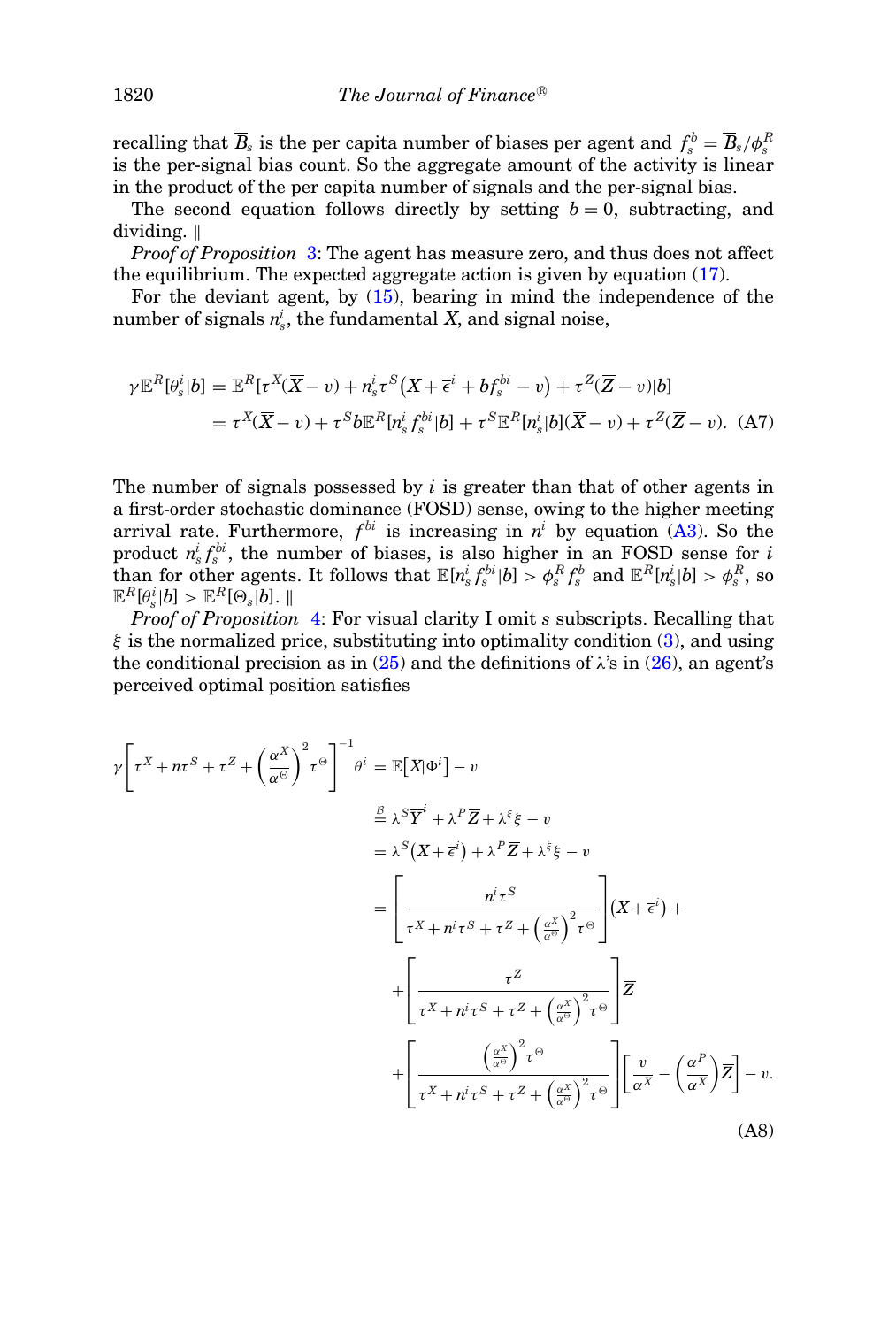recalling that $\overline{B}_s$ is the per capita number of biases per agent and $f_s^b = \overline{B}_s/\phi_s^R$ is the per-signal bias count. So the aggregate amount of the activity is linear in the product of the per capita number of signals and the per-signal bias.

The second equation follows directly by setting $b = 0$, subtracting, and dividing. ‖

*Proof of Proposition* 3: The agent has measure zero, and thus does not affect the equilibrium. The expected aggregate action is given by equation (17).

For the deviant agent, by (15), bearing in mind the independence of the number of signals $n_s^i$, the fundamental $X$, and signal noise,

$$
\begin{aligned}
\gamma \mathbb{E}^R[\theta_s^i|b] &= \mathbb{E}^R[\tau^X(\overline{X} - v) + n_s^i \tau^S\big(X + \overline{\epsilon}^i + b f_s^{bi} - v\big) + \tau^Z(\overline{Z} - v)|b] \\
&= \tau^X(\overline{X} - v) + \tau^S b \mathbb{E}^R[n_s^i f_s^{bi}|b] + \tau^S \mathbb{E}^R[n_s^i|b](\overline{X} - v) + \tau^Z(\overline{Z} - v). \quad \text{(A7)}
\end{aligned}
$$

The number of signals possessed by $i$ is greater than that of other agents in a first-order stochastic dominance (FOSD) sense, owing to the higher meeting arrival rate. Furthermore, $f^{bi}$ is increasing in $n^i$ by equation (A3). So the product $n_s^i f_s^{bi}$, the number of biases, is also higher in an FOSD sense for $i$ than for other agents. It follows that $\mathbb{E}[n_s^i f_s^{bi}|b] > \phi_s^R f_s^b$ and $\mathbb{E}^R[n_s^i|b] > \phi_s^R$, so $\mathbb{E}^R[\theta_s^i|b] > \mathbb{E}^R[\Theta_s|b]$. ‖

*Proof of Proposition* 4: For visual clarity I omit $s$ subscripts. Recalling that $\xi$ is the normalized price, substituting into optimality condition (3), and using the conditional precision as in (25) and the definitions of $\lambda$'s in (26), an agent's perceived optimal position satisfies

$$
\begin{aligned}
\gamma\left[\tau^X + n\tau^S + \tau^Z + \left(\frac{\alpha^X}{\alpha^\Theta}\right)^2\tau^\Theta\right]^{-1}\theta^i &= \mathbb{E}\big[X|\Phi^i\big] - v \\
&\overset{\mathcal{B}}{=} \lambda^S\overline{Y}^i + \lambda^P\overline{Z} + \lambda^\xi\xi - v \\
&= \lambda^S\big(X + \overline{\epsilon}^i\big) + \lambda^P\overline{Z} + \lambda^\xi\xi - v \\
&= \left[\frac{n^i\tau^S}{\tau^X + n^i\tau^S + \tau^Z + \left(\frac{\alpha^X}{\alpha^\Theta}\right)^2\tau^\Theta}\right]\big(X + \overline{\epsilon}^i\big) + \\
&\quad + \left[\frac{\tau^Z}{\tau^X + n^i\tau^S + \tau^Z + \left(\frac{\alpha^X}{\alpha^\Theta}\right)^2\tau^\Theta}\right]\overline{Z} \\
&\quad + \left[\frac{\left(\frac{\alpha^X}{\alpha^\Theta}\right)^2\tau^\Theta}{\tau^X + n^i\tau^S + \tau^Z + \left(\frac{\alpha^X}{\alpha^\Theta}\right)^2\tau^\Theta}\right]\left[\frac{v}{\alpha^X} - \left(\frac{\alpha^P}{\alpha^X}\right)\overline{Z}\right] - v.
\end{aligned}
\quad \text{(A8)}
$$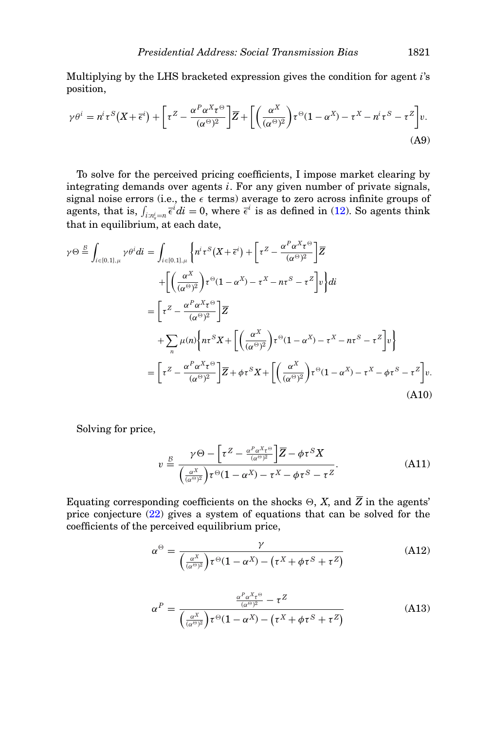Multiplying by the LHS bracketed expression gives the condition for agent $i$'s position,

$$\gamma\theta^i = n^i\tau^S\left(X+\overline{\epsilon}^i\right) + \left[\tau^Z - \frac{\alpha^P\alpha^X\tau^\Theta}{(\alpha^\Theta)^2}\right]\overline{Z} + \left[\left(\frac{\alpha^X}{(\alpha^\Theta)^2}\right)\tau^\Theta(1-\alpha^X) - \tau^X - n^i\tau^S - \tau^Z\right]v. \tag{A9}$$

To solve for the perceived pricing coefficients, I impose market clearing by integrating demands over agents $i$. For any given number of private signals, signal noise errors (i.e., the $\epsilon$ terms) average to zero across infinite groups of agents, that is, $\int_{i:n_s^i=n}\overline{\epsilon}^i di = 0$, where $\overline{\epsilon}^i$ is as defined in (12). So agents think that in equilibrium, at each date,

$$\begin{aligned}
\gamma\Theta \overset{\mathcal{B}}{=} \int_{i\in[0,1],\mu}\gamma\theta^i di &= \int_{i\in[0,1],\mu}\left\{n^i\tau^S\left(X+\overline{\epsilon}^i\right) + \left[\tau^Z - \frac{\alpha^P\alpha^X\tau^\Theta}{(\alpha^\Theta)^2}\right]\overline{Z}\right. \\
&\quad \left. + \left[\left(\frac{\alpha^X}{(\alpha^\Theta)^2}\right)\tau^\Theta(1-\alpha^X) - \tau^X - n\tau^S - \tau^Z\right]v\right\}di \\
&= \left[\tau^Z - \frac{\alpha^P\alpha^X\tau^\Theta}{(\alpha^\Theta)^2}\right]\overline{Z} \\
&\quad + \sum_n \mu(n)\left\{n\tau^S X + \left[\left(\frac{\alpha^X}{(\alpha^\Theta)^2}\right)\tau^\Theta(1-\alpha^X) - \tau^X - n\tau^S - \tau^Z\right]v\right\} \\
&= \left[\tau^Z - \frac{\alpha^P\alpha^X\tau^\Theta}{(\alpha^\Theta)^2}\right]\overline{Z} + \phi\tau^S X + \left[\left(\frac{\alpha^X}{(\alpha^\Theta)^2}\right)\tau^\Theta(1-\alpha^X) - \tau^X - \phi\tau^S - \tau^Z\right]v.
\end{aligned} \tag{A10}$$

Solving for price,

$$v \overset{\mathcal{B}}{=} \frac{\gamma\Theta - \left[\tau^Z - \frac{\alpha^P\alpha^X\tau^\Theta}{(\alpha^\Theta)^2}\right]\overline{Z} - \phi\tau^S X}{\left(\frac{\alpha^X}{(\alpha^\Theta)^2}\right)\tau^\Theta(1-\alpha^X) - \tau^X - \phi\tau^S - \tau^Z}. \tag{A11}$$

Equating corresponding coefficients on the shocks $\Theta$, $X$, and $\overline{Z}$ in the agents' price conjecture (22) gives a system of equations that can be solved for the coefficients of the perceived equilibrium price,

$$\alpha^\Theta = \frac{\gamma}{\left(\frac{\alpha^X}{(\alpha^\Theta)^2}\right)\tau^\Theta(1-\alpha^X) - \left(\tau^X + \phi\tau^S + \tau^Z\right)} \tag{A12}$$

$$\alpha^P = \frac{\frac{\alpha^P\alpha^X\tau^\Theta}{(\alpha^\Theta)^2} - \tau^Z}{\left(\frac{\alpha^X}{(\alpha^\Theta)^2}\right)\tau^\Theta(1-\alpha^X) - \left(\tau^X + \phi\tau^S + \tau^Z\right)} \tag{A13}$$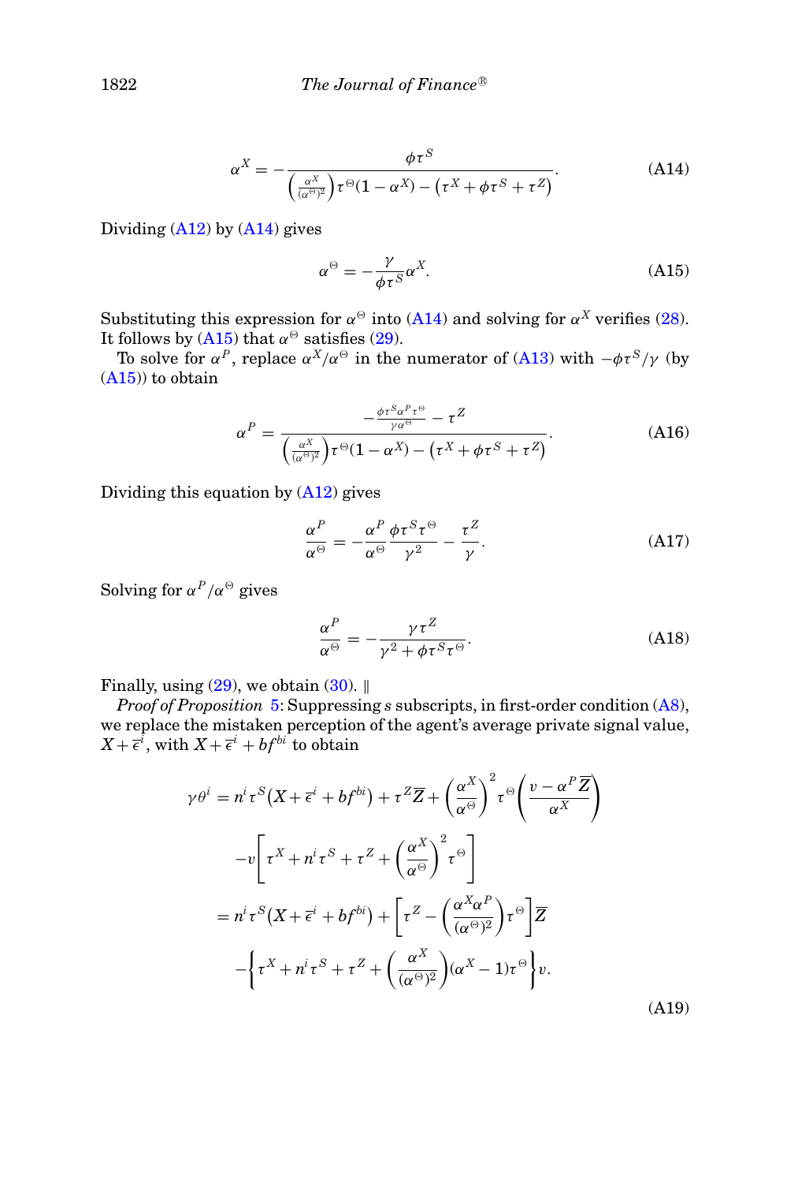$$\alpha^X = -\frac{\phi\tau^S}{\left(\frac{\alpha^X}{(\alpha^\Theta)^2}\right)\tau^\Theta(1-\alpha^X) - \left(\tau^X + \phi\tau^S + \tau^Z\right)}. \tag{A14}$$

Dividing (A12) by (A14) gives

$$\alpha^\Theta = -\frac{\gamma}{\phi\tau^S}\alpha^X. \tag{A15}$$

Substituting this expression for $\alpha^\Theta$ into (A14) and solving for $\alpha^X$ verifies (28). It follows by (A15) that $\alpha^\Theta$ satisfies (29).

To solve for $\alpha^P$, replace $\alpha^X/\alpha^\Theta$ in the numerator of (A13) with $-\phi\tau^S/\gamma$ (by (A15)) to obtain

$$\alpha^P = \frac{-\frac{\phi\tau^S\alpha^P\tau^\Theta}{\gamma\alpha^\Theta} - \tau^Z}{\left(\frac{\alpha^X}{(\alpha^\Theta)^2}\right)\tau^\Theta(1-\alpha^X) - \left(\tau^X + \phi\tau^S + \tau^Z\right)}. \tag{A16}$$

Dividing this equation by (A12) gives

$$\frac{\alpha^P}{\alpha^\Theta} = -\frac{\alpha^P}{\alpha^\Theta}\frac{\phi\tau^S\tau^\Theta}{\gamma^2} - \frac{\tau^Z}{\gamma}. \tag{A17}$$

Solving for $\alpha^P/\alpha^\Theta$ gives

$$\frac{\alpha^P}{\alpha^\Theta} = -\frac{\gamma\tau^Z}{\gamma^2 + \phi\tau^S\tau^\Theta}. \tag{A18}$$

Finally, using (29), we obtain (30). ‖

*Proof of Proposition* 5: Suppressing $s$ subscripts, in first-order condition (A8), we replace the mistaken perception of the agent's average private signal value, $X + \overline{\epsilon}^i$, with $X + \overline{\epsilon}^i + bf^{bi}$ to obtain

$$\begin{aligned}
\gamma\theta^i &= n^i\tau^S\left(X + \overline{\epsilon}^i + bf^{bi}\right) + \tau^Z\overline{Z} + \left(\frac{\alpha^X}{\alpha^\Theta}\right)^2\tau^\Theta\left(\frac{v - \alpha^P\overline{Z}}{\alpha^X}\right) \\
&\quad - v\left[\tau^X + n^i\tau^S + \tau^Z + \left(\frac{\alpha^X}{\alpha^\Theta}\right)^2\tau^\Theta\right] \\
&= n^i\tau^S\left(X + \overline{\epsilon}^i + bf^{bi}\right) + \left[\tau^Z - \left(\frac{\alpha^X\alpha^P}{(\alpha^\Theta)^2}\right)\tau^\Theta\right]\overline{Z} \\
&\quad - \left\{\tau^X + n^i\tau^S + \tau^Z + \left(\frac{\alpha^X}{(\alpha^\Theta)^2}\right)(\alpha^X - 1)\tau^\Theta\right\}v.
\end{aligned} \tag{A19}$$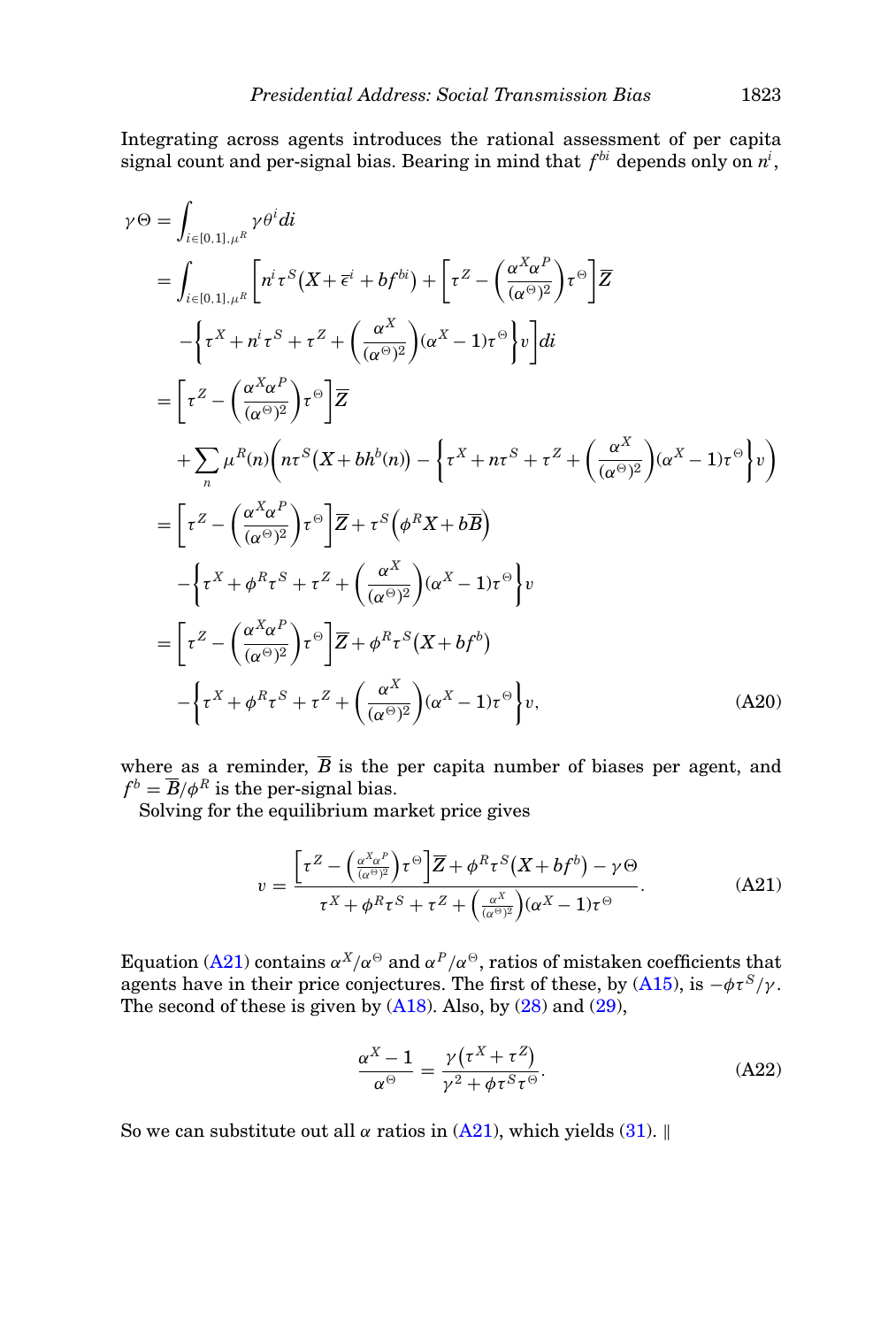Integrating across agents introduces the rational assessment of per capita signal count and per-signal bias. Bearing in mind that $f^{bi}$ depends only on $n^i$,

$$
\begin{aligned}
\gamma\Theta &= \int_{i\in[0,1],\mu^R} \gamma\theta^i di \\
&= \int_{i\in[0,1],\mu^R} \Bigg[ n^i \tau^S\left(X + \overline{\epsilon}^i + bf^{bi}\right) + \left[\tau^Z - \left(\frac{\alpha^X \alpha^P}{(\alpha^\Theta)^2}\right)\tau^\Theta\right]\overline{Z} \\
&\quad - \left\{\tau^X + n^i\tau^S + \tau^Z + \left(\frac{\alpha^X}{(\alpha^\Theta)^2}\right)(\alpha^X - 1)\tau^\Theta\right\} v \Bigg] di \\
&= \left[\tau^Z - \left(\frac{\alpha^X \alpha^P}{(\alpha^\Theta)^2}\right)\tau^\Theta\right]\overline{Z} \\
&\quad + \sum_n \mu^R(n)\left( n\tau^S\left(X + bh^b(n)\right) - \left\{\tau^X + n\tau^S + \tau^Z + \left(\frac{\alpha^X}{(\alpha^\Theta)^2}\right)(\alpha^X - 1)\tau^\Theta\right\} v\right) \\
&= \left[\tau^Z - \left(\frac{\alpha^X \alpha^P}{(\alpha^\Theta)^2}\right)\tau^\Theta\right]\overline{Z} + \tau^S\left(\phi^R X + b\overline{B}\right) \\
&\quad - \left\{\tau^X + \phi^R\tau^S + \tau^Z + \left(\frac{\alpha^X}{(\alpha^\Theta)^2}\right)(\alpha^X - 1)\tau^\Theta\right\} v \\
&= \left[\tau^Z - \left(\frac{\alpha^X \alpha^P}{(\alpha^\Theta)^2}\right)\tau^\Theta\right]\overline{Z} + \phi^R\tau^S\left(X + bf^b\right) \\
&\quad - \left\{\tau^X + \phi^R\tau^S + \tau^Z + \left(\frac{\alpha^X}{(\alpha^\Theta)^2}\right)(\alpha^X - 1)\tau^\Theta\right\} v,
\end{aligned}
\tag{A20}
$$

where as a reminder, $\overline{B}$ is the per capita number of biases per agent, and $f^b = \overline{B}/\phi^R$ is the per-signal bias.

Solving for the equilibrium market price gives

$$
v = \frac{\left[\tau^Z - \left(\frac{\alpha^X\alpha^P}{(\alpha^\Theta)^2}\right)\tau^\Theta\right]\overline{Z} + \phi^R\tau^S\left(X + bf^b\right) - \gamma\Theta}{\tau^X + \phi^R\tau^S + \tau^Z + \left(\frac{\alpha^X}{(\alpha^\Theta)^2}\right)(\alpha^X - 1)\tau^\Theta}. \tag{A21}
$$

Equation (A21) contains $\alpha^X/\alpha^\Theta$ and $\alpha^P/\alpha^\Theta$, ratios of mistaken coefficients that agents have in their price conjectures. The first of these, by (A15), is $-\phi\tau^S/\gamma$. The second of these is given by (A18). Also, by (28) and (29),

$$
\frac{\alpha^X - 1}{\alpha^\Theta} = \frac{\gamma\left(\tau^X + \tau^Z\right)}{\gamma^2 + \phi\tau^S\tau^\Theta}. \tag{A22}
$$

So we can substitute out all $\alpha$ ratios in (A21), which yields (31). ‖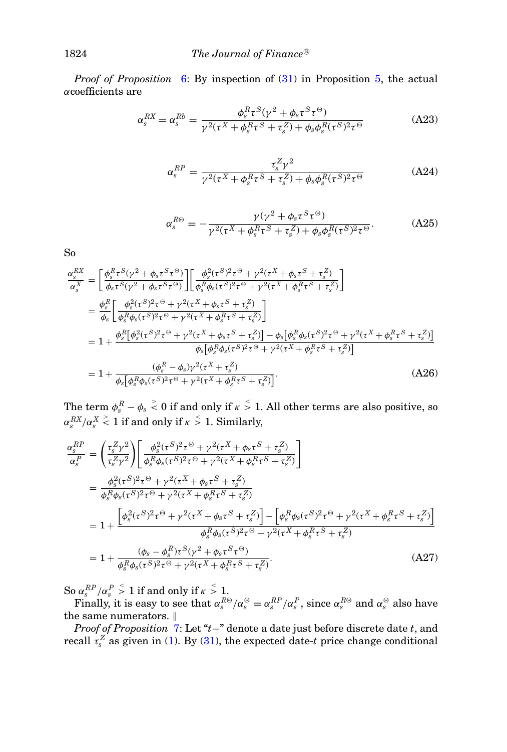*Proof of Proposition* 6: By inspection of (31) in Proposition 5, the actual $\alpha$coefficients are

$$\alpha_s^{RX} = \alpha_s^{Rb} = \frac{\phi_s^R \tau^S(\gamma^2 + \phi_s \tau^S \tau^\Theta)}{\gamma^2(\tau^X + \phi_s^R \tau^S + \tau_s^Z) + \phi_s \phi_s^R (\tau^S)^2 \tau^\Theta} \tag{A23}$$

$$\alpha_s^{RP} = \frac{\tau_s^Z \gamma^2}{\gamma^2(\tau^X + \phi_s^R \tau^S + \tau_s^Z) + \phi_s \phi_s^R (\tau^S)^2 \tau^\Theta} \tag{A24}$$

$$\alpha_s^{R\Theta} = -\frac{\gamma(\gamma^2 + \phi_s \tau^S \tau^\Theta)}{\gamma^2(\tau^X + \phi_s^R \tau^S + \tau_s^Z) + \phi_s \phi_s^R (\tau^S)^2 \tau^\Theta}. \tag{A25}$$

So

$$\begin{aligned}
\frac{\alpha_s^{RX}}{\alpha_s^X} &= \left[\frac{\phi_s^R \tau^S(\gamma^2 + \phi_s \tau^S \tau^\Theta)}{\phi_s \tau^S(\gamma^2 + \phi_s \tau^S \tau^\Theta)}\right]\left[\frac{\phi_s^2 (\tau^S)^2 \tau^\Theta + \gamma^2(\tau^X + \phi_s \tau^S + \tau_s^Z)}{\phi_s^R \phi_s (\tau^S)^2 \tau^\Theta + \gamma^2(\tau^X + \phi_s^R \tau^S + \tau_s^Z)}\right] \\
&= \frac{\phi_s^R}{\phi_s}\left[\frac{\phi_s^2 (\tau^S)^2 \tau^\Theta + \gamma^2(\tau^X + \phi_s \tau^S + \tau_s^Z)}{\phi_s^R \phi_s (\tau^S)^2 \tau^\Theta + \gamma^2(\tau^X + \phi_s^R \tau^S + \tau_s^Z)}\right] \\
&= 1 + \frac{\phi_s^R\left[\phi_s^2 (\tau^S)^2 \tau^\Theta + \gamma^2(\tau^X + \phi_s \tau^S + \tau_s^Z)\right] - \phi_s\left[\phi_s^R \phi_s (\tau^S)^2 \tau^\Theta + \gamma^2(\tau^X + \phi_s^R \tau^S + \tau_s^Z)\right]}{\phi_s\left[\phi_s^R \phi_s (\tau^S)^2 \tau^\Theta + \gamma^2(\tau^X + \phi_s^R \tau^S + \tau_s^Z)\right]} \\
&= 1 + \frac{(\phi_s^R - \phi_s)\gamma^2(\tau^X + \tau_s^Z)}{\phi_s\left[\phi_s^R \phi_s (\tau^S)^2 \tau^\Theta + \gamma^2(\tau^X + \phi_s^R \tau^S + \tau_s^Z)\right]}.
\end{aligned} \tag{A26}$$

The term $\phi_s^R - \phi_s \gtrless 0$ if and only if $\kappa \lessgtr 1$. All other terms are also positive, so $\alpha_s^{RX}/\alpha_s^X \gtrless 1$ if and only if $\kappa \lessgtr 1$. Similarly,

$$\begin{aligned}
\frac{\alpha_s^{RP}}{\alpha_s^P} &= \left(\frac{\tau_s^Z \gamma^2}{\tau_s^Z \gamma^2}\right)\left[\frac{\phi_s^2 (\tau^S)^2 \tau^\Theta + \gamma^2(\tau^X + \phi_s \tau^S + \tau_s^Z)}{\phi_s^R \phi_s (\tau^S)^2 \tau^\Theta + \gamma^2(\tau^X + \phi_s^R \tau^S + \tau_s^Z)}\right] \\
&= \frac{\phi_s^2 (\tau^S)^2 \tau^\Theta + \gamma^2(\tau^X + \phi_s \tau^S + \tau_s^Z)}{\phi_s^R \phi_s (\tau^S)^2 \tau^\Theta + \gamma^2(\tau^X + \phi_s^R \tau^S + \tau_s^Z)} \\
&= 1 + \frac{\left[\phi_s^2 (\tau^S)^2 \tau^\Theta + \gamma^2(\tau^X + \phi_s \tau^S + \tau_s^Z)\right] - \left[\phi_s^R \phi_s (\tau^S)^2 \tau^\Theta + \gamma^2(\tau^X + \phi_s^R \tau^S + \tau_s^Z)\right]}{\phi_s^R \phi_s (\tau^S)^2 \tau^\Theta + \gamma^2(\tau^X + \phi_s^R \tau^S + \tau_s^Z)} \\
&= 1 + \frac{(\phi_s - \phi_s^R)\tau^S(\gamma^2 + \phi_s \tau^S \tau^\Theta)}{\phi_s^R \phi_s (\tau^S)^2 \tau^\Theta + \gamma^2(\tau^X + \phi_s^R \tau^S + \tau_s^Z)}.
\end{aligned} \tag{A27}$$

So $\alpha_s^{RP}/\alpha_s^P \lessgtr 1$ if and only if $\kappa \lessgtr 1$.

Finally, it is easy to see that $\alpha_s^{R\Theta}/\alpha_s^\Theta = \alpha_s^{RP}/\alpha_s^P$, since $\alpha_s^{R\Theta}$ and $\alpha_s^\Theta$ also have the same numerators. ‖

*Proof of Proposition* 7: Let "$t-$" denote a date just before discrete date $t$, and recall $\tau_s^Z$ as given in (1). By (31), the expected date-$t$ price change conditional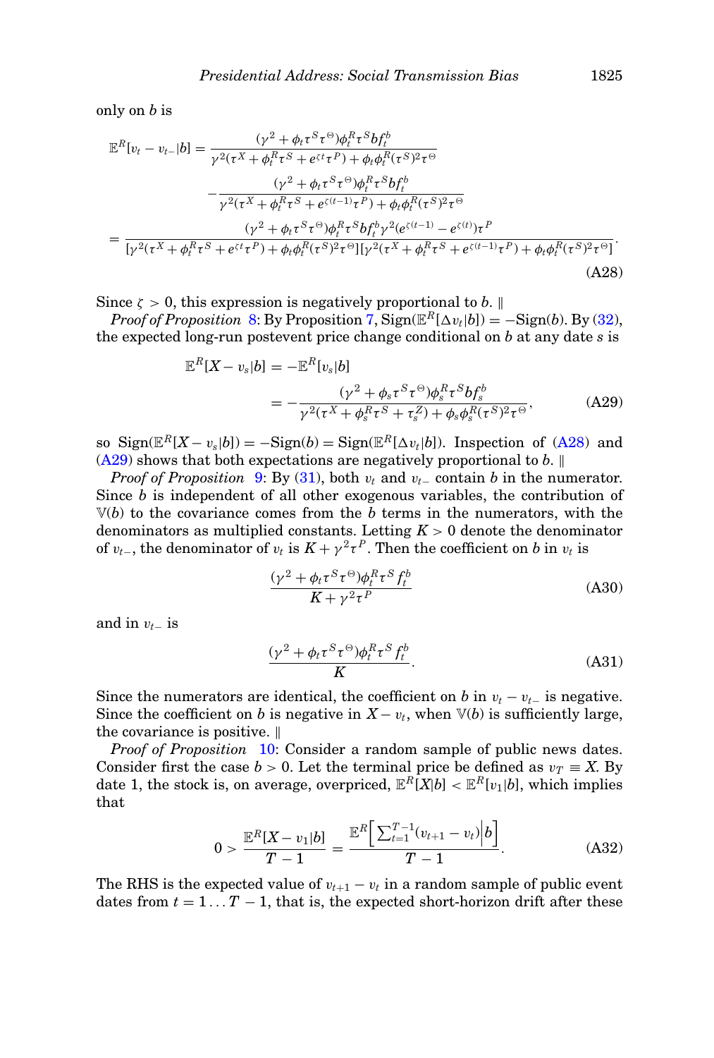only on $b$ is

$$
\begin{aligned}
\mathbb{E}^R[v_t - v_{t-}|b] &= \frac{(\gamma^2 + \phi_t\tau^S\tau^\Theta)\phi_t^R\tau^S b f_t^b}{\gamma^2(\tau^X + \phi_t^R\tau^S + e^{\zeta t}\tau^P) + \phi_t\phi_t^R(\tau^S)^2\tau^\Theta} \\
&\quad - \frac{(\gamma^2 + \phi_t\tau^S\tau^\Theta)\phi_t^R\tau^S b f_t^b}{\gamma^2(\tau^X + \phi_t^R\tau^S + e^{\zeta(t-1)}\tau^P) + \phi_t\phi_t^R(\tau^S)^2\tau^\Theta} \\
&= \frac{(\gamma^2 + \phi_t\tau^S\tau^\Theta)\phi_t^R\tau^S b f_t^b \gamma^2(e^{\zeta(t-1)} - e^{\zeta(t)})\tau^P}{[\gamma^2(\tau^X + \phi_t^R\tau^S + e^{\zeta t}\tau^P) + \phi_t\phi_t^R(\tau^S)^2\tau^\Theta][\gamma^2(\tau^X + \phi_t^R\tau^S + e^{\zeta(t-1)}\tau^P) + \phi_t\phi_t^R(\tau^S)^2\tau^\Theta]}.
\end{aligned}
\tag{A28}
$$

Since $\zeta > 0$, this expression is negatively proportional to $b$. ‖

*Proof of Proposition* 8: By Proposition 7, $\mathrm{Sign}(\mathbb{E}^R[\Delta v_t|b]) = -\mathrm{Sign}(b)$. By (32), the expected long-run postevent price change conditional on $b$ at any date $s$ is

$$
\begin{aligned}
\mathbb{E}^R[X - v_s|b] &= -\mathbb{E}^R[v_s|b] \\
&= -\frac{(\gamma^2 + \phi_s\tau^S\tau^\Theta)\phi_s^R\tau^S b f_s^b}{\gamma^2(\tau^X + \phi_s^R\tau^S + \tau_s^Z) + \phi_s\phi_s^R(\tau^S)^2\tau^\Theta},
\end{aligned}
\tag{A29}
$$

so $\mathrm{Sign}(\mathbb{E}^R[X - v_s|b]) = -\mathrm{Sign}(b) = \mathrm{Sign}(\mathbb{E}^R[\Delta v_t|b])$. Inspection of (A28) and (A29) shows that both expectations are negatively proportional to $b$. ‖

*Proof of Proposition* 9: By (31), both $v_t$ and $v_{t-}$ contain $b$ in the numerator. Since $b$ is independent of all other exogenous variables, the contribution of $\mathbb{V}(b)$ to the covariance comes from the $b$ terms in the numerators, with the denominators as multiplied constants. Letting $K > 0$ denote the denominator of $v_{t-}$, the denominator of $v_t$ is $K + \gamma^2\tau^P$. Then the coefficient on $b$ in $v_t$ is

$$
\frac{(\gamma^2 + \phi_t\tau^S\tau^\Theta)\phi_t^R\tau^S f_t^b}{K + \gamma^2\tau^P}
\tag{A30}
$$

and in $v_{t-}$ is

$$
\frac{(\gamma^2 + \phi_t\tau^S\tau^\Theta)\phi_t^R\tau^S f_t^b}{K}.
\tag{A31}
$$

Since the numerators are identical, the coefficient on $b$ in $v_t - v_{t-}$ is negative. Since the coefficient on $b$ is negative in $X - v_t$, when $\mathbb{V}(b)$ is sufficiently large, the covariance is positive. ‖

*Proof of Proposition* 10: Consider a random sample of public news dates. Consider first the case $b > 0$. Let the terminal price be defined as $v_T \equiv X$. By date 1, the stock is, on average, overpriced, $\mathbb{E}^R[X|b] < \mathbb{E}^R[v_1|b]$, which implies that

$$
0 > \frac{\mathbb{E}^R[X - v_1|b]}{T-1} = \frac{\mathbb{E}^R\left[\sum_{t=1}^{T-1}(v_{t+1} - v_t)\middle| b\right]}{T-1}.
\tag{A32}
$$

The RHS is the expected value of $v_{t+1} - v_t$ in a random sample of public event dates from $t = 1 \ldots T-1$, that is, the expected short-horizon drift after these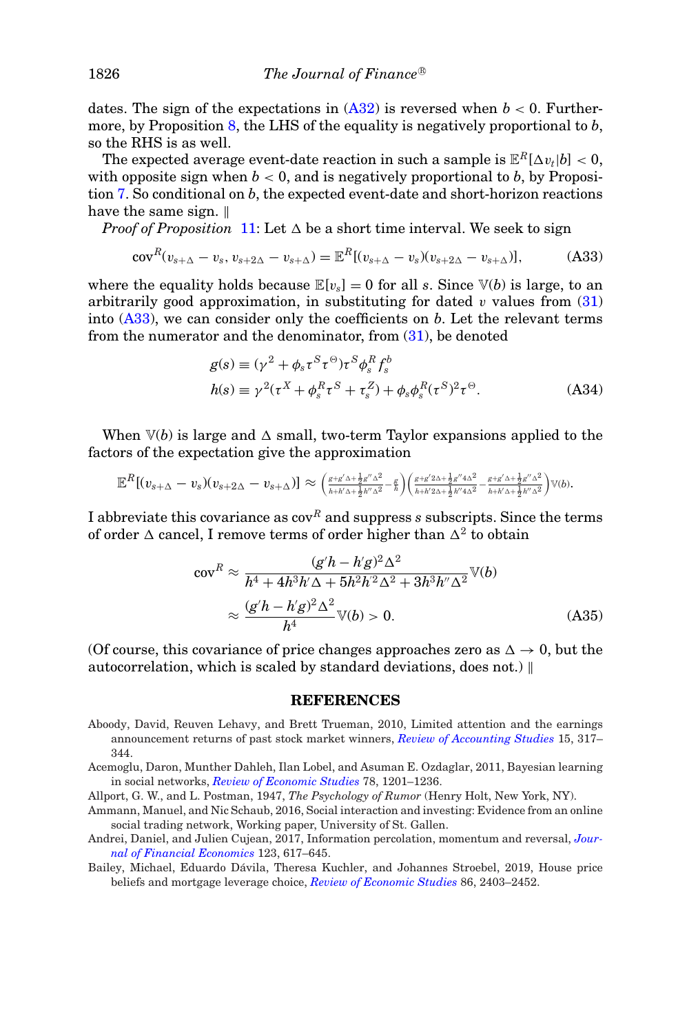dates. The sign of the expectations in (A32) is reversed when $b < 0$. Furthermore, by Proposition 8, the LHS of the equality is negatively proportional to $b$, so the RHS is as well.

The expected average event-date reaction in such a sample is $\mathbb{E}^R[\Delta v_t|b] < 0$, with opposite sign when $b < 0$, and is negatively proportional to $b$, by Proposition 7. So conditional on $b$, the expected event-date and short-horizon reactions have the same sign. ∥

*Proof of Proposition* 11: Let $\Delta$ be a short time interval. We seek to sign

$$\text{cov}^R(v_{s+\Delta} - v_s, v_{s+2\Delta} - v_{s+\Delta}) = \mathbb{E}^R[(v_{s+\Delta} - v_s)(v_{s+2\Delta} - v_{s+\Delta})], \tag{A33}$$

where the equality holds because $\mathbb{E}[v_s] = 0$ for all $s$. Since $\mathbb{V}(b)$ is large, to an arbitrarily good approximation, in substituting for dated $v$ values from (31) into (A33), we can consider only the coefficients on $b$. Let the relevant terms from the numerator and the denominator, from (31), be denoted

$$\begin{aligned} g(s) &\equiv (\gamma^2 + \phi_s \tau^S \tau^\Theta)\tau^S \phi_s^R f_s^b \\ h(s) &\equiv \gamma^2(\tau^X + \phi_s^R \tau^S + \tau_s^Z) + \phi_s \phi_s^R (\tau^S)^2 \tau^\Theta. \end{aligned} \tag{A34}$$

When $\mathbb{V}(b)$ is large and $\Delta$ small, two-term Taylor expansions applied to the factors of the expectation give the approximation

$$\mathbb{E}^R[(v_{s+\Delta} - v_s)(v_{s+2\Delta} - v_{s+\Delta})] \approx \left(\frac{g+g'\Delta+\frac{1}{2}g''\Delta^2}{h+h'\Delta+\frac{1}{2}h''\Delta^2} - \frac{g}{h}\right)\left(\frac{g+g'2\Delta+\frac{1}{2}g''4\Delta^2}{h+h'2\Delta+\frac{1}{2}h''4\Delta^2} - \frac{g+g'\Delta+\frac{1}{2}g''\Delta^2}{h+h'\Delta+\frac{1}{2}h''\Delta^2}\right)\mathbb{V}(b).$$

I abbreviate this covariance as $\text{cov}^R$ and suppress $s$ subscripts. Since the terms of order $\Delta$ cancel, I remove terms of order higher than $\Delta^2$ to obtain

$$\begin{aligned} \text{cov}^R &\approx \frac{(g'h - h'g)^2\Delta^2}{h^4 + 4h^3h'\Delta + 5h^2h'^2\Delta^2 + 3h^3h''\Delta^2}\mathbb{V}(b) \\ &\approx \frac{(g'h - h'g)^2\Delta^2}{h^4}\mathbb{V}(b) > 0. \end{aligned} \tag{A35}$$

(Of course, this covariance of price changes approaches zero as $\Delta \to 0$, but the autocorrelation, which is scaled by standard deviations, does not.) ∥

## REFERENCES

Aboody, David, Reuven Lehavy, and Brett Trueman, 2010, Limited attention and the earnings announcement returns of past stock market winners, *Review of Accounting Studies* 15, 317–344.

Acemoglu, Daron, Munther Dahleh, Ilan Lobel, and Asuman E. Ozdaglar, 2011, Bayesian learning in social networks, *Review of Economic Studies* 78, 1201–1236.

Allport, G. W., and L. Postman, 1947, *The Psychology of Rumor* (Henry Holt, New York, NY).

Ammann, Manuel, and Nic Schaub, 2016, Social interaction and investing: Evidence from an online social trading network, Working paper, University of St. Gallen.

Andrei, Daniel, and Julien Cujean, 2017, Information percolation, momentum and reversal, *Journal of Financial Economics* 123, 617–645.

Bailey, Michael, Eduardo Dávila, Theresa Kuchler, and Johannes Stroebel, 2019, House price beliefs and mortgage leverage choice, *Review of Economic Studies* 86, 2403–2452.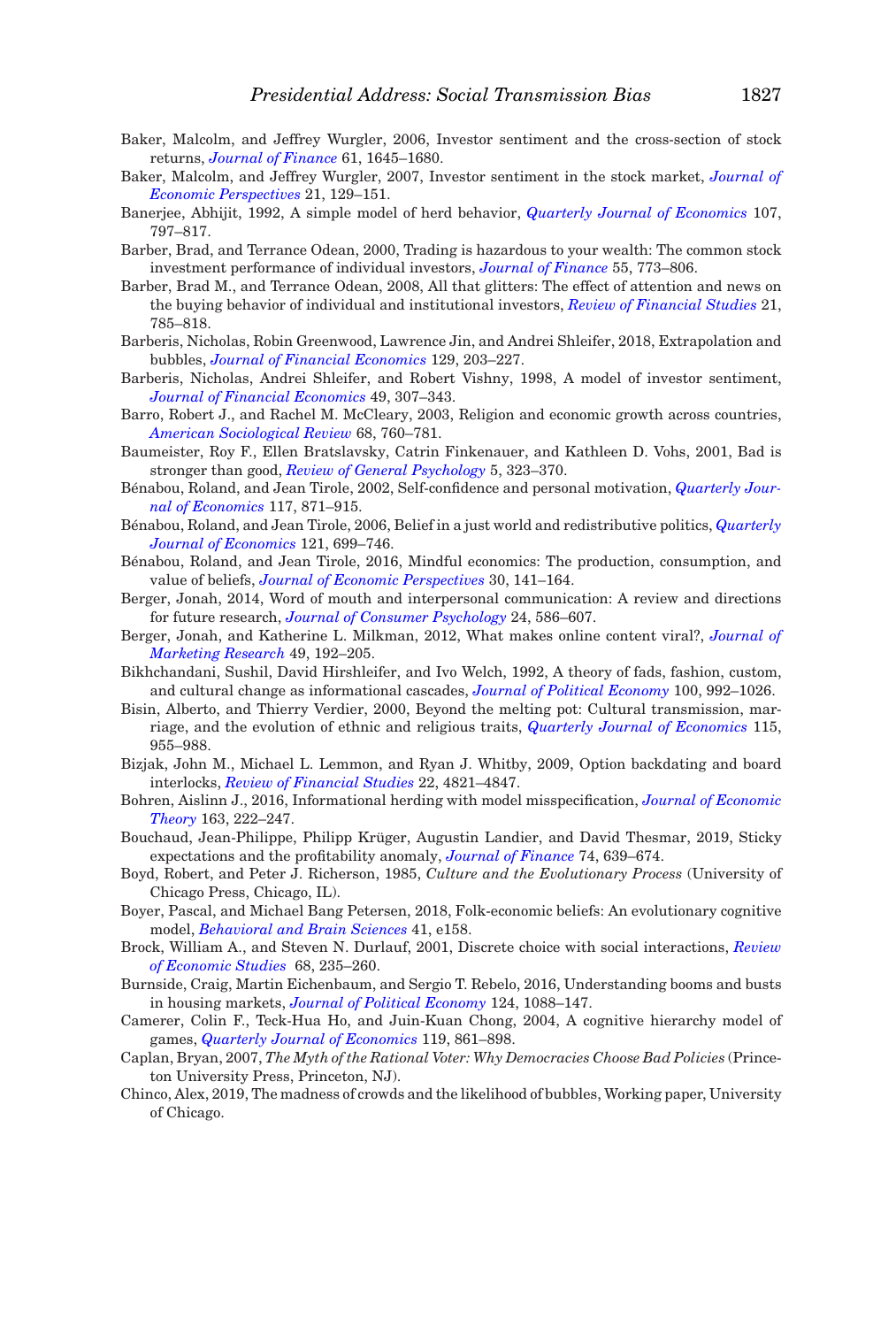Baker, Malcolm, and Jeffrey Wurgler, 2006, Investor sentiment and the cross-section of stock returns, *Journal of Finance* 61, 1645–1680.

Baker, Malcolm, and Jeffrey Wurgler, 2007, Investor sentiment in the stock market, *Journal of Economic Perspectives* 21, 129–151.

Banerjee, Abhijit, 1992, A simple model of herd behavior, *Quarterly Journal of Economics* 107, 797–817.

Barber, Brad, and Terrance Odean, 2000, Trading is hazardous to your wealth: The common stock investment performance of individual investors, *Journal of Finance* 55, 773–806.

Barber, Brad M., and Terrance Odean, 2008, All that glitters: The effect of attention and news on the buying behavior of individual and institutional investors, *Review of Financial Studies* 21, 785–818.

Barberis, Nicholas, Robin Greenwood, Lawrence Jin, and Andrei Shleifer, 2018, Extrapolation and bubbles, *Journal of Financial Economics* 129, 203–227.

Barberis, Nicholas, Andrei Shleifer, and Robert Vishny, 1998, A model of investor sentiment, *Journal of Financial Economics* 49, 307–343.

Barro, Robert J., and Rachel M. McCleary, 2003, Religion and economic growth across countries, *American Sociological Review* 68, 760–781.

Baumeister, Roy F., Ellen Bratslavsky, Catrin Finkenauer, and Kathleen D. Vohs, 2001, Bad is stronger than good, *Review of General Psychology* 5, 323–370.

Bénabou, Roland, and Jean Tirole, 2002, Self-confidence and personal motivation, *Quarterly Journal of Economics* 117, 871–915.

Bénabou, Roland, and Jean Tirole, 2006, Belief in a just world and redistributive politics, *Quarterly Journal of Economics* 121, 699–746.

Bénabou, Roland, and Jean Tirole, 2016, Mindful economics: The production, consumption, and value of beliefs, *Journal of Economic Perspectives* 30, 141–164.

Berger, Jonah, 2014, Word of mouth and interpersonal communication: A review and directions for future research, *Journal of Consumer Psychology* 24, 586–607.

Berger, Jonah, and Katherine L. Milkman, 2012, What makes online content viral?, *Journal of Marketing Research* 49, 192–205.

Bikhchandani, Sushil, David Hirshleifer, and Ivo Welch, 1992, A theory of fads, fashion, custom, and cultural change as informational cascades, *Journal of Political Economy* 100, 992–1026.

Bisin, Alberto, and Thierry Verdier, 2000, Beyond the melting pot: Cultural transmission, marriage, and the evolution of ethnic and religious traits, *Quarterly Journal of Economics* 115, 955–988.

Bizjak, John M., Michael L. Lemmon, and Ryan J. Whitby, 2009, Option backdating and board interlocks, *Review of Financial Studies* 22, 4821–4847.

Bohren, Aislinn J., 2016, Informational herding with model misspecification, *Journal of Economic Theory* 163, 222–247.

Bouchaud, Jean-Philippe, Philipp Krüger, Augustin Landier, and David Thesmar, 2019, Sticky expectations and the profitability anomaly, *Journal of Finance* 74, 639–674.

Boyd, Robert, and Peter J. Richerson, 1985, *Culture and the Evolutionary Process* (University of Chicago Press, Chicago, IL).

Boyer, Pascal, and Michael Bang Petersen, 2018, Folk-economic beliefs: An evolutionary cognitive model, *Behavioral and Brain Sciences* 41, e158.

Brock, William A., and Steven N. Durlauf, 2001, Discrete choice with social interactions, *Review of Economic Studies* 68, 235–260.

Burnside, Craig, Martin Eichenbaum, and Sergio T. Rebelo, 2016, Understanding booms and busts in housing markets, *Journal of Political Economy* 124, 1088–147.

Camerer, Colin F., Teck-Hua Ho, and Juin-Kuan Chong, 2004, A cognitive hierarchy model of games, *Quarterly Journal of Economics* 119, 861–898.

Caplan, Bryan, 2007, *The Myth of the Rational Voter: Why Democracies Choose Bad Policies* (Princeton University Press, Princeton, NJ).

Chinco, Alex, 2019, The madness of crowds and the likelihood of bubbles, Working paper, University of Chicago.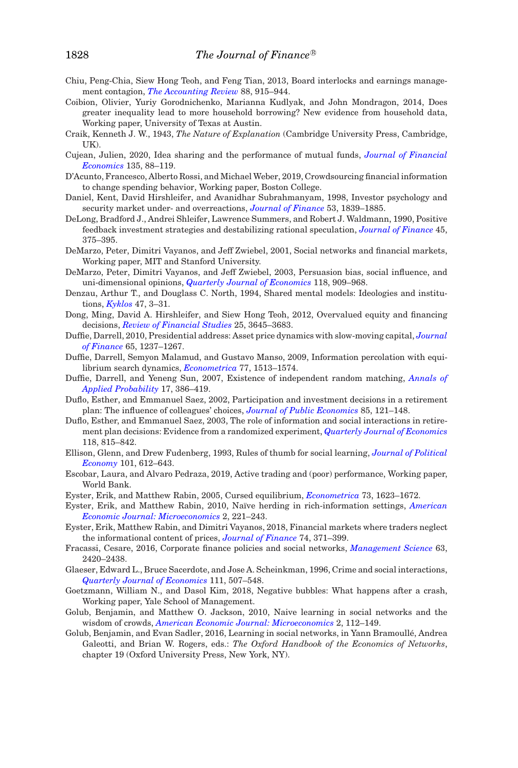Chiu, Peng-Chia, Siew Hong Teoh, and Feng Tian, 2013, Board interlocks and earnings management contagion, *The Accounting Review* 88, 915–944.

Coibion, Olivier, Yuriy Gorodnichenko, Marianna Kudlyak, and John Mondragon, 2014, Does greater inequality lead to more household borrowing? New evidence from household data, Working paper, University of Texas at Austin.

Craik, Kenneth J. W., 1943, *The Nature of Explanation* (Cambridge University Press, Cambridge, UK).

Cujean, Julien, 2020, Idea sharing and the performance of mutual funds, *Journal of Financial Economics* 135, 88–119.

D'Acunto, Francesco, Alberto Rossi, and Michael Weber, 2019, Crowdsourcing financial information to change spending behavior, Working paper, Boston College.

Daniel, Kent, David Hirshleifer, and Avanidhar Subrahmanyam, 1998, Investor psychology and security market under- and overreactions, *Journal of Finance* 53, 1839–1885.

DeLong, Bradford J., Andrei Shleifer, Lawrence Summers, and Robert J. Waldmann, 1990, Positive feedback investment strategies and destabilizing rational speculation, *Journal of Finance* 45, 375–395.

DeMarzo, Peter, Dimitri Vayanos, and Jeff Zwiebel, 2001, Social networks and financial markets, Working paper, MIT and Stanford University.

DeMarzo, Peter, Dimitri Vayanos, and Jeff Zwiebel, 2003, Persuasion bias, social influence, and uni-dimensional opinions, *Quarterly Journal of Economics* 118, 909–968.

Denzau, Arthur T., and Douglass C. North, 1994, Shared mental models: Ideologies and institutions, *Kyklos* 47, 3–31.

Dong, Ming, David A. Hirshleifer, and Siew Hong Teoh, 2012, Overvalued equity and financing decisions, *Review of Financial Studies* 25, 3645–3683.

Duffie, Darrell, 2010, Presidential address: Asset price dynamics with slow-moving capital, *Journal of Finance* 65, 1237–1267.

Duffie, Darrell, Semyon Malamud, and Gustavo Manso, 2009, Information percolation with equilibrium search dynamics, *Econometrica* 77, 1513–1574.

Duffie, Darrell, and Yeneng Sun, 2007, Existence of independent random matching, *Annals of Applied Probability* 17, 386–419.

Duflo, Esther, and Emmanuel Saez, 2002, Participation and investment decisions in a retirement plan: The influence of colleagues' choices, *Journal of Public Economics* 85, 121–148.

Duflo, Esther, and Emmanuel Saez, 2003, The role of information and social interactions in retirement plan decisions: Evidence from a randomized experiment, *Quarterly Journal of Economics* 118, 815–842.

Ellison, Glenn, and Drew Fudenberg, 1993, Rules of thumb for social learning, *Journal of Political Economy* 101, 612–643.

Escobar, Laura, and Alvaro Pedraza, 2019, Active trading and (poor) performance, Working paper, World Bank.

Eyster, Erik, and Matthew Rabin, 2005, Cursed equilibrium, *Econometrica* 73, 1623–1672.

Eyster, Erik, and Matthew Rabin, 2010, Naïve herding in rich-information settings, *American Economic Journal: Microeconomics* 2, 221–243.

Eyster, Erik, Matthew Rabin, and Dimitri Vayanos, 2018, Financial markets where traders neglect the informational content of prices, *Journal of Finance* 74, 371–399.

Fracassi, Cesare, 2016, Corporate finance policies and social networks, *Management Science* 63, 2420–2438.

Glaeser, Edward L., Bruce Sacerdote, and Jose A. Scheinkman, 1996, Crime and social interactions, *Quarterly Journal of Economics* 111, 507–548.

Goetzmann, William N., and Dasol Kim, 2018, Negative bubbles: What happens after a crash, Working paper, Yale School of Management.

Golub, Benjamin, and Matthew O. Jackson, 2010, Naive learning in social networks and the wisdom of crowds, *American Economic Journal: Microeconomics* 2, 112–149.

Golub, Benjamin, and Evan Sadler, 2016, Learning in social networks, in Yann Bramoullé, Andrea Galeotti, and Brian W. Rogers, eds.: *The Oxford Handbook of the Economics of Networks*, chapter 19 (Oxford University Press, New York, NY).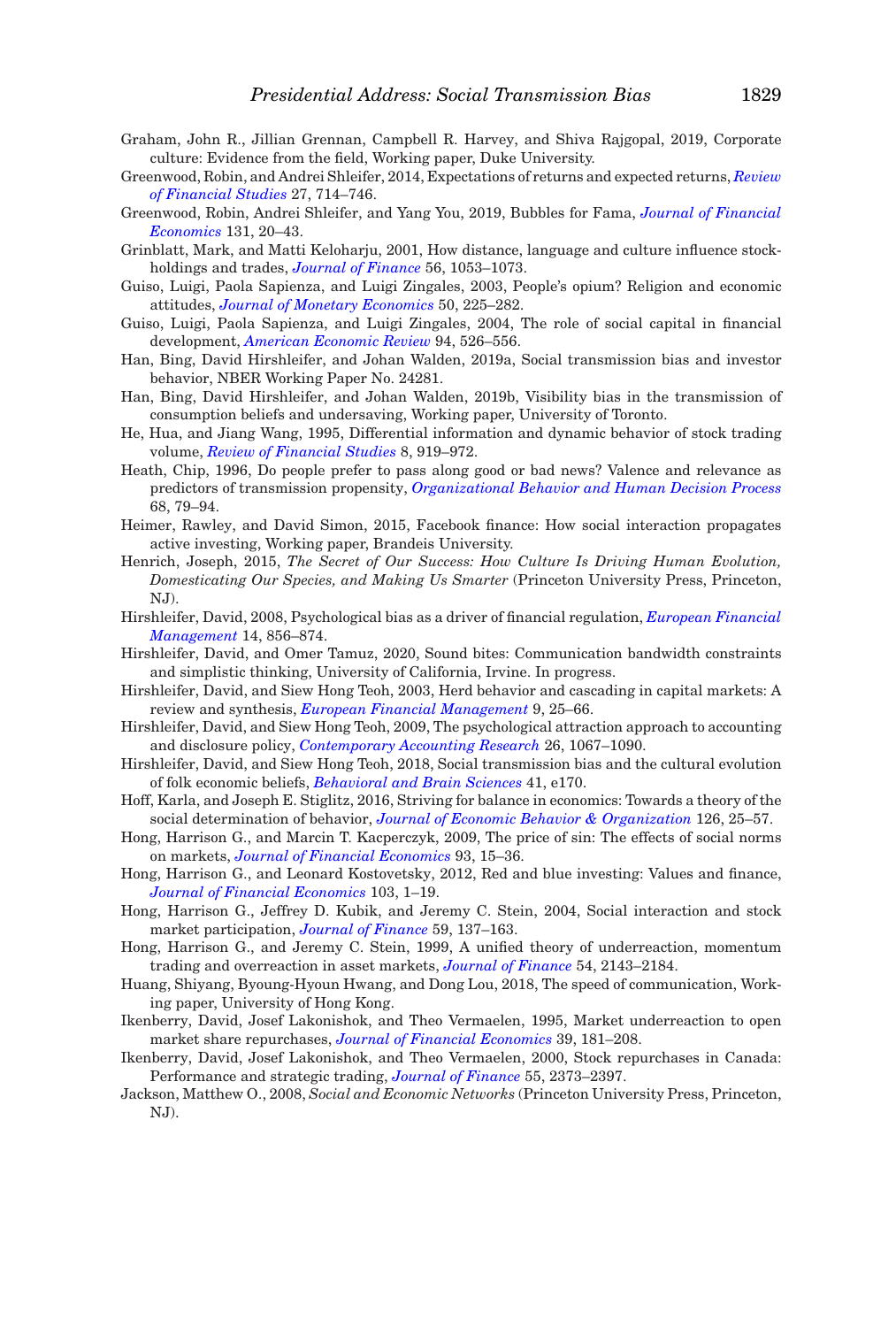Graham, John R., Jillian Grennan, Campbell R. Harvey, and Shiva Rajgopal, 2019, Corporate culture: Evidence from the field, Working paper, Duke University.

Greenwood, Robin, and Andrei Shleifer, 2014, Expectations of returns and expected returns, *Review of Financial Studies* 27, 714–746.

Greenwood, Robin, Andrei Shleifer, and Yang You, 2019, Bubbles for Fama, *Journal of Financial Economics* 131, 20–43.

Grinblatt, Mark, and Matti Keloharju, 2001, How distance, language and culture influence stockholdings and trades, *Journal of Finance* 56, 1053–1073.

Guiso, Luigi, Paola Sapienza, and Luigi Zingales, 2003, People's opium? Religion and economic attitudes, *Journal of Monetary Economics* 50, 225–282.

Guiso, Luigi, Paola Sapienza, and Luigi Zingales, 2004, The role of social capital in financial development, *American Economic Review* 94, 526–556.

Han, Bing, David Hirshleifer, and Johan Walden, 2019a, Social transmission bias and investor behavior, NBER Working Paper No. 24281.

Han, Bing, David Hirshleifer, and Johan Walden, 2019b, Visibility bias in the transmission of consumption beliefs and undersaving, Working paper, University of Toronto.

He, Hua, and Jiang Wang, 1995, Differential information and dynamic behavior of stock trading volume, *Review of Financial Studies* 8, 919–972.

Heath, Chip, 1996, Do people prefer to pass along good or bad news? Valence and relevance as predictors of transmission propensity, *Organizational Behavior and Human Decision Process* 68, 79–94.

Heimer, Rawley, and David Simon, 2015, Facebook finance: How social interaction propagates active investing, Working paper, Brandeis University.

Henrich, Joseph, 2015, *The Secret of Our Success: How Culture Is Driving Human Evolution, Domesticating Our Species, and Making Us Smarter* (Princeton University Press, Princeton, NJ).

Hirshleifer, David, 2008, Psychological bias as a driver of financial regulation, *European Financial Management* 14, 856–874.

Hirshleifer, David, and Omer Tamuz, 2020, Sound bites: Communication bandwidth constraints and simplistic thinking, University of California, Irvine. In progress.

Hirshleifer, David, and Siew Hong Teoh, 2003, Herd behavior and cascading in capital markets: A review and synthesis, *European Financial Management* 9, 25–66.

Hirshleifer, David, and Siew Hong Teoh, 2009, The psychological attraction approach to accounting and disclosure policy, *Contemporary Accounting Research* 26, 1067–1090.

Hirshleifer, David, and Siew Hong Teoh, 2018, Social transmission bias and the cultural evolution of folk economic beliefs, *Behavioral and Brain Sciences* 41, e170.

Hoff, Karla, and Joseph E. Stiglitz, 2016, Striving for balance in economics: Towards a theory of the social determination of behavior, *Journal of Economic Behavior & Organization* 126, 25–57.

Hong, Harrison G., and Marcin T. Kacperczyk, 2009, The price of sin: The effects of social norms on markets, *Journal of Financial Economics* 93, 15–36.

Hong, Harrison G., and Leonard Kostovetsky, 2012, Red and blue investing: Values and finance, *Journal of Financial Economics* 103, 1–19.

Hong, Harrison G., Jeffrey D. Kubik, and Jeremy C. Stein, 2004, Social interaction and stock market participation, *Journal of Finance* 59, 137–163.

Hong, Harrison G., and Jeremy C. Stein, 1999, A unified theory of underreaction, momentum trading and overreaction in asset markets, *Journal of Finance* 54, 2143–2184.

Huang, Shiyang, Byoung-Hyoun Hwang, and Dong Lou, 2018, The speed of communication, Working paper, University of Hong Kong.

Ikenberry, David, Josef Lakonishok, and Theo Vermaelen, 1995, Market underreaction to open market share repurchases, *Journal of Financial Economics* 39, 181–208.

Ikenberry, David, Josef Lakonishok, and Theo Vermaelen, 2000, Stock repurchases in Canada: Performance and strategic trading, *Journal of Finance* 55, 2373–2397.

Jackson, Matthew O., 2008, *Social and Economic Networks* (Princeton University Press, Princeton, NJ).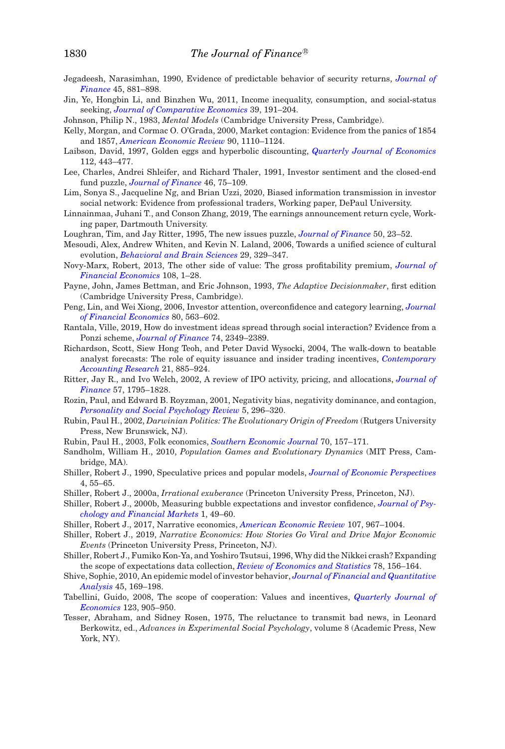Jegadeesh, Narasimhan, 1990, Evidence of predictable behavior of security returns, *Journal of Finance* 45, 881–898.

Jin, Ye, Hongbin Li, and Binzhen Wu, 2011, Income inequality, consumption, and social-status seeking, *Journal of Comparative Economics* 39, 191–204.

Johnson, Philip N., 1983, *Mental Models* (Cambridge University Press, Cambridge).

Kelly, Morgan, and Cormac O. O'Grada, 2000, Market contagion: Evidence from the panics of 1854 and 1857, *American Economic Review* 90, 1110–1124.

Laibson, David, 1997, Golden eggs and hyperbolic discounting, *Quarterly Journal of Economics* 112, 443–477.

Lee, Charles, Andrei Shleifer, and Richard Thaler, 1991, Investor sentiment and the closed-end fund puzzle, *Journal of Finance* 46, 75–109.

Lim, Sonya S., Jacqueline Ng, and Brian Uzzi, 2020, Biased information transmission in investor social network: Evidence from professional traders, Working paper, DePaul University.

Linnainmaa, Juhani T., and Conson Zhang, 2019, The earnings announcement return cycle, Working paper, Dartmouth University.

Loughran, Tim, and Jay Ritter, 1995, The new issues puzzle, *Journal of Finance* 50, 23–52.

Mesoudi, Alex, Andrew Whiten, and Kevin N. Laland, 2006, Towards a unified science of cultural evolution, *Behavioral and Brain Sciences* 29, 329–347.

Novy-Marx, Robert, 2013, The other side of value: The gross profitability premium, *Journal of Financial Economics* 108, 1–28.

Payne, John, James Bettman, and Eric Johnson, 1993, *The Adaptive Decisionmaker*, first edition (Cambridge University Press, Cambridge).

Peng, Lin, and Wei Xiong, 2006, Investor attention, overconfidence and category learning, *Journal of Financial Economics* 80, 563–602.

Rantala, Ville, 2019, How do investment ideas spread through social interaction? Evidence from a Ponzi scheme, *Journal of Finance* 74, 2349–2389.

Richardson, Scott, Siew Hong Teoh, and Peter David Wysocki, 2004, The walk-down to beatable analyst forecasts: The role of equity issuance and insider trading incentives, *Contemporary Accounting Research* 21, 885–924.

Ritter, Jay R., and Ivo Welch, 2002, A review of IPO activity, pricing, and allocations, *Journal of Finance* 57, 1795–1828.

Rozin, Paul, and Edward B. Royzman, 2001, Negativity bias, negativity dominance, and contagion, *Personality and Social Psychology Review* 5, 296–320.

Rubin, Paul H., 2002, *Darwinian Politics: The Evolutionary Origin of Freedom* (Rutgers University Press, New Brunswick, NJ).

Rubin, Paul H., 2003, Folk economics, *Southern Economic Journal* 70, 157–171.

Sandholm, William H., 2010, *Population Games and Evolutionary Dynamics* (MIT Press, Cambridge, MA).

Shiller, Robert J., 1990, Speculative prices and popular models, *Journal of Economic Perspectives* 4, 55–65.

Shiller, Robert J., 2000a, *Irrational exuberance* (Princeton University Press, Princeton, NJ).

Shiller, Robert J., 2000b, Measuring bubble expectations and investor confidence, *Journal of Psychology and Financial Markets* 1, 49–60.

Shiller, Robert J., 2017, Narrative economics, *American Economic Review* 107, 967–1004.

Shiller, Robert J., 2019, *Narrative Economics: How Stories Go Viral and Drive Major Economic Events* (Princeton University Press, Princeton, NJ).

Shiller, Robert J., Fumiko Kon-Ya, and Yoshiro Tsutsui, 1996, Why did the Nikkei crash? Expanding the scope of expectations data collection, *Review of Economics and Statistics* 78, 156–164.

Shive, Sophie, 2010, An epidemic model of investor behavior, *Journal of Financial and Quantitative Analysis* 45, 169–198.

Tabellini, Guido, 2008, The scope of cooperation: Values and incentives, *Quarterly Journal of Economics* 123, 905–950.

Tesser, Abraham, and Sidney Rosen, 1975, The reluctance to transmit bad news, in Leonard Berkowitz, ed., *Advances in Experimental Social Psychology*, volume 8 (Academic Press, New York, NY).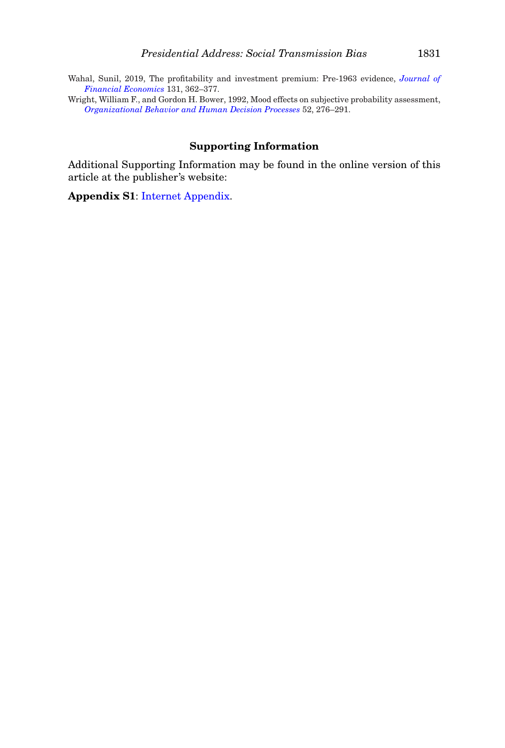Wahal, Sunil, 2019, The profitability and investment premium: Pre-1963 evidence, *Journal of Financial Economics* 131, 362–377.

Wright, William F., and Gordon H. Bower, 1992, Mood effects on subjective probability assessment, *Organizational Behavior and Human Decision Processes* 52, 276–291.

## Supporting Information

Additional Supporting Information may be found in the online version of this article at the publisher's website:

**Appendix S1**: Internet Appendix.